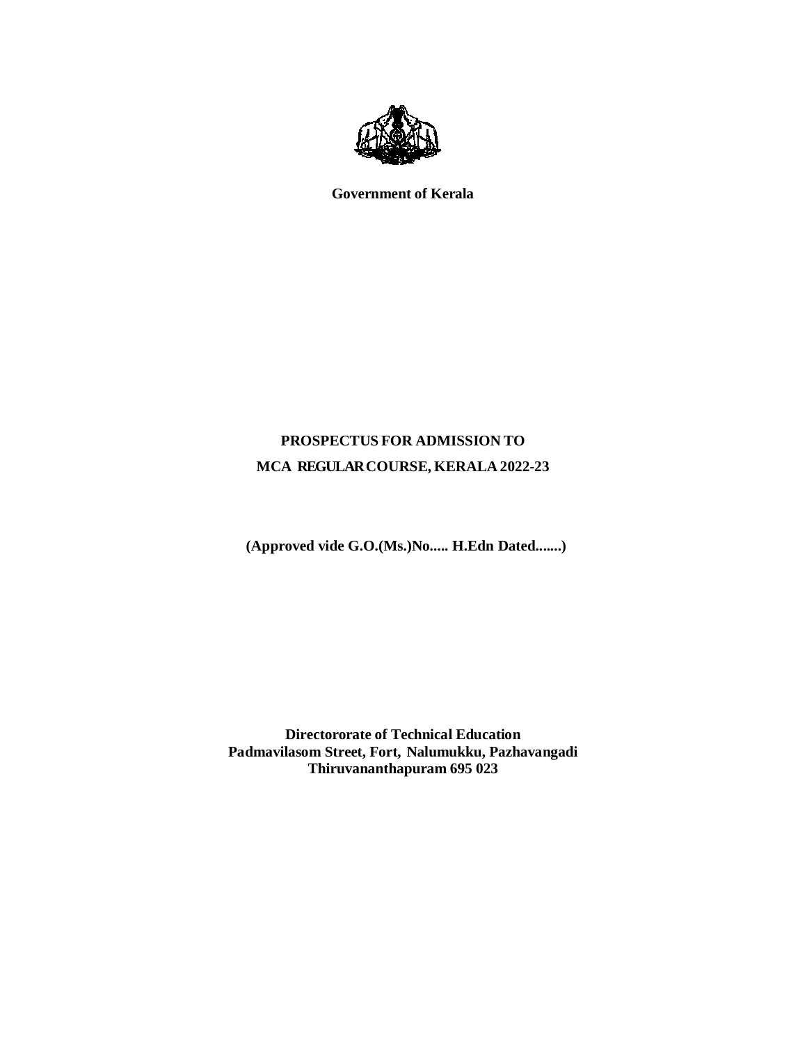**Government of Kerala**

# PROSPECTUS FOR ADMISSION TO MCA REGULAR COURSE, KERALA 2022-23

**(Approved vide G.O.(Ms.)No..... H.Edn Dated.......)**

**Directororate of Technical Education**
**Padmavilasom Street, Fort, Nalumukku, Pazhavangadi**
**Thiruvananthapuram 695 023**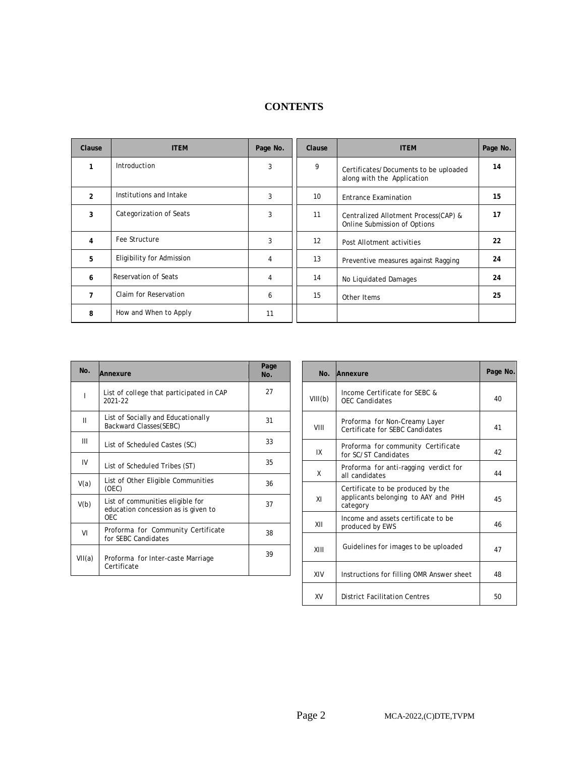# CONTENTS

| Clause | ITEM | Page No. | Clause | ITEM | Page No. |
|---|---|---|---|---|---|
| 1 | Introduction | 3 | 9 | Certificates/Documents to be uploaded along with the Application | 14 |
| 2 | Institutions and Intake | 3 | 10 | Entrance Examination | 15 |
| 3 | Categorization of Seats | 3 | 11 | Centralized Allotment Process(CAP) & Online Submission of Options | 17 |
| 4 | Fee Structure | 3 | 12 | Post Allotment activities | 22 |
| 5 | Eligibility for Admission | 4 | 13 | Preventive measures against Ragging | 24 |
| 6 | Reservation of Seats | 4 | 14 | No Liquidated Damages | 24 |
| 7 | Claim for Reservation | 6 | 15 | Other Items | 25 |
| 8 | How and When to Apply | 11 | | | |

| No. | Annexure | Page No. |
|---|---|---|
| I | List of college that participated in CAP 2021-22 | 27 |
| II | List of Socially and Educationally Backward Classes(SEBC) | 31 |
| III | List of Scheduled Castes (SC) | 33 |
| IV | List of Scheduled Tribes (ST) | 35 |
| V(a) | List of Other Eligible Communities (OEC) | 36 |
| V(b) | List of communities eligible for education concession as is given to OEC | 37 |
| VI | Proforma for Community Certificate for SEBC Candidates | 38 |
| VII(a) | Proforma for Inter-caste Marriage Certificate | 39 |
| VIII(b) | Income Certificate for SEBC & OEC Candidates | 40 |
| VIII | Proforma for Non-Creamy Layer Certificate for SEBC Candidates | 41 |
| IX | Proforma for community Certificate for SC/ST Candidates | 42 |
| X | Proforma for anti-ragging verdict for all candidates | 44 |
| XI | Certificate to be produced by the applicants belonging to AAY and PHH category | 45 |
| XII | Income and assets certificate to be produced by EWS | 46 |
| XIII | Guidelines for images to be uploaded | 47 |
| XIV | Instructions for filling OMR Answer sheet | 48 |
| XV | District Facilitation Centres | 50 |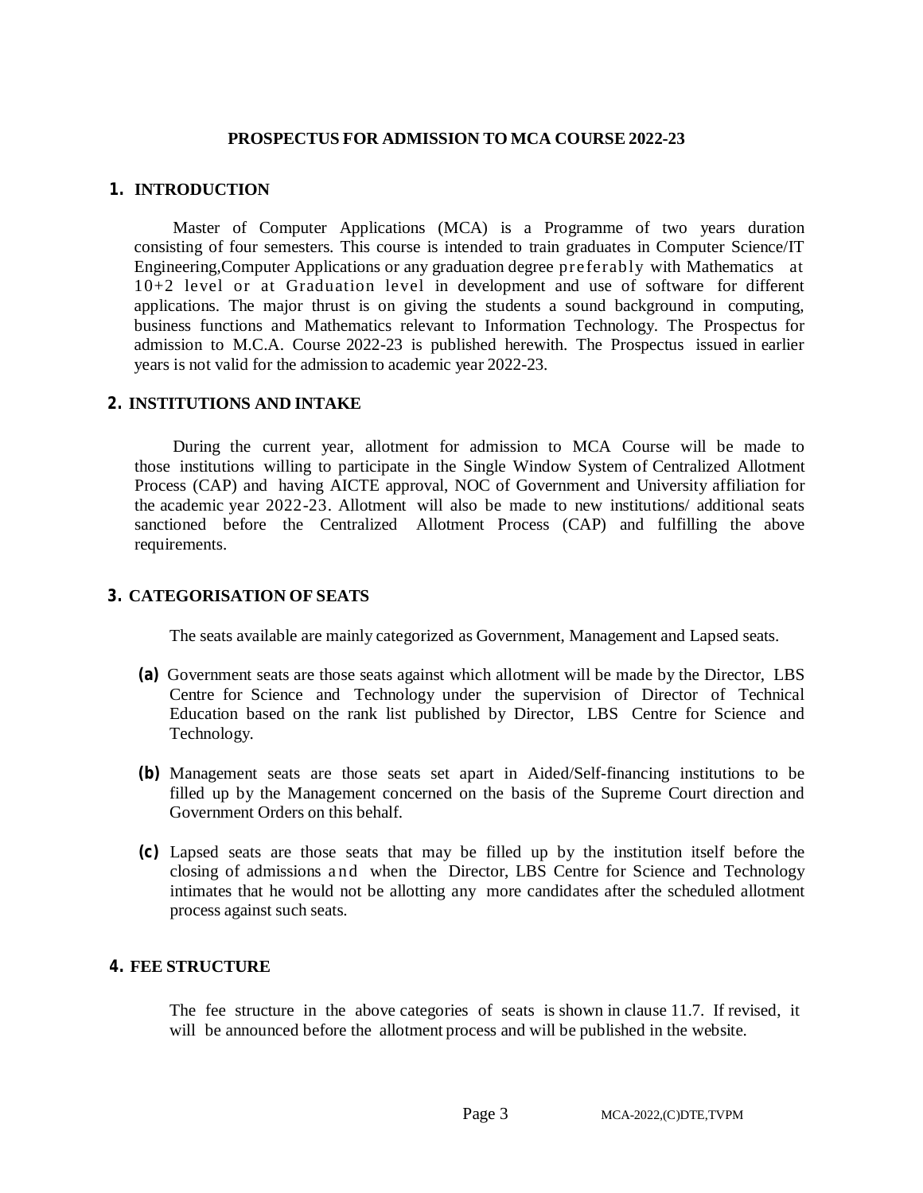# PROSPECTUS FOR ADMISSION TO MCA COURSE 2022-23

## 1. INTRODUCTION

Master of Computer Applications (MCA) is a Programme of two years duration consisting of four semesters. This course is intended to train graduates in Computer Science/IT Engineering,Computer Applications or any graduation degree preferably with Mathematics at 10+2 level or at Graduation level in development and use of software for different applications. The major thrust is on giving the students a sound background in computing, business functions and Mathematics relevant to Information Technology. The Prospectus for admission to M.C.A. Course 2022-23 is published herewith. The Prospectus issued in earlier years is not valid for the admission to academic year 2022-23.

## 2. INSTITUTIONS AND INTAKE

During the current year, allotment for admission to MCA Course will be made to those institutions willing to participate in the Single Window System of Centralized Allotment Process (CAP) and having AICTE approval, NOC of Government and University affiliation for the academic year 2022-23. Allotment will also be made to new institutions/ additional seats sanctioned before the Centralized Allotment Process (CAP) and fulfilling the above requirements.

## 3. CATEGORISATION OF SEATS

The seats available are mainly categorized as Government, Management and Lapsed seats.

**(a)** Government seats are those seats against which allotment will be made by the Director, LBS Centre for Science and Technology under the supervision of Director of Technical Education based on the rank list published by Director, LBS Centre for Science and Technology.

**(b)** Management seats are those seats set apart in Aided/Self-financing institutions to be filled up by the Management concerned on the basis of the Supreme Court direction and Government Orders on this behalf.

**(c)** Lapsed seats are those seats that may be filled up by the institution itself before the closing of admissions and when the Director, LBS Centre for Science and Technology intimates that he would not be allotting any more candidates after the scheduled allotment process against such seats.

## 4. FEE STRUCTURE

The fee structure in the above categories of seats is shown in clause 11.7. If revised, it will be announced before the allotment process and will be published in the website.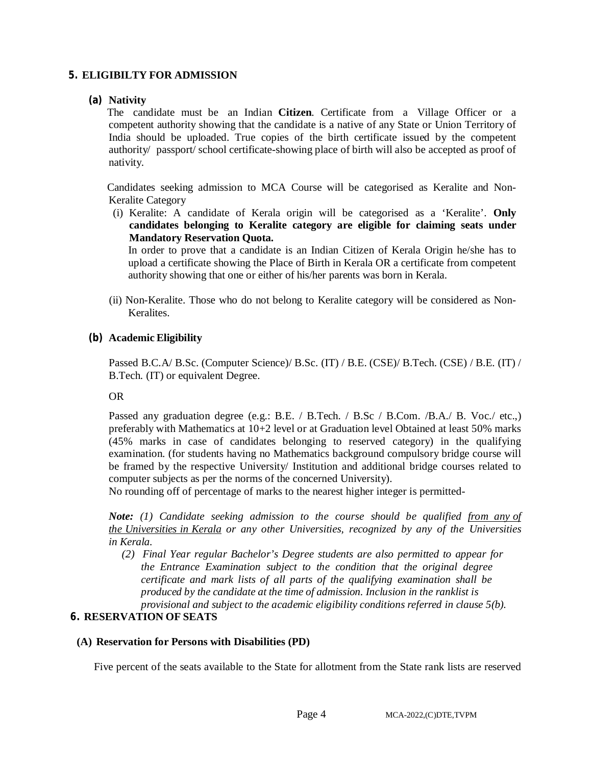## 5. ELIGIBILTY FOR ADMISSION

### (a) Nativity

The candidate must be an Indian **Citizen**. Certificate from a Village Officer or a competent authority showing that the candidate is a native of any State or Union Territory of India should be uploaded. True copies of the birth certificate issued by the competent authority/ passport/ school certificate-showing place of birth will also be accepted as proof of nativity.

Candidates seeking admission to MCA Course will be categorised as Keralite and Non-Keralite Category

(i) Keralite: A candidate of Kerala origin will be categorised as a 'Keralite'. **Only candidates belonging to Keralite category are eligible for claiming seats under Mandatory Reservation Quota.**

In order to prove that a candidate is an Indian Citizen of Kerala Origin he/she has to upload a certificate showing the Place of Birth in Kerala OR a certificate from competent authority showing that one or either of his/her parents was born in Kerala.

(ii) Non-Keralite. Those who do not belong to Keralite category will be considered as Non-Keralites.

### (b) Academic Eligibility

Passed B.C.A/ B.Sc. (Computer Science)/ B.Sc. (IT) / B.E. (CSE)/ B.Tech. (CSE) / B.E. (IT) / B.Tech. (IT) or equivalent Degree.

OR

Passed any graduation degree (e.g.: B.E. / B.Tech. / B.Sc / B.Com. /B.A./ B. Voc./ etc.,) preferably with Mathematics at 10+2 level or at Graduation level Obtained at least 50% marks (45% marks in case of candidates belonging to reserved category) in the qualifying examination. (for students having no Mathematics background compulsory bridge course will be framed by the respective University/ Institution and additional bridge courses related to computer subjects as per the norms of the concerned University).

No rounding off of percentage of marks to the nearest higher integer is permitted-

***Note:*** *(1) Candidate seeking admission to the course should be qualified* <u>*from any of the Universities in Kerala*</u> *or any other Universities, recognized by any of the Universities in Kerala.*

*(2) Final Year regular Bachelor's Degree students are also permitted to appear for the Entrance Examination subject to the condition that the original degree certificate and mark lists of all parts of the qualifying examination shall be produced by the candidate at the time of admission. Inclusion in the ranklist is provisional and subject to the academic eligibility conditions referred in clause 5(b).*

## 6. RESERVATION OF SEATS

### (A) Reservation for Persons with Disabilities (PD)

Five percent of the seats available to the State for allotment from the State rank lists are reserved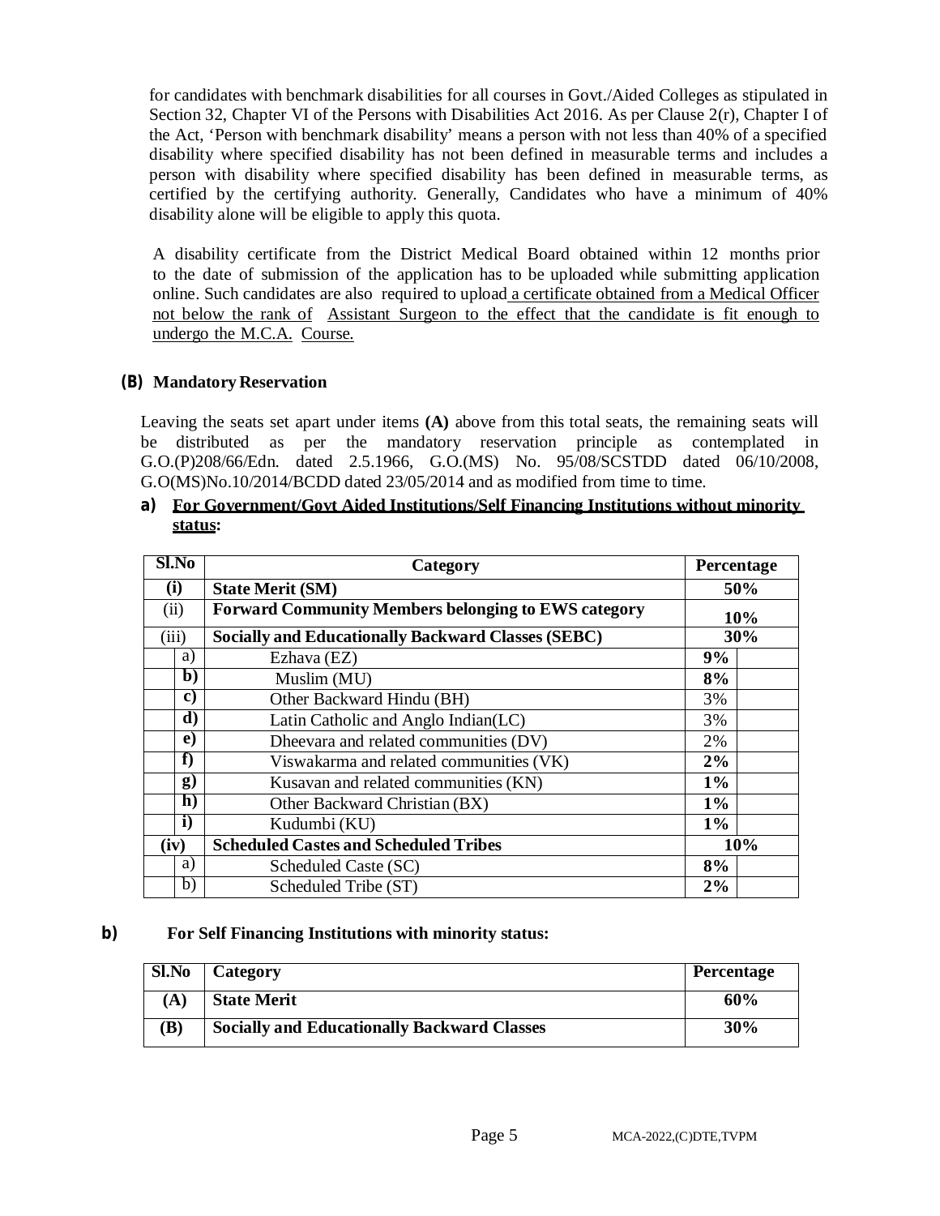for candidates with benchmark disabilities for all courses in Govt./Aided Colleges as stipulated in Section 32, Chapter VI of the Persons with Disabilities Act 2016. As per Clause 2(r), Chapter I of the Act, 'Person with benchmark disability' means a person with not less than 40% of a specified disability where specified disability has not been defined in measurable terms and includes a person with disability where specified disability has been defined in measurable terms, as certified by the certifying authority. Generally, Candidates who have a minimum of 40% disability alone will be eligible to apply this quota.

A disability certificate from the District Medical Board obtained within 12 months prior to the date of submission of the application has to be uploaded while submitting application online. Such candidates are also required to upload a certificate obtained from a Medical Officer not below the rank of Assistant Surgeon to the effect that the candidate is fit enough to undergo the M.C.A. Course.

**(B) Mandatory Reservation**

Leaving the seats set apart under items **(A)** above from this total seats, the remaining seats will be distributed as per the mandatory reservation principle as contemplated in G.O.(P)208/66/Edn. dated 2.5.1966, G.O.(MS) No. 95/08/SCSTDD dated 06/10/2008, G.O(MS)No.10/2014/BCDD dated 23/05/2014 and as modified from time to time.

**a) For Government/Govt Aided Institutions/Self Financing Institutions without minority status:**

| Sl.No | | Category | Percentage | |
|---|---|---|---|---|
| **(i)** | | **State Merit (SM)** | **50%** | |
| (ii) | | **Forward Community Members belonging to EWS category** | **10%** | |
| (iii) | | **Socially and Educationally Backward Classes (SEBC)** | **30%** | |
| | a) | Ezhava (EZ) | **9%** | |
| | **b)** | Muslim (MU) | **8%** | |
| | **c)** | Other Backward Hindu (BH) | 3% | |
| | **d)** | Latin Catholic and Anglo Indian(LC) | 3% | |
| | **e)** | Dheevara and related communities (DV) | 2% | |
| | **f)** | Viswakarma and related communities (VK) | **2%** | |
| | **g)** | Kusavan and related communities (KN) | **1%** | |
| | **h)** | Other Backward Christian (BX) | **1%** | |
| | **i)** | Kudumbi (KU) | **1%** | |
| **(iv)** | | **Scheduled Castes and Scheduled Tribes** | **10%** | |
| | a) | Scheduled Caste (SC) | **8%** | |
| | b) | Scheduled Tribe (ST) | **2%** | |

**b) For Self Financing Institutions with minority status:**

| Sl.No | Category | Percentage |
|---|---|---|
| **(A)** | **State Merit** | **60%** |
| **(B)** | **Socially and Educationally Backward Classes** | **30%** |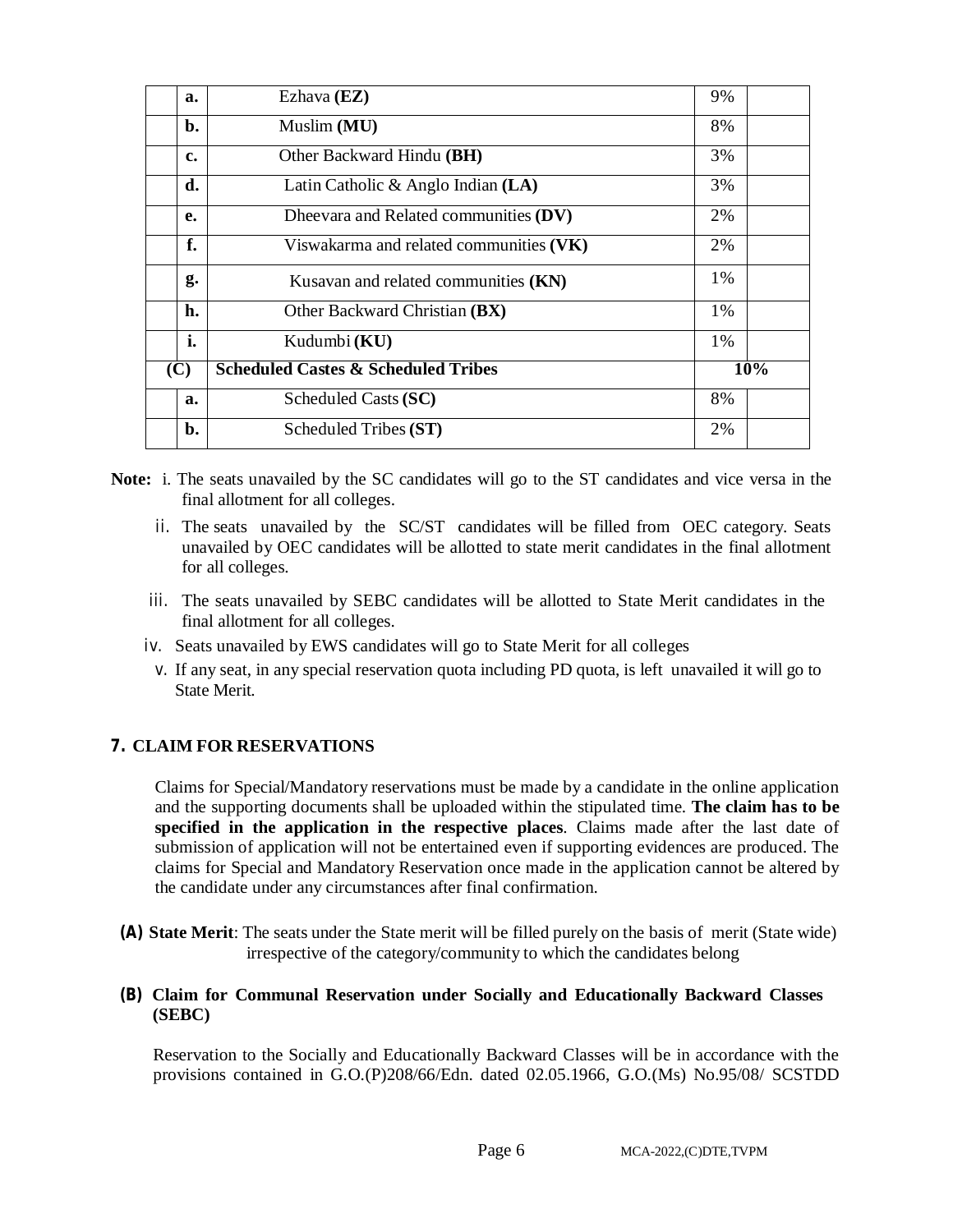| | | | | |
|---|---|---|---|---|
| | a. | Ezhava **(EZ)** | 9% | |
| | b. | Muslim **(MU)** | 8% | |
| | c. | Other Backward Hindu **(BH)** | 3% | |
| | d. | Latin Catholic & Anglo Indian **(LA)** | 3% | |
| | e. | Dheevara and Related communities **(DV)** | 2% | |
| | f. | Viswakarma and related communities **(VK)** | 2% | |
| | g. | Kusavan and related communities **(KN)** | 1% | |
| | h. | Other Backward Christian **(BX)** | 1% | |
| | i. | Kudumbi **(KU)** | 1% | |
| **(C)** | | **Scheduled Castes & Scheduled Tribes** | **10%** | |
| | a. | Scheduled Casts **(SC)** | 8% | |
| | b. | Scheduled Tribes **(ST)** | 2% | |

**Note:**

i. The seats unavailed by the SC candidates will go to the ST candidates and vice versa in the final allotment for all colleges.

ii. The seats unavailed by the SC/ST candidates will be filled from OEC category. Seats unavailed by OEC candidates will be allotted to state merit candidates in the final allotment for all colleges.

iii. The seats unavailed by SEBC candidates will be allotted to State Merit candidates in the final allotment for all colleges.

iv. Seats unavailed by EWS candidates will go to State Merit for all colleges

v. If any seat, in any special reservation quota including PD quota, is left unavailed it will go to State Merit.

## 7. CLAIM FOR RESERVATIONS

Claims for Special/Mandatory reservations must be made by a candidate in the online application and the supporting documents shall be uploaded within the stipulated time. **The claim has to be specified in the application in the respective places**. Claims made after the last date of submission of application will not be entertained even if supporting evidences are produced. The claims for Special and Mandatory Reservation once made in the application cannot be altered by the candidate under any circumstances after final confirmation.

**(A) State Merit**: The seats under the State merit will be filled purely on the basis of merit (State wide) irrespective of the category/community to which the candidates belong

**(B) Claim for Communal Reservation under Socially and Educationally Backward Classes (SEBC)**

Reservation to the Socially and Educationally Backward Classes will be in accordance with the provisions contained in G.O.(P)208/66/Edn. dated 02.05.1966, G.O.(Ms) No.95/08/ SCSTDD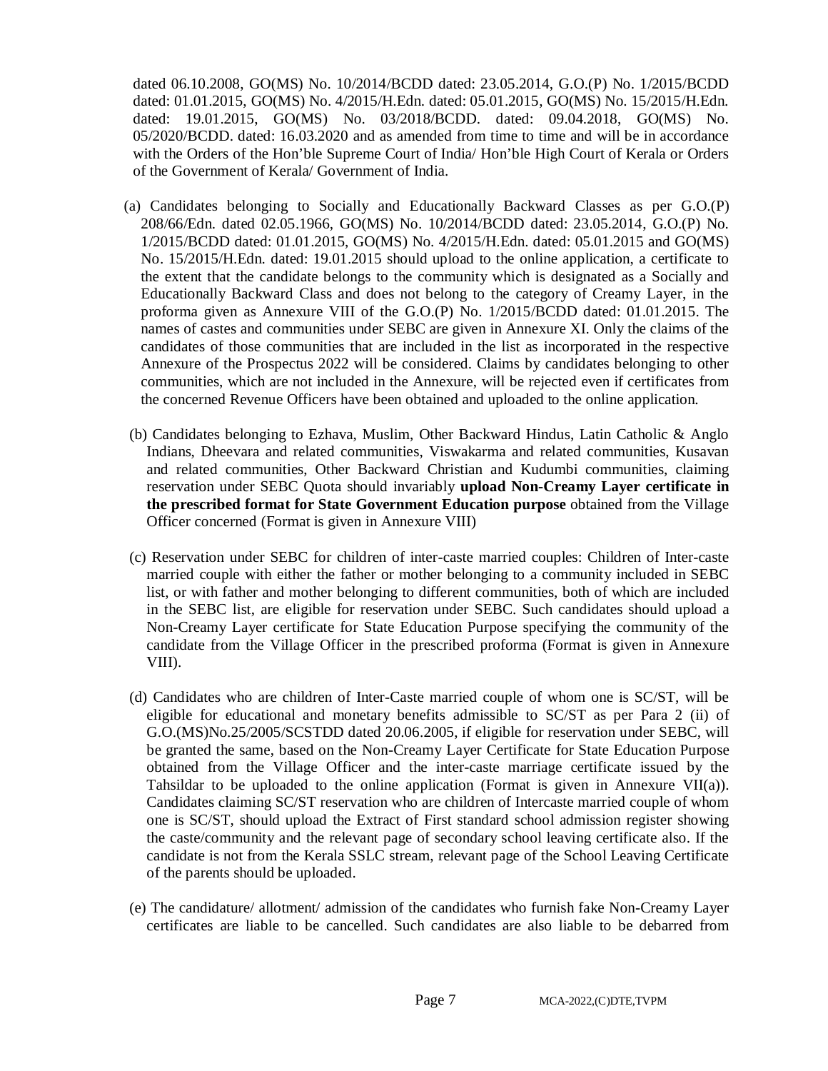dated 06.10.2008, GO(MS) No. 10/2014/BCDD dated: 23.05.2014, G.O.(P) No. 1/2015/BCDD dated: 01.01.2015, GO(MS) No. 4/2015/H.Edn. dated: 05.01.2015, GO(MS) No. 15/2015/H.Edn. dated: 19.01.2015, GO(MS) No. 03/2018/BCDD. dated: 09.04.2018, GO(MS) No. 05/2020/BCDD. dated: 16.03.2020 and as amended from time to time and will be in accordance with the Orders of the Hon'ble Supreme Court of India/ Hon'ble High Court of Kerala or Orders of the Government of Kerala/ Government of India.

(a) Candidates belonging to Socially and Educationally Backward Classes as per G.O.(P) 208/66/Edn. dated 02.05.1966, GO(MS) No. 10/2014/BCDD dated: 23.05.2014, G.O.(P) No. 1/2015/BCDD dated: 01.01.2015, GO(MS) No. 4/2015/H.Edn. dated: 05.01.2015 and GO(MS) No. 15/2015/H.Edn. dated: 19.01.2015 should upload to the online application, a certificate to the extent that the candidate belongs to the community which is designated as a Socially and Educationally Backward Class and does not belong to the category of Creamy Layer, in the proforma given as Annexure VIII of the G.O.(P) No. 1/2015/BCDD dated: 01.01.2015. The names of castes and communities under SEBC are given in Annexure XI. Only the claims of the candidates of those communities that are included in the list as incorporated in the respective Annexure of the Prospectus 2022 will be considered. Claims by candidates belonging to other communities, which are not included in the Annexure, will be rejected even if certificates from the concerned Revenue Officers have been obtained and uploaded to the online application.

(b) Candidates belonging to Ezhava, Muslim, Other Backward Hindus, Latin Catholic & Anglo Indians, Dheevara and related communities, Viswakarma and related communities, Kusavan and related communities, Other Backward Christian and Kudumbi communities, claiming reservation under SEBC Quota should invariably **upload Non-Creamy Layer certificate in the prescribed format for State Government Education purpose** obtained from the Village Officer concerned (Format is given in Annexure VIII)

(c) Reservation under SEBC for children of inter-caste married couples: Children of Inter-caste married couple with either the father or mother belonging to a community included in SEBC list, or with father and mother belonging to different communities, both of which are included in the SEBC list, are eligible for reservation under SEBC. Such candidates should upload a Non-Creamy Layer certificate for State Education Purpose specifying the community of the candidate from the Village Officer in the prescribed proforma (Format is given in Annexure VIII).

(d) Candidates who are children of Inter-Caste married couple of whom one is SC/ST, will be eligible for educational and monetary benefits admissible to SC/ST as per Para 2 (ii) of G.O.(MS)No.25/2005/SCSTDD dated 20.06.2005, if eligible for reservation under SEBC, will be granted the same, based on the Non-Creamy Layer Certificate for State Education Purpose obtained from the Village Officer and the inter-caste marriage certificate issued by the Tahsildar to be uploaded to the online application (Format is given in Annexure VII(a)). Candidates claiming SC/ST reservation who are children of Intercaste married couple of whom one is SC/ST, should upload the Extract of First standard school admission register showing the caste/community and the relevant page of secondary school leaving certificate also. If the candidate is not from the Kerala SSLC stream, relevant page of the School Leaving Certificate of the parents should be uploaded.

(e) The candidature/ allotment/ admission of the candidates who furnish fake Non-Creamy Layer certificates are liable to be cancelled. Such candidates are also liable to be debarred from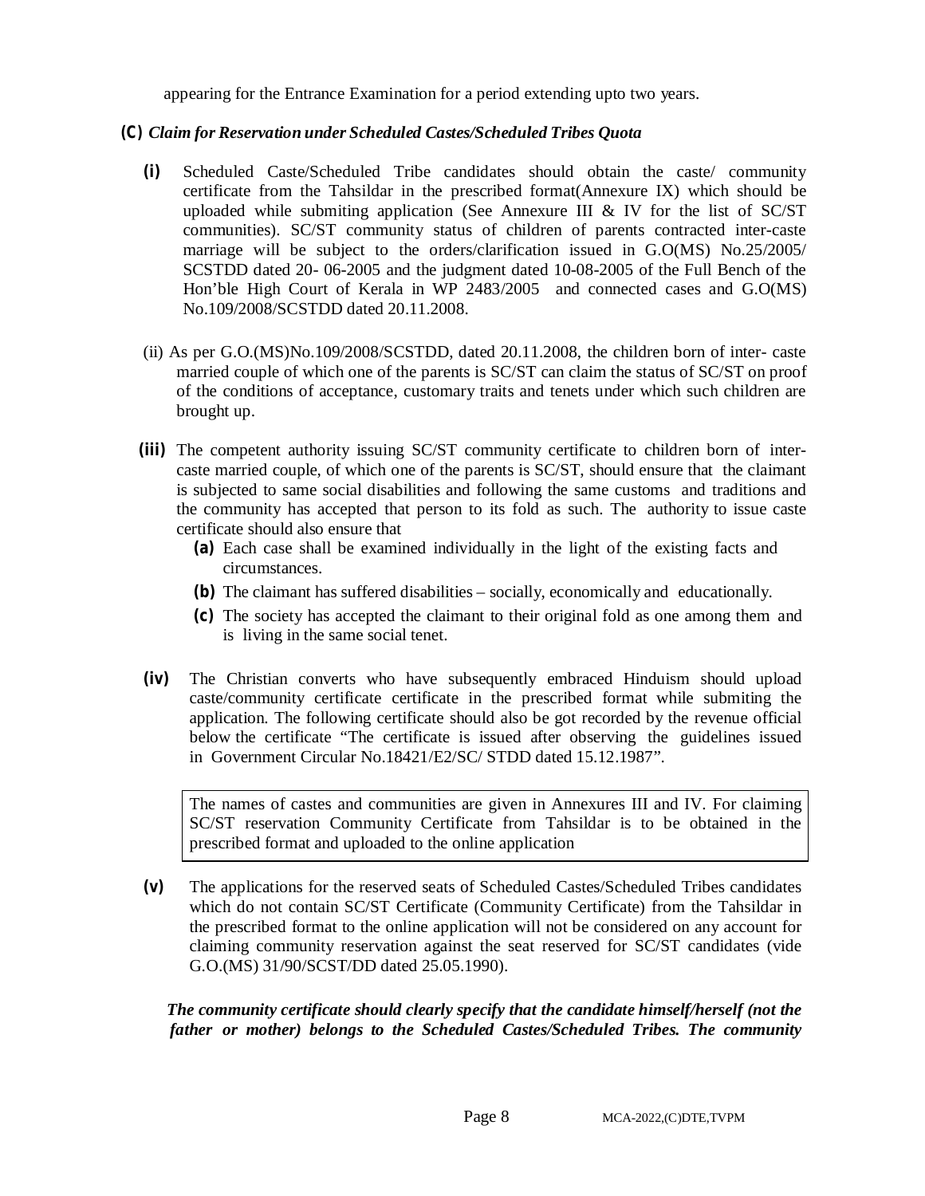appearing for the Entrance Examination for a period extending upto two years.

**(C)** ***Claim for Reservation under Scheduled Castes/Scheduled Tribes Quota***

**(i)** Scheduled Caste/Scheduled Tribe candidates should obtain the caste/ community certificate from the Tahsildar in the prescribed format(Annexure IX) which should be uploaded while submiting application (See Annexure III & IV for the list of SC/ST communities). SC/ST community status of children of parents contracted inter-caste marriage will be subject to the orders/clarification issued in G.O(MS) No.25/2005/ SCSTDD dated 20- 06-2005 and the judgment dated 10-08-2005 of the Full Bench of the Hon'ble High Court of Kerala in WP 2483/2005 and connected cases and G.O(MS) No.109/2008/SCSTDD dated 20.11.2008.

(ii) As per G.O.(MS)No.109/2008/SCSTDD, dated 20.11.2008, the children born of inter- caste married couple of which one of the parents is SC/ST can claim the status of SC/ST on proof of the conditions of acceptance, customary traits and tenets under which such children are brought up.

**(iii)** The competent authority issuing SC/ST community certificate to children born of inter-caste married couple, of which one of the parents is SC/ST, should ensure that the claimant is subjected to same social disabilities and following the same customs and traditions and the community has accepted that person to its fold as such. The authority to issue caste certificate should also ensure that

- **(a)** Each case shall be examined individually in the light of the existing facts and circumstances.
- **(b)** The claimant has suffered disabilities – socially, economically and educationally.
- **(c)** The society has accepted the claimant to their original fold as one among them and is living in the same social tenet.

**(iv)** The Christian converts who have subsequently embraced Hinduism should upload caste/community certificate certificate in the prescribed format while submiting the application. The following certificate should also be got recorded by the revenue official below the certificate "The certificate is issued after observing the guidelines issued in Government Circular No.18421/E2/SC/ STDD dated 15.12.1987".

| The names of castes and communities are given in Annexures III and IV. For claiming SC/ST reservation Community Certificate from Tahsildar is to be obtained in the prescribed format and uploaded to the online application |
|---|

**(v)** The applications for the reserved seats of Scheduled Castes/Scheduled Tribes candidates which do not contain SC/ST Certificate (Community Certificate) from the Tahsildar in the prescribed format to the online application will not be considered on any account for claiming community reservation against the seat reserved for SC/ST candidates (vide G.O.(MS) 31/90/SCST/DD dated 25.05.1990).

***The community certificate should clearly specify that the candidate himself/herself (not the father or mother) belongs to the Scheduled Castes/Scheduled Tribes. The community***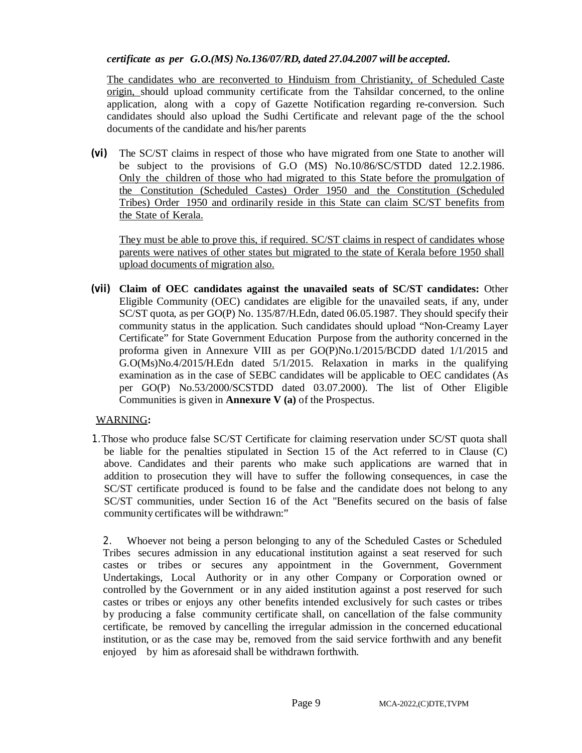***certificate as per G.O.(MS) No.136/07/RD, dated 27.04.2007 will be accepted.***

The candidates who are reconverted to Hinduism from Christianity, of Scheduled Caste origin, should upload community certificate from the Tahsildar concerned, to the online application, along with a copy of Gazette Notification regarding re-conversion. Such candidates should also upload the Sudhi Certificate and relevant page of the the school documents of the candidate and his/her parents

**(vi)** The SC/ST claims in respect of those who have migrated from one State to another will be subject to the provisions of G.O (MS) No.10/86/SC/STDD dated 12.2.1986. Only the children of those who had migrated to this State before the promulgation of the Constitution (Scheduled Castes) Order 1950 and the Constitution (Scheduled Tribes) Order 1950 and ordinarily reside in this State can claim SC/ST benefits from the State of Kerala.

They must be able to prove this, if required. SC/ST claims in respect of candidates whose parents were natives of other states but migrated to the state of Kerala before 1950 shall upload documents of migration also.

**(vii)** **Claim of OEC candidates against the unavailed seats of SC/ST candidates:** Other Eligible Community (OEC) candidates are eligible for the unavailed seats, if any, under SC/ST quota, as per GO(P) No. 135/87/H.Edn, dated 06.05.1987. They should specify their community status in the application. Such candidates should upload "Non-Creamy Layer Certificate" for State Government Education Purpose from the authority concerned in the proforma given in Annexure VIII as per GO(P)No.1/2015/BCDD dated 1/1/2015 and G.O(Ms)No.4/2015/H.Edn dated 5/1/2015. Relaxation in marks in the qualifying examination as in the case of SEBC candidates will be applicable to OEC candidates (As per GO(P) No.53/2000/SCSTDD dated 03.07.2000). The list of Other Eligible Communities is given in **Annexure V (a)** of the Prospectus.

WARNING**:**

1. Those who produce false SC/ST Certificate for claiming reservation under SC/ST quota shall be liable for the penalties stipulated in Section 15 of the Act referred to in Clause (C) above. Candidates and their parents who make such applications are warned that in addition to prosecution they will have to suffer the following consequences, in case the SC/ST certificate produced is found to be false and the candidate does not belong to any SC/ST communities, under Section 16 of the Act "Benefits secured on the basis of false community certificates will be withdrawn:"

2. Whoever not being a person belonging to any of the Scheduled Castes or Scheduled Tribes secures admission in any educational institution against a seat reserved for such castes or tribes or secures any appointment in the Government, Government Undertakings, Local Authority or in any other Company or Corporation owned or controlled by the Government or in any aided institution against a post reserved for such castes or tribes or enjoys any other benefits intended exclusively for such castes or tribes by producing a false community certificate shall, on cancellation of the false community certificate, be removed by cancelling the irregular admission in the concerned educational institution, or as the case may be, removed from the said service forthwith and any benefit enjoyed by him as aforesaid shall be withdrawn forthwith.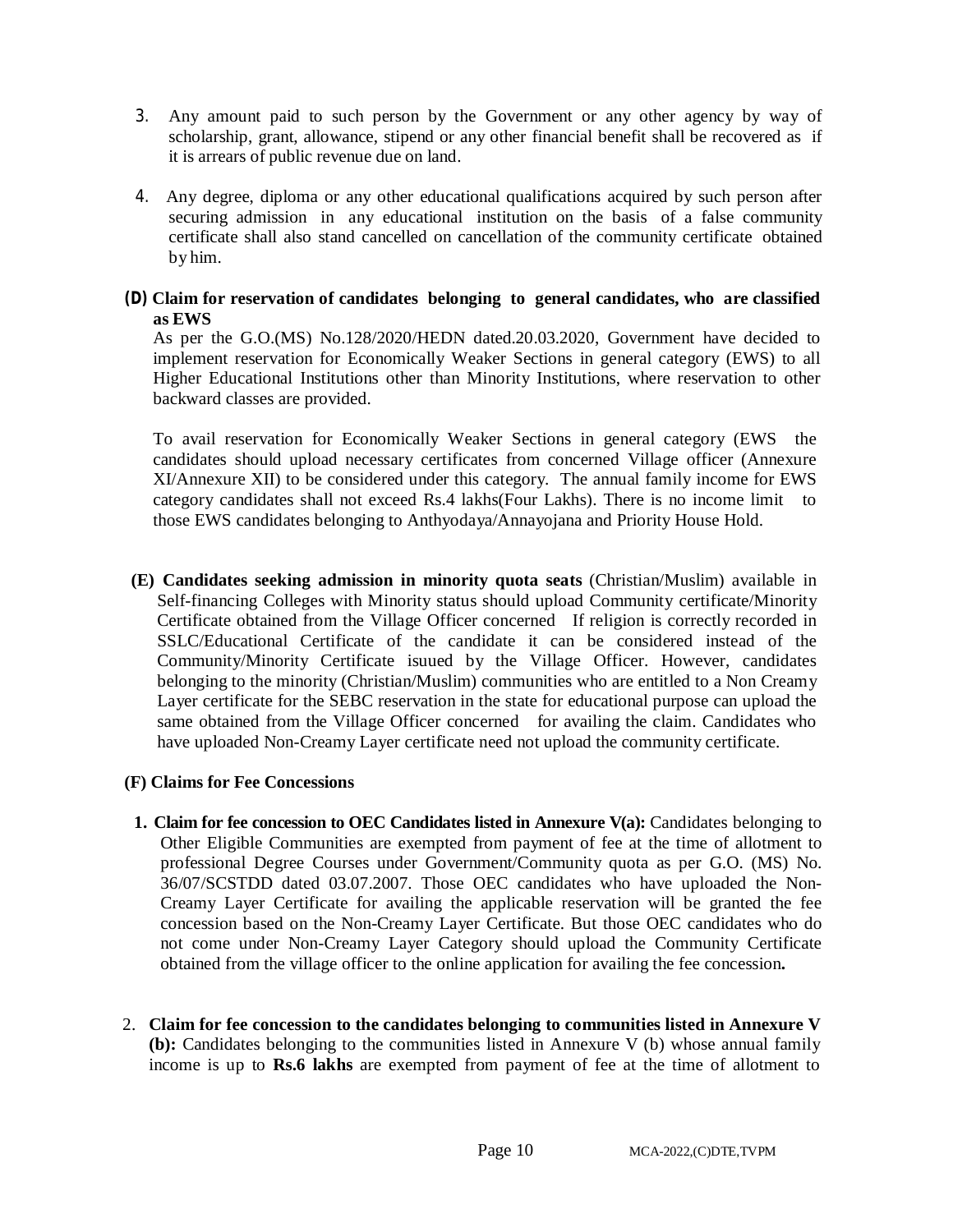3. Any amount paid to such person by the Government or any other agency by way of scholarship, grant, allowance, stipend or any other financial benefit shall be recovered as if it is arrears of public revenue due on land.

4. Any degree, diploma or any other educational qualifications acquired by such person after securing admission in any educational institution on the basis of a false community certificate shall also stand cancelled on cancellation of the community certificate obtained by him.

**(D) Claim for reservation of candidates belonging to general candidates, who are classified as EWS**

As per the G.O.(MS) No.128/2020/HEDN dated.20.03.2020, Government have decided to implement reservation for Economically Weaker Sections in general category (EWS) to all Higher Educational Institutions other than Minority Institutions, where reservation to other backward classes are provided.

To avail reservation for Economically Weaker Sections in general category (EWS the candidates should upload necessary certificates from concerned Village officer (Annexure XI/Annexure XII) to be considered under this category. The annual family income for EWS category candidates shall not exceed Rs.4 lakhs(Four Lakhs). There is no income limit to those EWS candidates belonging to Anthyodaya/Annayojana and Priority House Hold.

**(E) Candidates seeking admission in minority quota seats** (Christian/Muslim) available in Self-financing Colleges with Minority status should upload Community certificate/Minority Certificate obtained from the Village Officer concerned If religion is correctly recorded in SSLC/Educational Certificate of the candidate it can be considered instead of the Community/Minority Certificate isuued by the Village Officer. However, candidates belonging to the minority (Christian/Muslim) communities who are entitled to a Non Creamy Layer certificate for the SEBC reservation in the state for educational purpose can upload the same obtained from the Village Officer concerned for availing the claim. Candidates who have uploaded Non-Creamy Layer certificate need not upload the community certificate.

**(F) Claims for Fee Concessions**

1. **Claim for fee concession to OEC Candidates listed in Annexure V(a):** Candidates belonging to Other Eligible Communities are exempted from payment of fee at the time of allotment to professional Degree Courses under Government/Community quota as per G.O. (MS) No. 36/07/SCSTDD dated 03.07.2007. Those OEC candidates who have uploaded the Non-Creamy Layer Certificate for availing the applicable reservation will be granted the fee concession based on the Non-Creamy Layer Certificate. But those OEC candidates who do not come under Non-Creamy Layer Category should upload the Community Certificate obtained from the village officer to the online application for availing the fee concession**.**

2. **Claim for fee concession to the candidates belonging to communities listed in Annexure V (b):** Candidates belonging to the communities listed in Annexure V (b) whose annual family income is up to **Rs.6 lakhs** are exempted from payment of fee at the time of allotment to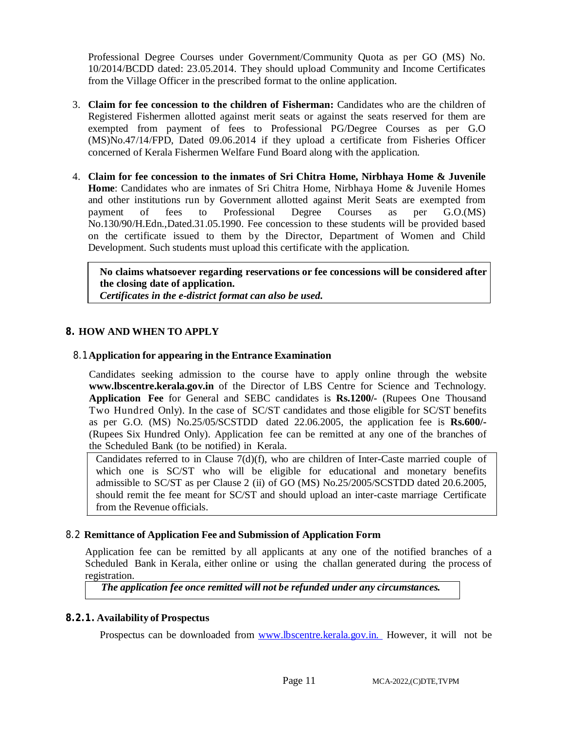Professional Degree Courses under Government/Community Quota as per GO (MS) No. 10/2014/BCDD dated: 23.05.2014. They should upload Community and Income Certificates from the Village Officer in the prescribed format to the online application.

3. **Claim for fee concession to the children of Fisherman:** Candidates who are the children of Registered Fishermen allotted against merit seats or against the seats reserved for them are exempted from payment of fees to Professional PG/Degree Courses as per G.O (MS)No.47/14/FPD, Dated 09.06.2014 if they upload a certificate from Fisheries Officer concerned of Kerala Fishermen Welfare Fund Board along with the application.

4. **Claim for fee concession to the inmates of Sri Chitra Home, Nirbhaya Home & Juvenile Home**: Candidates who are inmates of Sri Chitra Home, Nirbhaya Home & Juvenile Homes and other institutions run by Government allotted against Merit Seats are exempted from payment of fees to Professional Degree Courses as per G.O.(MS) No.130/90/H.Edn.,Dated.31.05.1990. Fee concession to these students will be provided based on the certificate issued to them by the Director, Department of Women and Child Development. Such students must upload this certificate with the application.

> **No claims whatsoever regarding reservations or fee concessions will be considered after the closing date of application.**
> ***Certificates in the e-district format can also be used.***

## 8. HOW AND WHEN TO APPLY

### 8.1 Application for appearing in the Entrance Examination

Candidates seeking admission to the course have to apply online through the website **www.lbscentre.kerala.gov.in** of the Director of LBS Centre for Science and Technology. **Application Fee** for General and SEBC candidates is **Rs.1200/-** (Rupees One Thousand Two Hundred Only). In the case of SC/ST candidates and those eligible for SC/ST benefits as per G.O. (MS) No.25/05/SCSTDD dated 22.06.2005, the application fee is **Rs.600/-** (Rupees Six Hundred Only). Application fee can be remitted at any one of the branches of the Scheduled Bank (to be notified) in Kerala.

> Candidates referred to in Clause 7(d)(f), who are children of Inter-Caste married couple of which one is SC/ST who will be eligible for educational and monetary benefits admissible to SC/ST as per Clause 2 (ii) of GO (MS) No.25/2005/SCSTDD dated 20.6.2005, should remit the fee meant for SC/ST and should upload an inter-caste marriage Certificate from the Revenue officials.

### 8.2 Remittance of Application Fee and Submission of Application Form

Application fee can be remitted by all applicants at any one of the notified branches of a Scheduled Bank in Kerala, either online or using the challan generated during the process of registration.

> ***The application fee once remitted will not be refunded under any circumstances.***

#### 8.2.1. Availability of Prospectus

Prospectus can be downloaded from www.lbscentre.kerala.gov.in. However, it will not be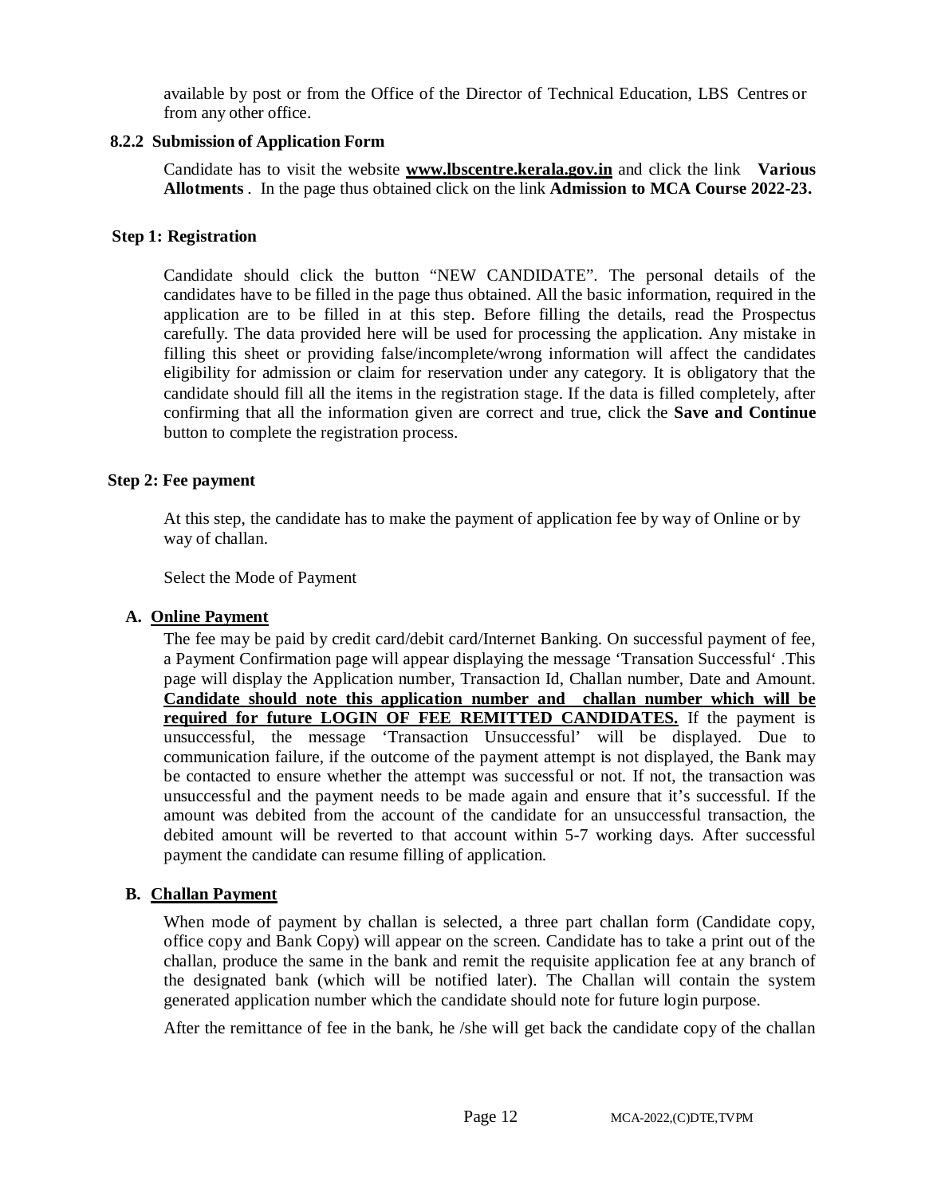available by post or from the Office of the Director of Technical Education, LBS Centres or from any other office.

### 8.2.2 Submission of Application Form

Candidate has to visit the website **[www.lbscentre.kerala.gov.in](http://www.lbscentre.kerala.gov.in)** and click the link **Various Allotments** . In the page thus obtained click on the link **Admission to MCA Course 2022-23.**

### Step 1: Registration

Candidate should click the button "NEW CANDIDATE". The personal details of the candidates have to be filled in the page thus obtained. All the basic information, required in the application are to be filled in at this step. Before filling the details, read the Prospectus carefully. The data provided here will be used for processing the application. Any mistake in filling this sheet or providing false/incomplete/wrong information will affect the candidates eligibility for admission or claim for reservation under any category. It is obligatory that the candidate should fill all the items in the registration stage. If the data is filled completely, after confirming that all the information given are correct and true, click the **Save and Continue** button to complete the registration process.

### Step 2: Fee payment

At this step, the candidate has to make the payment of application fee by way of Online or by way of challan.

Select the Mode of Payment

**A. <u>Online Payment</u>**

The fee may be paid by credit card/debit card/Internet Banking. On successful payment of fee, a Payment Confirmation page will appear displaying the message 'Transation Successful' .This page will display the Application number, Transaction Id, Challan number, Date and Amount. **<u>Candidate should note this application number and challan number which will be required for future LOGIN OF FEE REMITTED CANDIDATES.</u>** If the payment is unsuccessful, the message 'Transaction Unsuccessful' will be displayed. Due to communication failure, if the outcome of the payment attempt is not displayed, the Bank may be contacted to ensure whether the attempt was successful or not. If not, the transaction was unsuccessful and the payment needs to be made again and ensure that it's successful. If the amount was debited from the account of the candidate for an unsuccessful transaction, the debited amount will be reverted to that account within 5-7 working days. After successful payment the candidate can resume filling of application.

**B. <u>Challan Payment</u>**

When mode of payment by challan is selected, a three part challan form (Candidate copy, office copy and Bank Copy) will appear on the screen. Candidate has to take a print out of the challan, produce the same in the bank and remit the requisite application fee at any branch of the designated bank (which will be notified later). The Challan will contain the system generated application number which the candidate should note for future login purpose.

After the remittance of fee in the bank, he /she will get back the candidate copy of the challan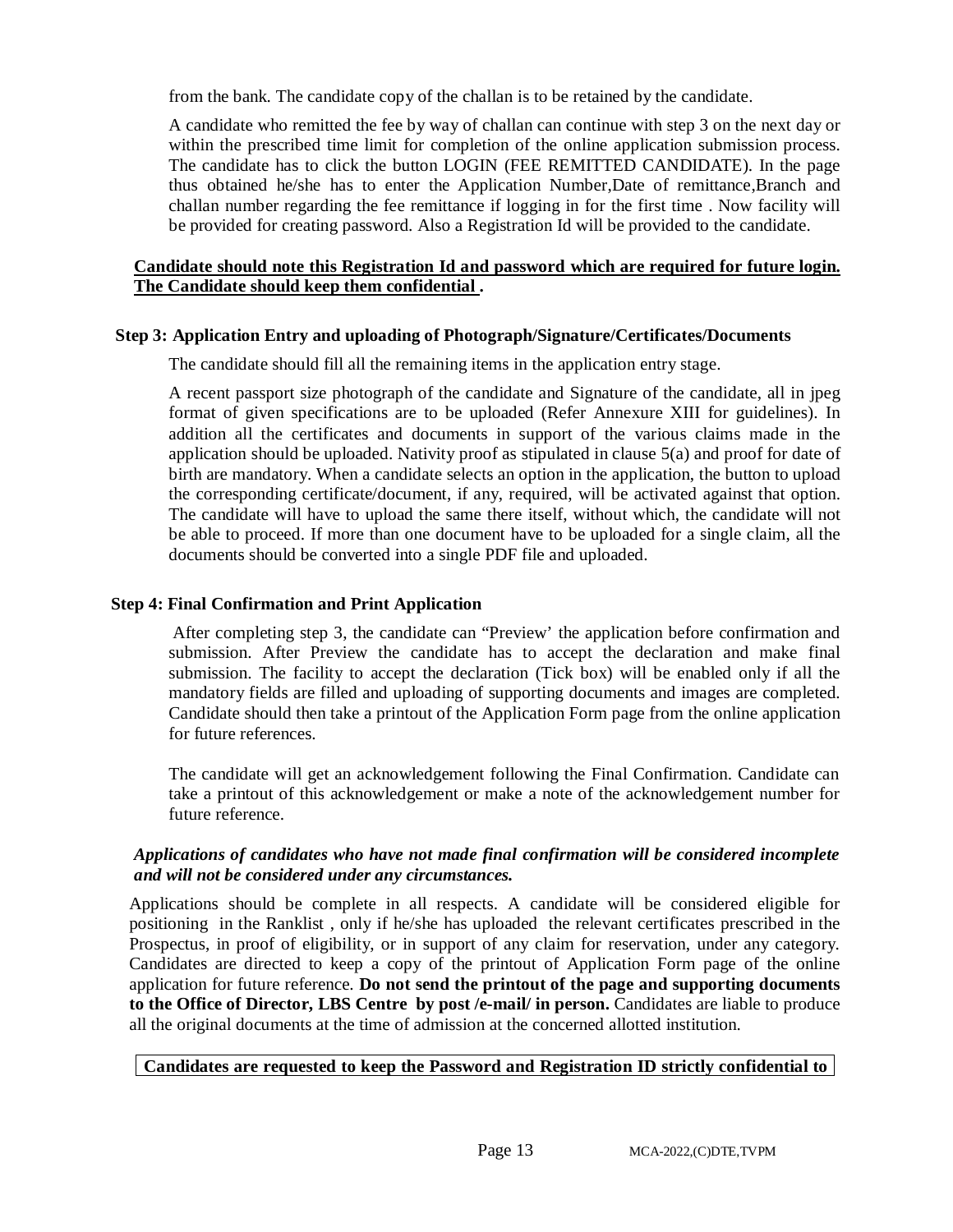from the bank. The candidate copy of the challan is to be retained by the candidate.

A candidate who remitted the fee by way of challan can continue with step 3 on the next day or within the prescribed time limit for completion of the online application submission process. The candidate has to click the button LOGIN (FEE REMITTED CANDIDATE). In the page thus obtained he/she has to enter the Application Number,Date of remittance,Branch and challan number regarding the fee remittance if logging in for the first time . Now facility will be provided for creating password. Also a Registration Id will be provided to the candidate.

**Candidate should note this Registration Id and password which are required for future login. The Candidate should keep them confidential .**

**Step 3: Application Entry and uploading of Photograph/Signature/Certificates/Documents**

The candidate should fill all the remaining items in the application entry stage.

A recent passport size photograph of the candidate and Signature of the candidate, all in jpeg format of given specifications are to be uploaded (Refer Annexure XIII for guidelines). In addition all the certificates and documents in support of the various claims made in the application should be uploaded. Nativity proof as stipulated in clause 5(a) and proof for date of birth are mandatory. When a candidate selects an option in the application, the button to upload the corresponding certificate/document, if any, required, will be activated against that option. The candidate will have to upload the same there itself, without which, the candidate will not be able to proceed. If more than one document have to be uploaded for a single claim, all the documents should be converted into a single PDF file and uploaded.

**Step 4: Final Confirmation and Print Application**

After completing step 3, the candidate can "Preview' the application before confirmation and submission. After Preview the candidate has to accept the declaration and make final submission. The facility to accept the declaration (Tick box) will be enabled only if all the mandatory fields are filled and uploading of supporting documents and images are completed. Candidate should then take a printout of the Application Form page from the online application for future references.

The candidate will get an acknowledgement following the Final Confirmation. Candidate can take a printout of this acknowledgement or make a note of the acknowledgement number for future reference.

***Applications of candidates who have not made final confirmation will be considered incomplete and will not be considered under any circumstances.***

Applications should be complete in all respects. A candidate will be considered eligible for positioning in the Ranklist , only if he/she has uploaded the relevant certificates prescribed in the Prospectus, in proof of eligibility, or in support of any claim for reservation, under any category. Candidates are directed to keep a copy of the printout of Application Form page of the online application for future reference. **Do not send the printout of the page and supporting documents to the Office of Director, LBS Centre by post /e-mail/ in person.** Candidates are liable to produce all the original documents at the time of admission at the concerned allotted institution.

**Candidates are requested to keep the Password and Registration ID strictly confidential to**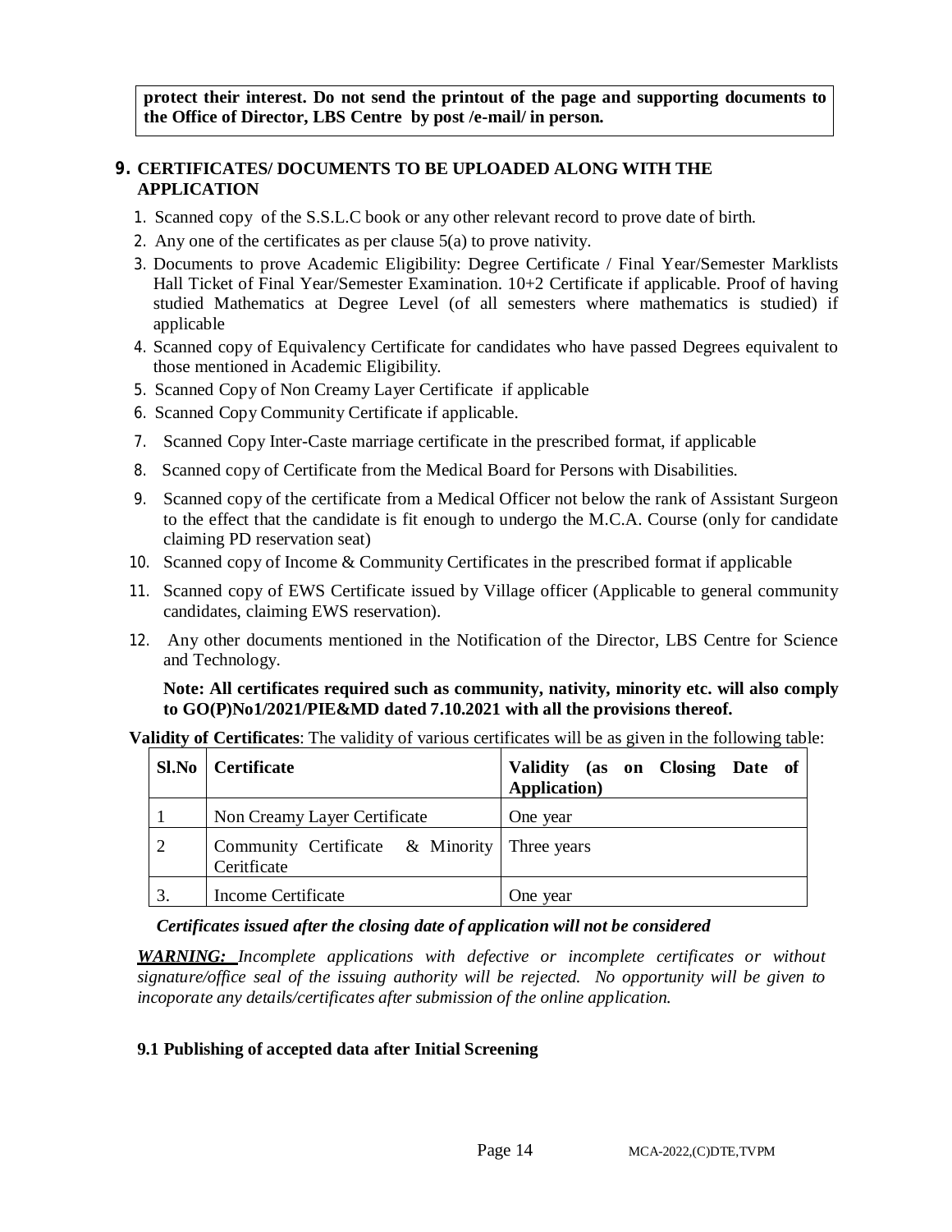**protect their interest. Do not send the printout of the page and supporting documents to the Office of Director, LBS Centre by post /e-mail/ in person.**

## 9. CERTIFICATES/ DOCUMENTS TO BE UPLOADED ALONG WITH THE APPLICATION

1. Scanned copy of the S.S.L.C book or any other relevant record to prove date of birth.
2. Any one of the certificates as per clause 5(a) to prove nativity.
3. Documents to prove Academic Eligibility: Degree Certificate / Final Year/Semester Marklists Hall Ticket of Final Year/Semester Examination. 10+2 Certificate if applicable. Proof of having studied Mathematics at Degree Level (of all semesters where mathematics is studied) if applicable
4. Scanned copy of Equivalency Certificate for candidates who have passed Degrees equivalent to those mentioned in Academic Eligibility.
5. Scanned Copy of Non Creamy Layer Certificate if applicable
6. Scanned Copy Community Certificate if applicable.
7. Scanned Copy Inter-Caste marriage certificate in the prescribed format, if applicable
8. Scanned copy of Certificate from the Medical Board for Persons with Disabilities.
9. Scanned copy of the certificate from a Medical Officer not below the rank of Assistant Surgeon to the effect that the candidate is fit enough to undergo the M.C.A. Course (only for candidate claiming PD reservation seat)
10. Scanned copy of Income & Community Certificates in the prescribed format if applicable
11. Scanned copy of EWS Certificate issued by Village officer (Applicable to general community candidates, claiming EWS reservation).
12. Any other documents mentioned in the Notification of the Director, LBS Centre for Science and Technology.

**Note: All certificates required such as community, nativity, minority etc. will also comply to GO(P)No1/2021/PIE&MD dated 7.10.2021 with all the provisions thereof.**

**Validity of Certificates**: The validity of various certificates will be as given in the following table:

| Sl.No | Certificate | Validity (as on Closing Date of Application) |
|---|---|---|
| 1 | Non Creamy Layer Certificate | One year |
| 2 | Community Certificate & Minority Ceritficate | Three years |
| 3. | Income Certificate | One year |

***Certificates issued after the closing date of application will not be considered***

***WARNING:*** *Incomplete applications with defective or incomplete certificates or without signature/office seal of the issuing authority will be rejected. No opportunity will be given to incoporate any details/certificates after submission of the online application.*

### 9.1 Publishing of accepted data after Initial Screening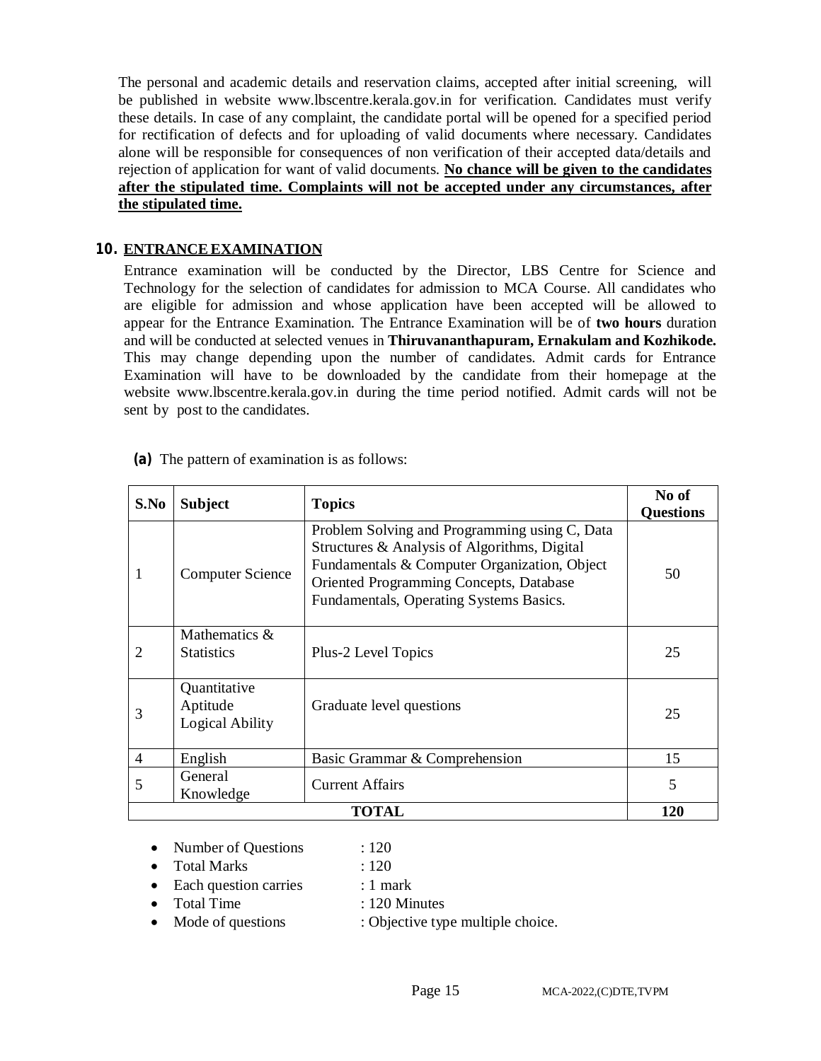The personal and academic details and reservation claims, accepted after initial screening, will be published in website www.lbscentre.kerala.gov.in for verification. Candidates must verify these details. In case of any complaint, the candidate portal will be opened for a specified period for rectification of defects and for uploading of valid documents where necessary. Candidates alone will be responsible for consequences of non verification of their accepted data/details and rejection of application for want of valid documents. **No chance will be given to the candidates after the stipulated time. Complaints will not be accepted under any circumstances, after the stipulated time.**

## 10. ENTRANCE EXAMINATION

Entrance examination will be conducted by the Director, LBS Centre for Science and Technology for the selection of candidates for admission to MCA Course. All candidates who are eligible for admission and whose application have been accepted will be allowed to appear for the Entrance Examination. The Entrance Examination will be of **two hours** duration and will be conducted at selected venues in **Thiruvananthapuram, Ernakulam and Kozhikode.** This may change depending upon the number of candidates. Admit cards for Entrance Examination will have to be downloaded by the candidate from their homepage at the website www.lbscentre.kerala.gov.in during the time period notified. Admit cards will not be sent by post to the candidates.

**(a)** The pattern of examination is as follows:

| S.No | Subject | Topics | No of Questions |
|---|---|---|---|
| 1 | Computer Science | Problem Solving and Programming using C, Data Structures & Analysis of Algorithms, Digital Fundamentals & Computer Organization, Object Oriented Programming Concepts, Database Fundamentals, Operating Systems Basics. | 50 |
| 2 | Mathematics & Statistics | Plus-2 Level Topics | 25 |
| 3 | Quantitative Aptitude Logical Ability | Graduate level questions | 25 |
| 4 | English | Basic Grammar & Comprehension | 15 |
| 5 | General Knowledge | Current Affairs | 5 |
| | | **TOTAL** | **120** |

- Number of Questions : 120
- Total Marks : 120
- Each question carries : 1 mark
- Total Time : 120 Minutes
- Mode of questions : Objective type multiple choice.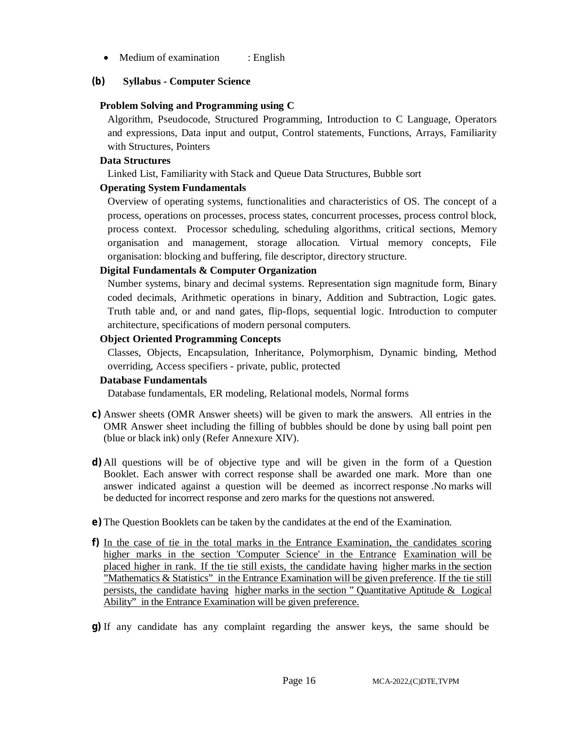- Medium of examination : English

**(b) Syllabus - Computer Science**

**Problem Solving and Programming using C**

Algorithm, Pseudocode, Structured Programming, Introduction to C Language, Operators and expressions, Data input and output, Control statements, Functions, Arrays, Familiarity with Structures, Pointers

**Data Structures**

Linked List, Familiarity with Stack and Queue Data Structures, Bubble sort

**Operating System Fundamentals**

Overview of operating systems, functionalities and characteristics of OS. The concept of a process, operations on processes, process states, concurrent processes, process control block, process context. Processor scheduling, scheduling algorithms, critical sections, Memory organisation and management, storage allocation. Virtual memory concepts, File organisation: blocking and buffering, file descriptor, directory structure.

**Digital Fundamentals & Computer Organization**

Number systems, binary and decimal systems. Representation sign magnitude form, Binary coded decimals, Arithmetic operations in binary, Addition and Subtraction, Logic gates. Truth table and, or and nand gates, flip-flops, sequential logic. Introduction to computer architecture, specifications of modern personal computers.

**Object Oriented Programming Concepts**

Classes, Objects, Encapsulation, Inheritance, Polymorphism, Dynamic binding, Method overriding, Access specifiers - private, public, protected

**Database Fundamentals**

Database fundamentals, ER modeling, Relational models, Normal forms

**c)** Answer sheets (OMR Answer sheets) will be given to mark the answers. All entries in the OMR Answer sheet including the filling of bubbles should be done by using ball point pen (blue or black ink) only (Refer Annexure XIV).

**d)** All questions will be of objective type and will be given in the form of a Question Booklet. Each answer with correct response shall be awarded one mark. More than one answer indicated against a question will be deemed as incorrect response .No marks will be deducted for incorrect response and zero marks for the questions not answered.

**e)** The Question Booklets can be taken by the candidates at the end of the Examination.

**f)** <u>In the case of tie in the total marks in the Entrance Examination, the candidates scoring higher marks in the section 'Computer Science' in the Entrance Examination will be placed higher in rank. If the tie still exists, the candidate having higher marks in the section "Mathematics & Statistics" in the Entrance Examination will be given preference. If the tie still persists, the candidate having higher marks in the section " Quantitative Aptitude & Logical Ability" in the Entrance Examination will be given preference.</u>

**g)** If any candidate has any complaint regarding the answer keys, the same should be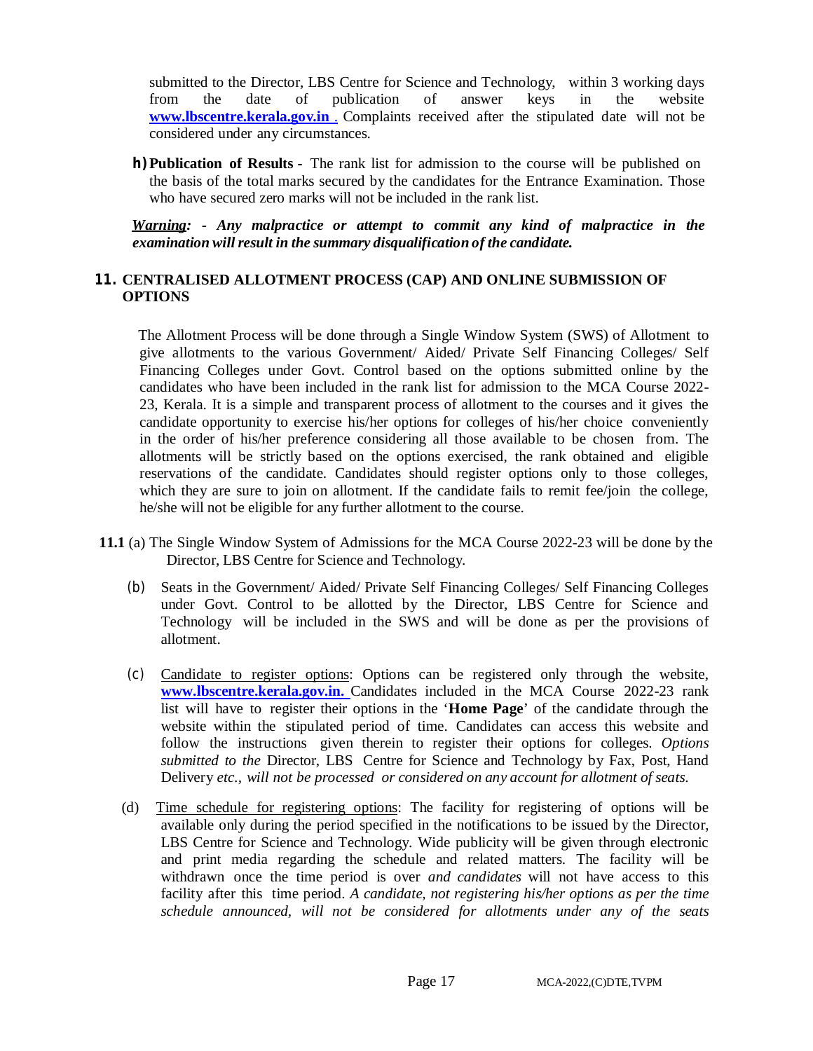submitted to the Director, LBS Centre for Science and Technology, within 3 working days from the date of publication of answer keys in the website **www.lbscentre.kerala.gov.in** . Complaints received after the stipulated date will not be considered under any circumstances.

**h) Publication of Results -** The rank list for admission to the course will be published on the basis of the total marks secured by the candidates for the Entrance Examination. Those who have secured zero marks will not be included in the rank list.

***Warning: - Any malpractice or attempt to commit any kind of malpractice in the examination will result in the summary disqualification of the candidate.***

## 11. CENTRALISED ALLOTMENT PROCESS (CAP) AND ONLINE SUBMISSION OF OPTIONS

The Allotment Process will be done through a Single Window System (SWS) of Allotment to give allotments to the various Government/ Aided/ Private Self Financing Colleges/ Self Financing Colleges under Govt. Control based on the options submitted online by the candidates who have been included in the rank list for admission to the MCA Course 2022-23, Kerala. It is a simple and transparent process of allotment to the courses and it gives the candidate opportunity to exercise his/her options for colleges of his/her choice conveniently in the order of his/her preference considering all those available to be chosen from. The allotments will be strictly based on the options exercised, the rank obtained and eligible reservations of the candidate. Candidates should register options only to those colleges, which they are sure to join on allotment. If the candidate fails to remit fee/join the college, he/she will not be eligible for any further allotment to the course.

**11.1** (a) The Single Window System of Admissions for the MCA Course 2022-23 will be done by the Director, LBS Centre for Science and Technology.

(b) Seats in the Government/ Aided/ Private Self Financing Colleges/ Self Financing Colleges under Govt. Control to be allotted by the Director, LBS Centre for Science and Technology will be included in the SWS and will be done as per the provisions of allotment.

(c) Candidate to register options: Options can be registered only through the website, **www.lbscentre.kerala.gov.in.** Candidates included in the MCA Course 2022-23 rank list will have to register their options in the '**Home Page**' of the candidate through the website within the stipulated period of time. Candidates can access this website and follow the instructions given therein to register their options for colleges. *Options submitted to the* Director, LBS Centre for Science and Technology by Fax, Post, Hand Delivery *etc., will not be processed or considered on any account for allotment of seats.*

(d) Time schedule for registering options: The facility for registering of options will be available only during the period specified in the notifications to be issued by the Director, LBS Centre for Science and Technology. Wide publicity will be given through electronic and print media regarding the schedule and related matters. The facility will be withdrawn once the time period is over *and candidates* will not have access to this facility after this time period. *A candidate, not registering his/her options as per the time schedule announced, will not be considered for allotments under any of the seats*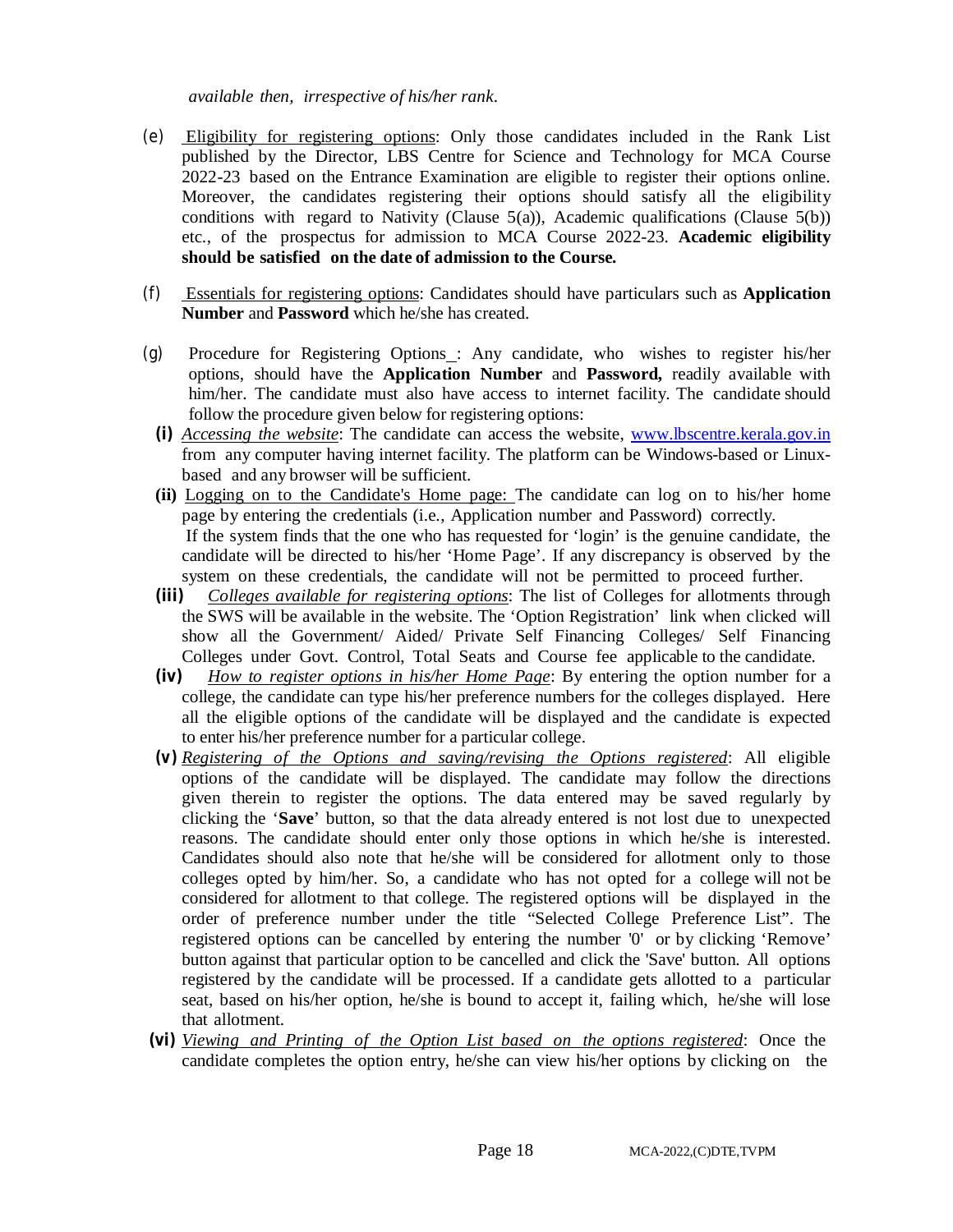*available then, irrespective of his/her rank.*

(e) Eligibility for registering options: Only those candidates included in the Rank List published by the Director, LBS Centre for Science and Technology for MCA Course 2022-23 based on the Entrance Examination are eligible to register their options online. Moreover, the candidates registering their options should satisfy all the eligibility conditions with regard to Nativity (Clause 5(a)), Academic qualifications (Clause 5(b)) etc., of the prospectus for admission to MCA Course 2022-23. **Academic eligibility should be satisfied on the date of admission to the Course.**

(f) Essentials for registering options: Candidates should have particulars such as **Application Number** and **Password** which he/she has created.

(g) Procedure for Registering Options : Any candidate, who wishes to register his/her options, should have the **Application Number** and **Password,** readily available with him/her. The candidate must also have access to internet facility. The candidate should follow the procedure given below for registering options:

**(i)** *Accessing the website*: The candidate can access the website, www.lbscentre.kerala.gov.in from any computer having internet facility. The platform can be Windows-based or Linux-based and any browser will be sufficient.

**(ii)** Logging on to the Candidate's Home page: The candidate can log on to his/her home page by entering the credentials (i.e., Application number and Password) correctly. If the system finds that the one who has requested for 'login' is the genuine candidate, the candidate will be directed to his/her 'Home Page'. If any discrepancy is observed by the system on these credentials, the candidate will not be permitted to proceed further.

**(iii)** *Colleges available for registering options*: The list of Colleges for allotments through the SWS will be available in the website. The 'Option Registration' link when clicked will show all the Government/ Aided/ Private Self Financing Colleges/ Self Financing Colleges under Govt. Control, Total Seats and Course fee applicable to the candidate.

**(iv)** *How to register options in his/her Home Page*: By entering the option number for a college, the candidate can type his/her preference numbers for the colleges displayed. Here all the eligible options of the candidate will be displayed and the candidate is expected to enter his/her preference number for a particular college.

**(v)** *Registering of the Options and saving/revising the Options registered*: All eligible options of the candidate will be displayed. The candidate may follow the directions given therein to register the options. The data entered may be saved regularly by clicking the '**Save**' button, so that the data already entered is not lost due to unexpected reasons. The candidate should enter only those options in which he/she is interested. Candidates should also note that he/she will be considered for allotment only to those colleges opted by him/her. So, a candidate who has not opted for a college will not be considered for allotment to that college. The registered options will be displayed in the order of preference number under the title "Selected College Preference List". The registered options can be cancelled by entering the number '0' or by clicking 'Remove' button against that particular option to be cancelled and click the 'Save' button. All options registered by the candidate will be processed. If a candidate gets allotted to a particular seat, based on his/her option, he/she is bound to accept it, failing which, he/she will lose that allotment.

**(vi)** *Viewing and Printing of the Option List based on the options registered*: Once the candidate completes the option entry, he/she can view his/her options by clicking on the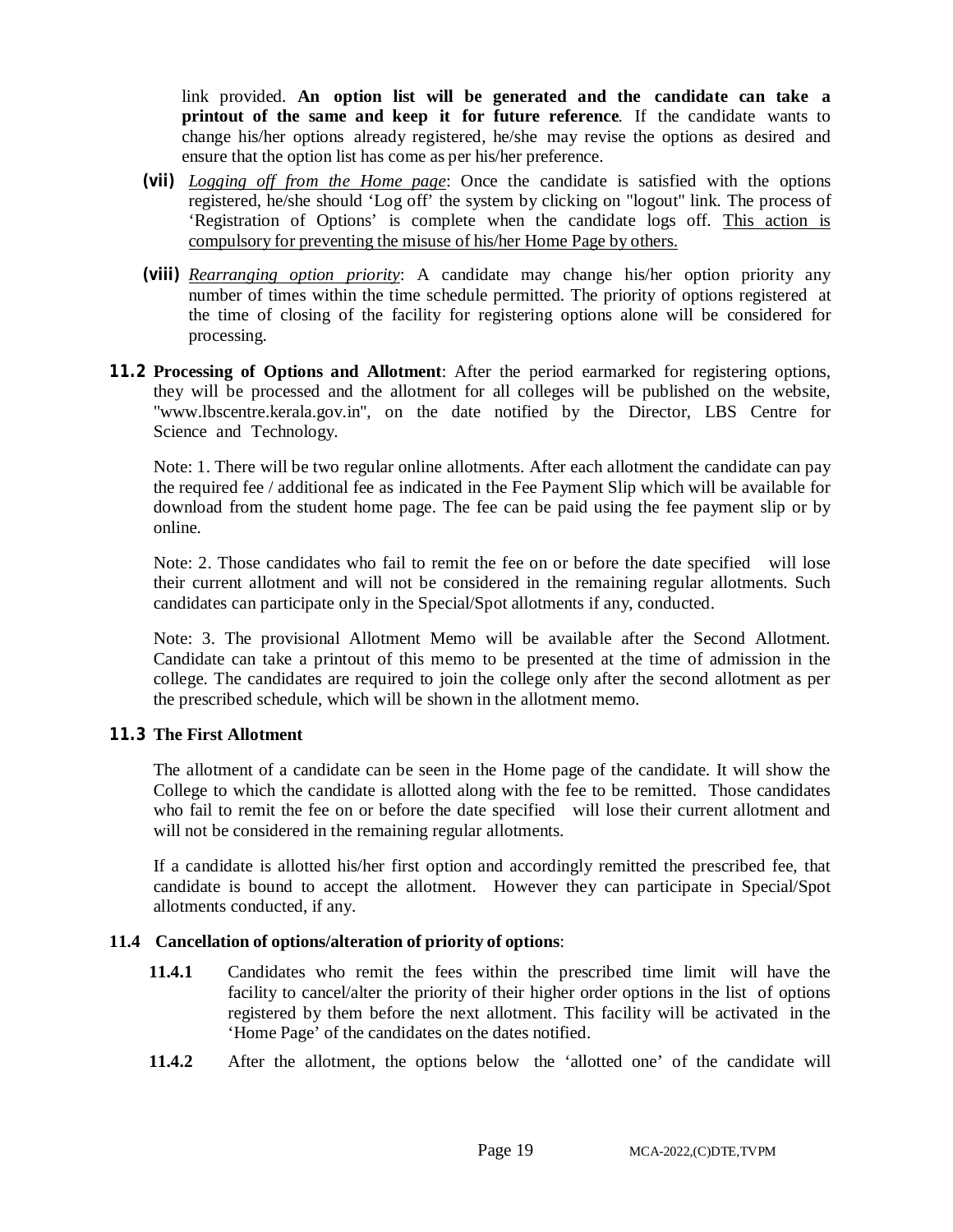link provided. **An option list will be generated and the candidate can take a printout of the same and keep it for future reference**. If the candidate wants to change his/her options already registered, he/she may revise the options as desired and ensure that the option list has come as per his/her preference.

**(vii)** *Logging off from the Home page*: Once the candidate is satisfied with the options registered, he/she should 'Log off' the system by clicking on "logout" link. The process of 'Registration of Options' is complete when the candidate logs off. This action is compulsory for preventing the misuse of his/her Home Page by others.

**(viii)** *Rearranging option priority*: A candidate may change his/her option priority any number of times within the time schedule permitted. The priority of options registered at the time of closing of the facility for registering options alone will be considered for processing.

**11.2 Processing of Options and Allotment**: After the period earmarked for registering options, they will be processed and the allotment for all colleges will be published on the website, "www.lbscentre.kerala.gov.in", on the date notified by the Director, LBS Centre for Science and Technology.

Note: 1. There will be two regular online allotments. After each allotment the candidate can pay the required fee / additional fee as indicated in the Fee Payment Slip which will be available for download from the student home page. The fee can be paid using the fee payment slip or by online.

Note: 2. Those candidates who fail to remit the fee on or before the date specified will lose their current allotment and will not be considered in the remaining regular allotments. Such candidates can participate only in the Special/Spot allotments if any, conducted.

Note: 3. The provisional Allotment Memo will be available after the Second Allotment. Candidate can take a printout of this memo to be presented at the time of admission in the college. The candidates are required to join the college only after the second allotment as per the prescribed schedule, which will be shown in the allotment memo.

### 11.3 The First Allotment

The allotment of a candidate can be seen in the Home page of the candidate. It will show the College to which the candidate is allotted along with the fee to be remitted. Those candidates who fail to remit the fee on or before the date specified will lose their current allotment and will not be considered in the remaining regular allotments.

If a candidate is allotted his/her first option and accordingly remitted the prescribed fee, that candidate is bound to accept the allotment. However they can participate in Special/Spot allotments conducted, if any.

### 11.4 Cancellation of options/alteration of priority of options:

**11.4.1** Candidates who remit the fees within the prescribed time limit will have the facility to cancel/alter the priority of their higher order options in the list of options registered by them before the next allotment. This facility will be activated in the 'Home Page' of the candidates on the dates notified.

**11.4.2** After the allotment, the options below the 'allotted one' of the candidate will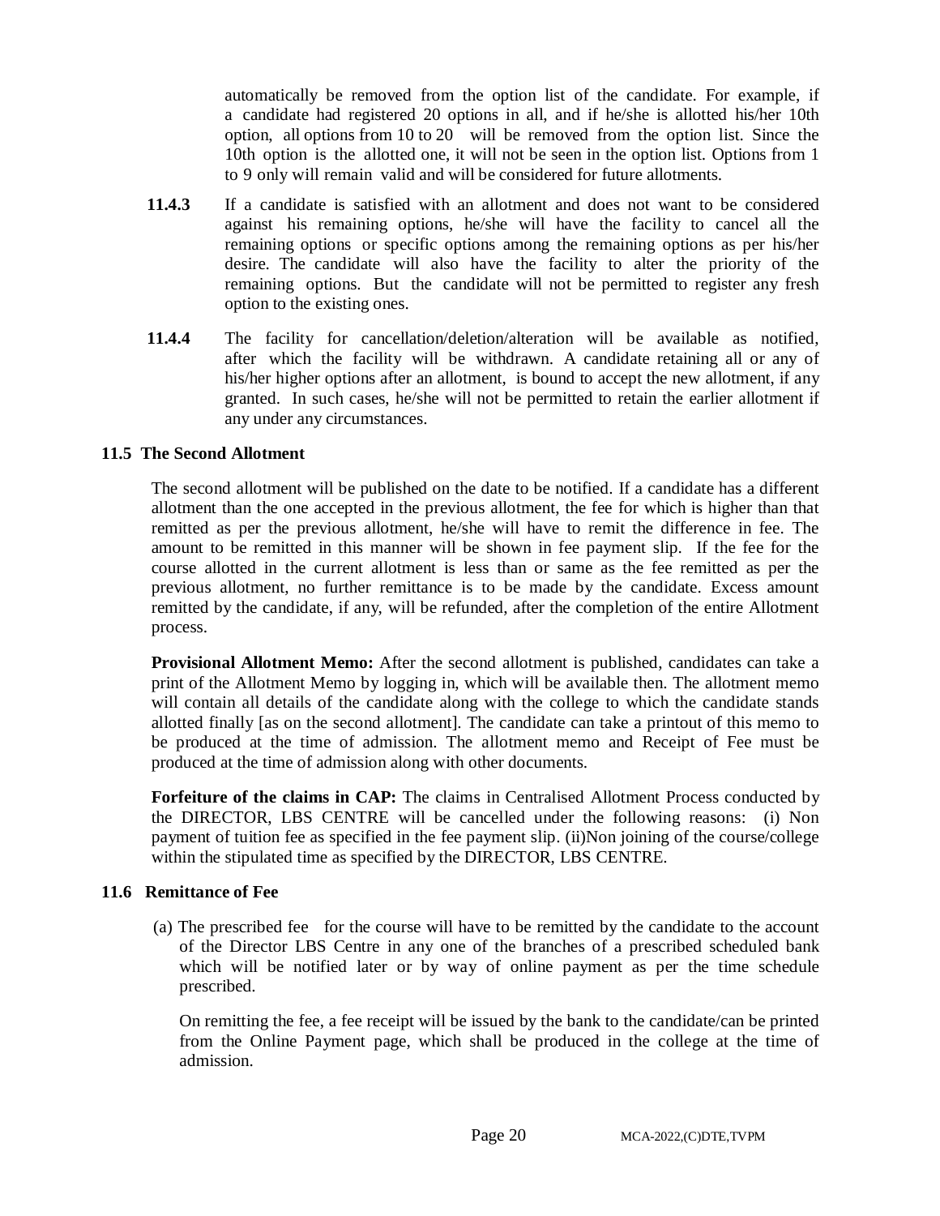automatically be removed from the option list of the candidate. For example, if a candidate had registered 20 options in all, and if he/she is allotted his/her 10th option, all options from 10 to 20 will be removed from the option list. Since the 10th option is the allotted one, it will not be seen in the option list. Options from 1 to 9 only will remain valid and will be considered for future allotments.

**11.4.3** If a candidate is satisfied with an allotment and does not want to be considered against his remaining options, he/she will have the facility to cancel all the remaining options or specific options among the remaining options as per his/her desire. The candidate will also have the facility to alter the priority of the remaining options. But the candidate will not be permitted to register any fresh option to the existing ones.

**11.4.4** The facility for cancellation/deletion/alteration will be available as notified, after which the facility will be withdrawn. A candidate retaining all or any of his/her higher options after an allotment, is bound to accept the new allotment, if any granted. In such cases, he/she will not be permitted to retain the earlier allotment if any under any circumstances.

### 11.5 The Second Allotment

The second allotment will be published on the date to be notified. If a candidate has a different allotment than the one accepted in the previous allotment, the fee for which is higher than that remitted as per the previous allotment, he/she will have to remit the difference in fee. The amount to be remitted in this manner will be shown in fee payment slip. If the fee for the course allotted in the current allotment is less than or same as the fee remitted as per the previous allotment, no further remittance is to be made by the candidate. Excess amount remitted by the candidate, if any, will be refunded, after the completion of the entire Allotment process.

**Provisional Allotment Memo:** After the second allotment is published, candidates can take a print of the Allotment Memo by logging in, which will be available then. The allotment memo will contain all details of the candidate along with the college to which the candidate stands allotted finally [as on the second allotment]. The candidate can take a printout of this memo to be produced at the time of admission. The allotment memo and Receipt of Fee must be produced at the time of admission along with other documents.

**Forfeiture of the claims in CAP:** The claims in Centralised Allotment Process conducted by the DIRECTOR, LBS CENTRE will be cancelled under the following reasons: (i) Non payment of tuition fee as specified in the fee payment slip. (ii)Non joining of the course/college within the stipulated time as specified by the DIRECTOR, LBS CENTRE.

### 11.6 Remittance of Fee

(a) The prescribed fee for the course will have to be remitted by the candidate to the account of the Director LBS Centre in any one of the branches of a prescribed scheduled bank which will be notified later or by way of online payment as per the time schedule prescribed.

On remitting the fee, a fee receipt will be issued by the bank to the candidate/can be printed from the Online Payment page, which shall be produced in the college at the time of admission.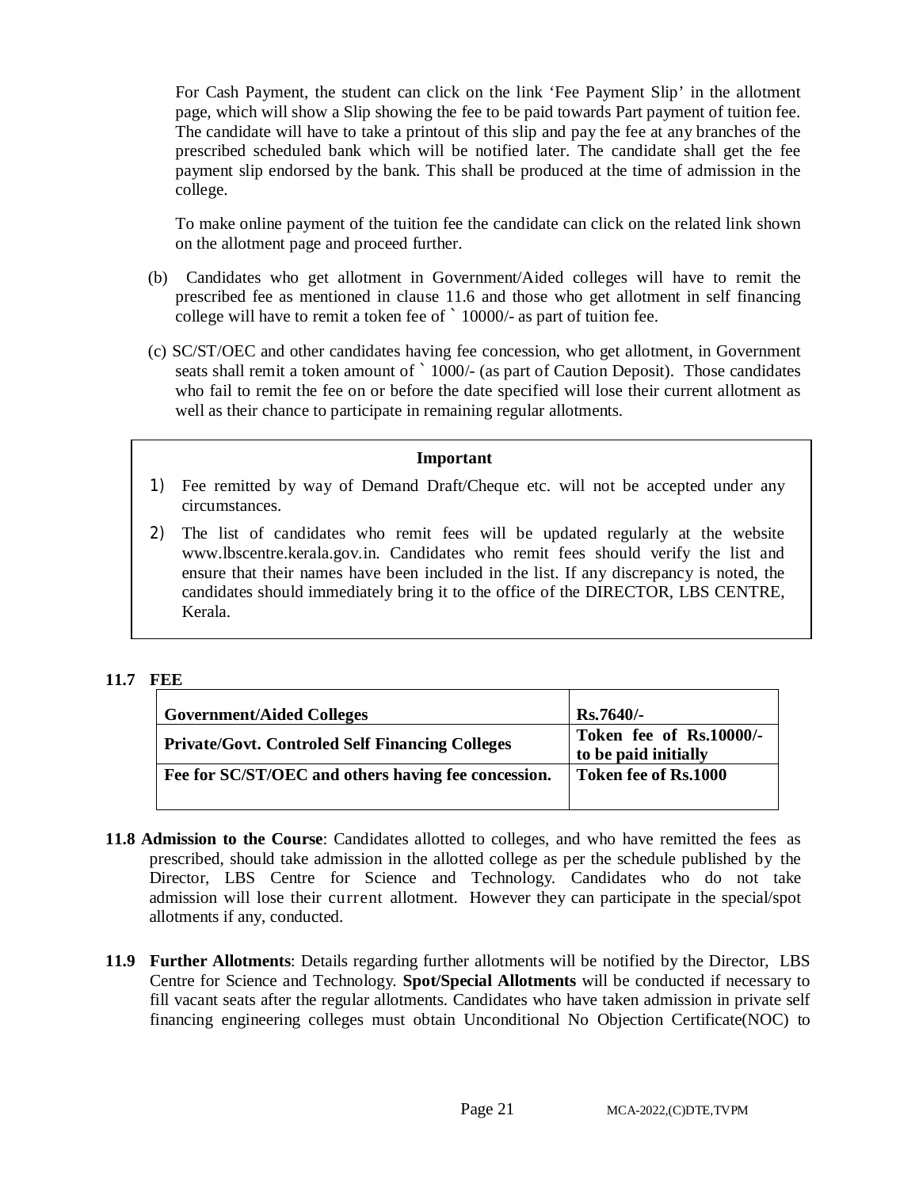For Cash Payment, the student can click on the link 'Fee Payment Slip' in the allotment page, which will show a Slip showing the fee to be paid towards Part payment of tuition fee. The candidate will have to take a printout of this slip and pay the fee at any branches of the prescribed scheduled bank which will be notified later. The candidate shall get the fee payment slip endorsed by the bank. This shall be produced at the time of admission in the college.

To make online payment of the tuition fee the candidate can click on the related link shown on the allotment page and proceed further.

(b) Candidates who get allotment in Government/Aided colleges will have to remit the prescribed fee as mentioned in clause 11.6 and those who get allotment in self financing college will have to remit a token fee of ` 10000/- as part of tuition fee.

(c) SC/ST/OEC and other candidates having fee concession, who get allotment, in Government seats shall remit a token amount of ` 1000/- (as part of Caution Deposit). Those candidates who fail to remit the fee on or before the date specified will lose their current allotment as well as their chance to participate in remaining regular allotments.

**Important**

1) Fee remitted by way of Demand Draft/Cheque etc. will not be accepted under any circumstances.
2) The list of candidates who remit fees will be updated regularly at the website www.lbscentre.kerala.gov.in. Candidates who remit fees should verify the list and ensure that their names have been included in the list. If any discrepancy is noted, the candidates should immediately bring it to the office of the DIRECTOR, LBS CENTRE, Kerala.

**11.7 FEE**

| **Government/Aided Colleges** | **Rs.7640/-** |
|---|---|
| **Private/Govt. Controled Self Financing Colleges** | **Token fee of Rs.10000/- to be paid initially** |
| **Fee for SC/ST/OEC and others having fee concession.** | **Token fee of Rs.1000** |

**11.8 Admission to the Course**: Candidates allotted to colleges, and who have remitted the fees as prescribed, should take admission in the allotted college as per the schedule published by the Director, LBS Centre for Science and Technology. Candidates who do not take admission will lose their current allotment. However they can participate in the special/spot allotments if any, conducted.

**11.9 Further Allotments**: Details regarding further allotments will be notified by the Director, LBS Centre for Science and Technology. **Spot/Special Allotments** will be conducted if necessary to fill vacant seats after the regular allotments. Candidates who have taken admission in private self financing engineering colleges must obtain Unconditional No Objection Certificate(NOC) to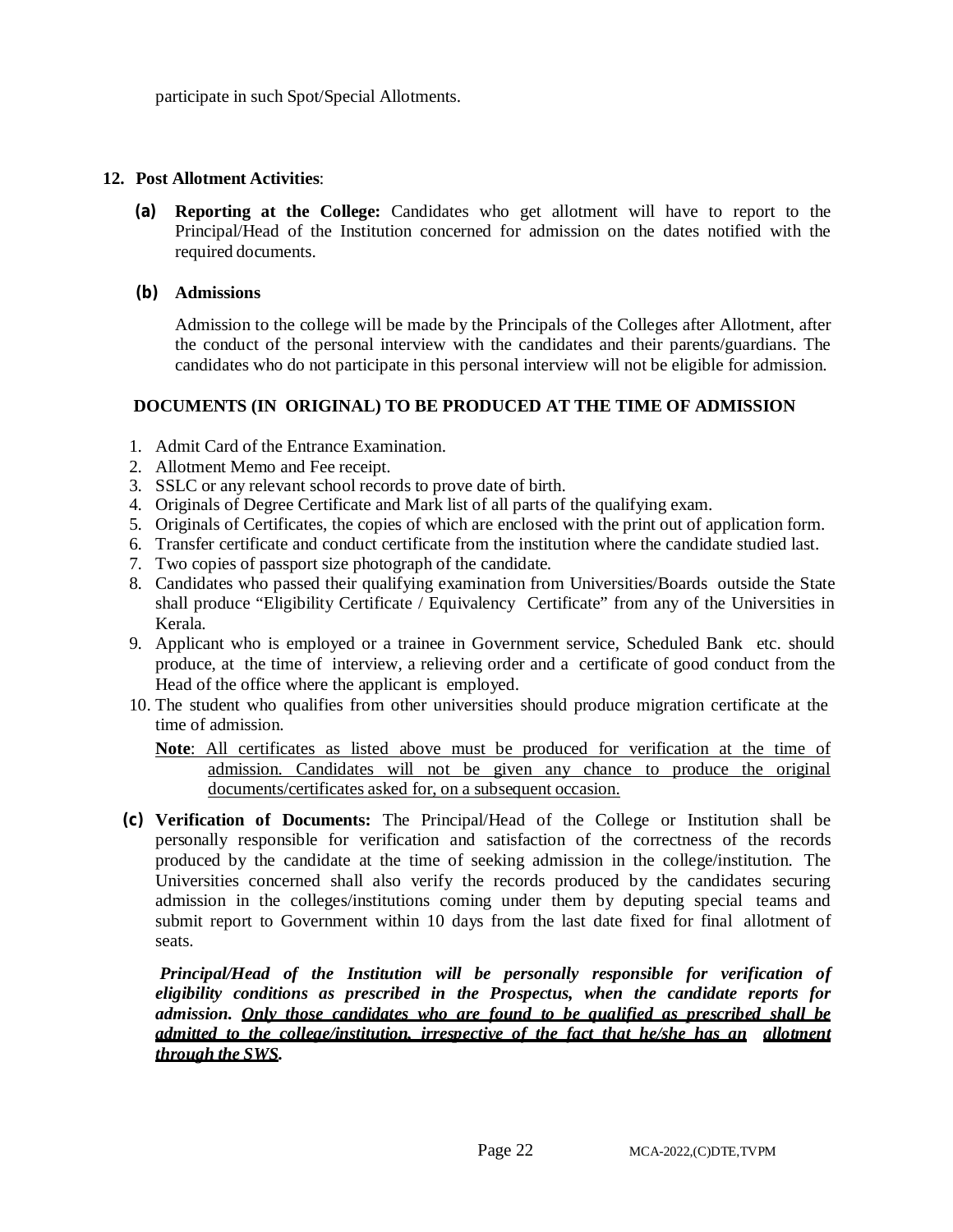participate in such Spot/Special Allotments.

## 12. Post Allotment Activities:

**(a) Reporting at the College:** Candidates who get allotment will have to report to the Principal/Head of the Institution concerned for admission on the dates notified with the required documents.

**(b) Admissions**

Admission to the college will be made by the Principals of the Colleges after Allotment, after the conduct of the personal interview with the candidates and their parents/guardians. The candidates who do not participate in this personal interview will not be eligible for admission.

### DOCUMENTS (IN ORIGINAL) TO BE PRODUCED AT THE TIME OF ADMISSION

1. Admit Card of the Entrance Examination.
2. Allotment Memo and Fee receipt.
3. SSLC or any relevant school records to prove date of birth.
4. Originals of Degree Certificate and Mark list of all parts of the qualifying exam.
5. Originals of Certificates, the copies of which are enclosed with the print out of application form.
6. Transfer certificate and conduct certificate from the institution where the candidate studied last.
7. Two copies of passport size photograph of the candidate.
8. Candidates who passed their qualifying examination from Universities/Boards outside the State shall produce "Eligibility Certificate / Equivalency Certificate" from any of the Universities in Kerala.
9. Applicant who is employed or a trainee in Government service, Scheduled Bank etc. should produce, at the time of interview, a relieving order and a certificate of good conduct from the Head of the office where the applicant is employed.
10. The student who qualifies from other universities should produce migration certificate at the time of admission.

**Note**: <u>All certificates as listed above must be produced for verification at the time of admission. Candidates will not be given any chance to produce the original documents/certificates asked for, on a subsequent occasion.</u>

**(c) Verification of Documents:** The Principal/Head of the College or Institution shall be personally responsible for verification and satisfaction of the correctness of the records produced by the candidate at the time of seeking admission in the college/institution. The Universities concerned shall also verify the records produced by the candidates securing admission in the colleges/institutions coming under them by deputing special teams and submit report to Government within 10 days from the last date fixed for final allotment of seats.

***Principal/Head of the Institution will be personally responsible for verification of eligibility conditions as prescribed in the Prospectus, when the candidate reports for admission. <u>Only those candidates who are found to be qualified as prescribed shall be admitted to the college/institution, irrespective of the fact that he/she has an allotment through the SWS</u>.***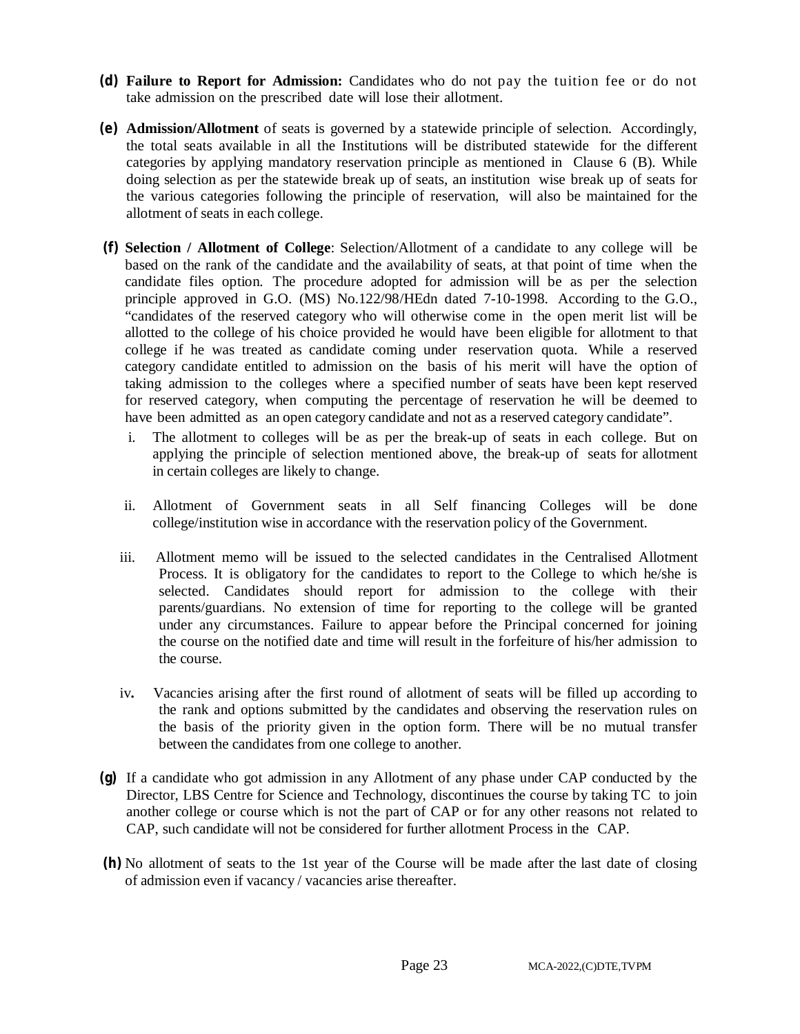**(d) Failure to Report for Admission:** Candidates who do not pay the tuition fee or do not take admission on the prescribed date will lose their allotment.

**(e) Admission/Allotment** of seats is governed by a statewide principle of selection. Accordingly, the total seats available in all the Institutions will be distributed statewide for the different categories by applying mandatory reservation principle as mentioned in Clause 6 (B). While doing selection as per the statewide break up of seats, an institution wise break up of seats for the various categories following the principle of reservation, will also be maintained for the allotment of seats in each college.

**(f) Selection / Allotment of College**: Selection/Allotment of a candidate to any college will be based on the rank of the candidate and the availability of seats, at that point of time when the candidate files option. The procedure adopted for admission will be as per the selection principle approved in G.O. (MS) No.122/98/HEdn dated 7-10-1998. According to the G.O., "candidates of the reserved category who will otherwise come in the open merit list will be allotted to the college of his choice provided he would have been eligible for allotment to that college if he was treated as candidate coming under reservation quota. While a reserved category candidate entitled to admission on the basis of his merit will have the option of taking admission to the colleges where a specified number of seats have been kept reserved for reserved category, when computing the percentage of reservation he will be deemed to have been admitted as an open category candidate and not as a reserved category candidate".

i. The allotment to colleges will be as per the break-up of seats in each college. But on applying the principle of selection mentioned above, the break-up of seats for allotment in certain colleges are likely to change.

ii. Allotment of Government seats in all Self financing Colleges will be done college/institution wise in accordance with the reservation policy of the Government.

iii. Allotment memo will be issued to the selected candidates in the Centralised Allotment Process. It is obligatory for the candidates to report to the College to which he/she is selected. Candidates should report for admission to the college with their parents/guardians. No extension of time for reporting to the college will be granted under any circumstances. Failure to appear before the Principal concerned for joining the course on the notified date and time will result in the forfeiture of his/her admission to the course.

iv. Vacancies arising after the first round of allotment of seats will be filled up according to the rank and options submitted by the candidates and observing the reservation rules on the basis of the priority given in the option form. There will be no mutual transfer between the candidates from one college to another.

**(g)** If a candidate who got admission in any Allotment of any phase under CAP conducted by the Director, LBS Centre for Science and Technology, discontinues the course by taking TC to join another college or course which is not the part of CAP or for any other reasons not related to CAP, such candidate will not be considered for further allotment Process in the CAP.

**(h)** No allotment of seats to the 1st year of the Course will be made after the last date of closing of admission even if vacancy / vacancies arise thereafter.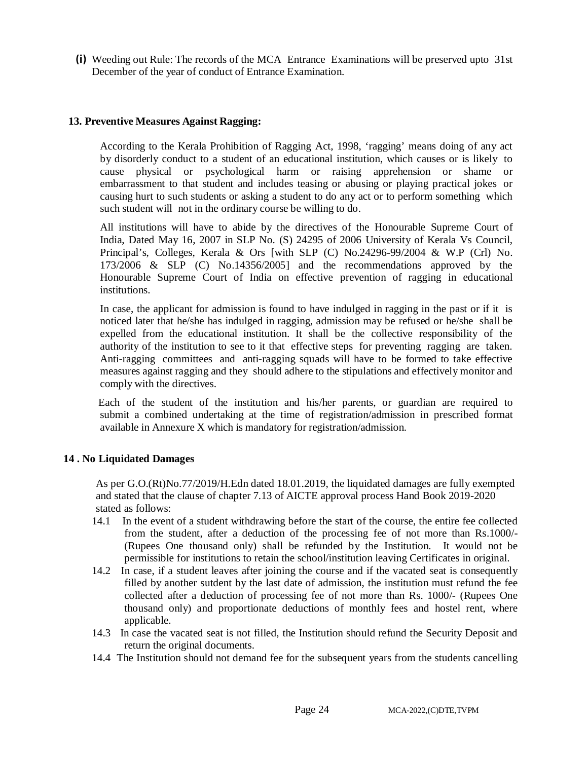**(i)** Weeding out Rule: The records of the MCA Entrance Examinations will be preserved upto 31st December of the year of conduct of Entrance Examination.

## 13. Preventive Measures Against Ragging:

According to the Kerala Prohibition of Ragging Act, 1998, 'ragging' means doing of any act by disorderly conduct to a student of an educational institution, which causes or is likely to cause physical or psychological harm or raising apprehension or shame or embarrassment to that student and includes teasing or abusing or playing practical jokes or causing hurt to such students or asking a student to do any act or to perform something which such student will not in the ordinary course be willing to do.

All institutions will have to abide by the directives of the Honourable Supreme Court of India, Dated May 16, 2007 in SLP No. (S) 24295 of 2006 University of Kerala Vs Council, Principal's, Colleges, Kerala & Ors [with SLP (C) No.24296-99/2004 & W.P (Crl) No. 173/2006 & SLP (C) No.14356/2005] and the recommendations approved by the Honourable Supreme Court of India on effective prevention of ragging in educational institutions.

In case, the applicant for admission is found to have indulged in ragging in the past or if it is noticed later that he/she has indulged in ragging, admission may be refused or he/she shall be expelled from the educational institution. It shall be the collective responsibility of the authority of the institution to see to it that effective steps for preventing ragging are taken. Anti-ragging committees and anti-ragging squads will have to be formed to take effective measures against ragging and they should adhere to the stipulations and effectively monitor and comply with the directives.

Each of the student of the institution and his/her parents, or guardian are required to submit a combined undertaking at the time of registration/admission in prescribed format available in Annexure X which is mandatory for registration/admission.

## 14 . No Liquidated Damages

As per G.O.(Rt)No.77/2019/H.Edn dated 18.01.2019, the liquidated damages are fully exempted and stated that the clause of chapter 7.13 of AICTE approval process Hand Book 2019-2020 stated as follows:

14.1 In the event of a student withdrawing before the start of the course, the entire fee collected from the student, after a deduction of the processing fee of not more than Rs.1000/- (Rupees One thousand only) shall be refunded by the Institution. It would not be permissible for institutions to retain the school/institution leaving Certificates in original.

14.2 In case, if a student leaves after joining the course and if the vacated seat is consequently filled by another sutdent by the last date of admission, the institution must refund the fee collected after a deduction of processing fee of not more than Rs. 1000/- (Rupees One thousand only) and proportionate deductions of monthly fees and hostel rent, where applicable.

14.3 In case the vacated seat is not filled, the Institution should refund the Security Deposit and return the original documents.

14.4 The Institution should not demand fee for the subsequent years from the students cancelling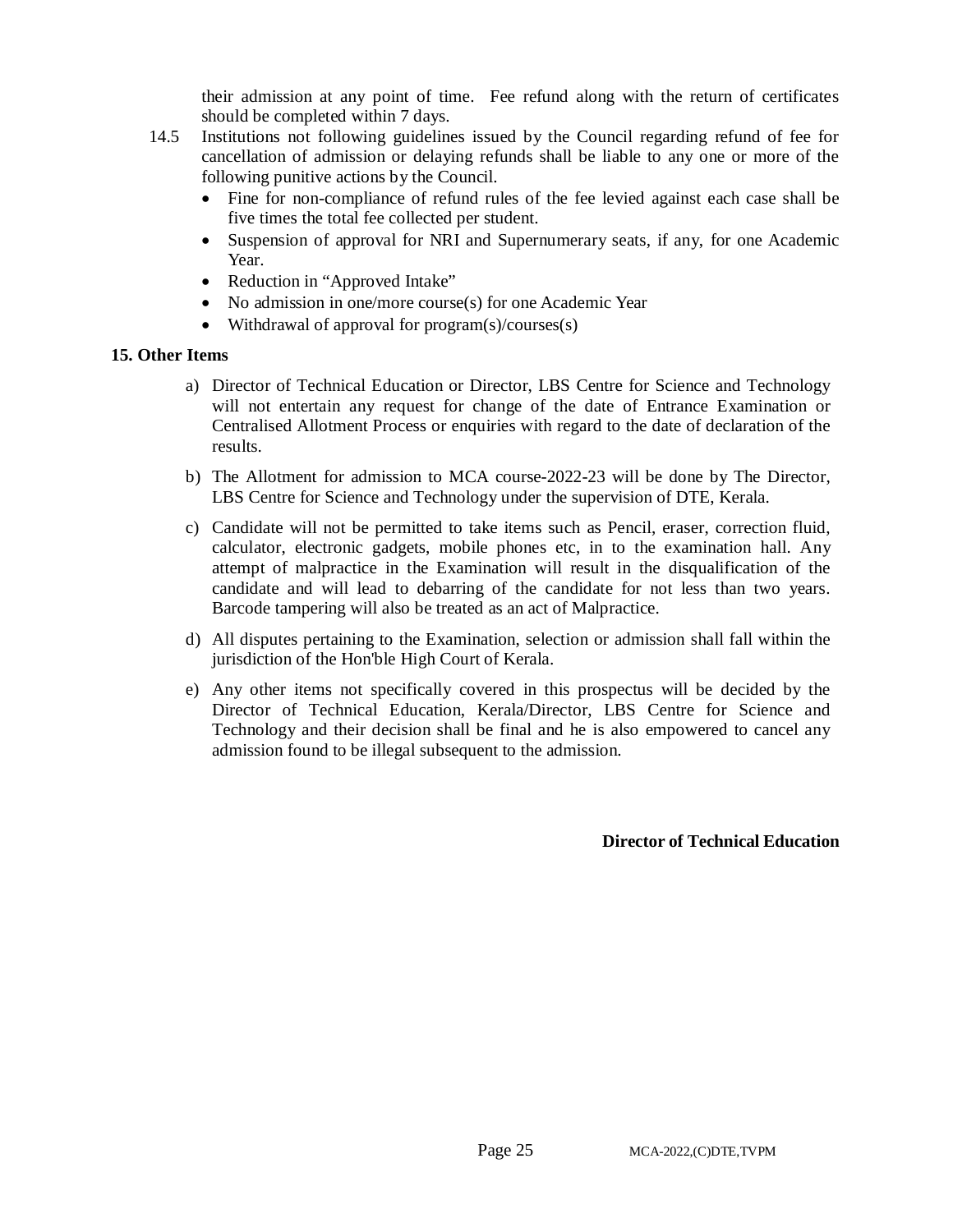their admission at any point of time. Fee refund along with the return of certificates should be completed within 7 days.

14.5 Institutions not following guidelines issued by the Council regarding refund of fee for cancellation of admission or delaying refunds shall be liable to any one or more of the following punitive actions by the Council.

- Fine for non-compliance of refund rules of the fee levied against each case shall be five times the total fee collected per student.
- Suspension of approval for NRI and Supernumerary seats, if any, for one Academic Year.
- Reduction in "Approved Intake"
- No admission in one/more course(s) for one Academic Year
- Withdrawal of approval for program(s)/courses(s)

**15. Other Items**

a) Director of Technical Education or Director, LBS Centre for Science and Technology will not entertain any request for change of the date of Entrance Examination or Centralised Allotment Process or enquiries with regard to the date of declaration of the results.

b) The Allotment for admission to MCA course-2022-23 will be done by The Director, LBS Centre for Science and Technology under the supervision of DTE, Kerala.

c) Candidate will not be permitted to take items such as Pencil, eraser, correction fluid, calculator, electronic gadgets, mobile phones etc, in to the examination hall. Any attempt of malpractice in the Examination will result in the disqualification of the candidate and will lead to debarring of the candidate for not less than two years. Barcode tampering will also be treated as an act of Malpractice.

d) All disputes pertaining to the Examination, selection or admission shall fall within the jurisdiction of the Hon'ble High Court of Kerala.

e) Any other items not specifically covered in this prospectus will be decided by the Director of Technical Education, Kerala/Director, LBS Centre for Science and Technology and their decision shall be final and he is also empowered to cancel any admission found to be illegal subsequent to the admission.

**Director of Technical Education**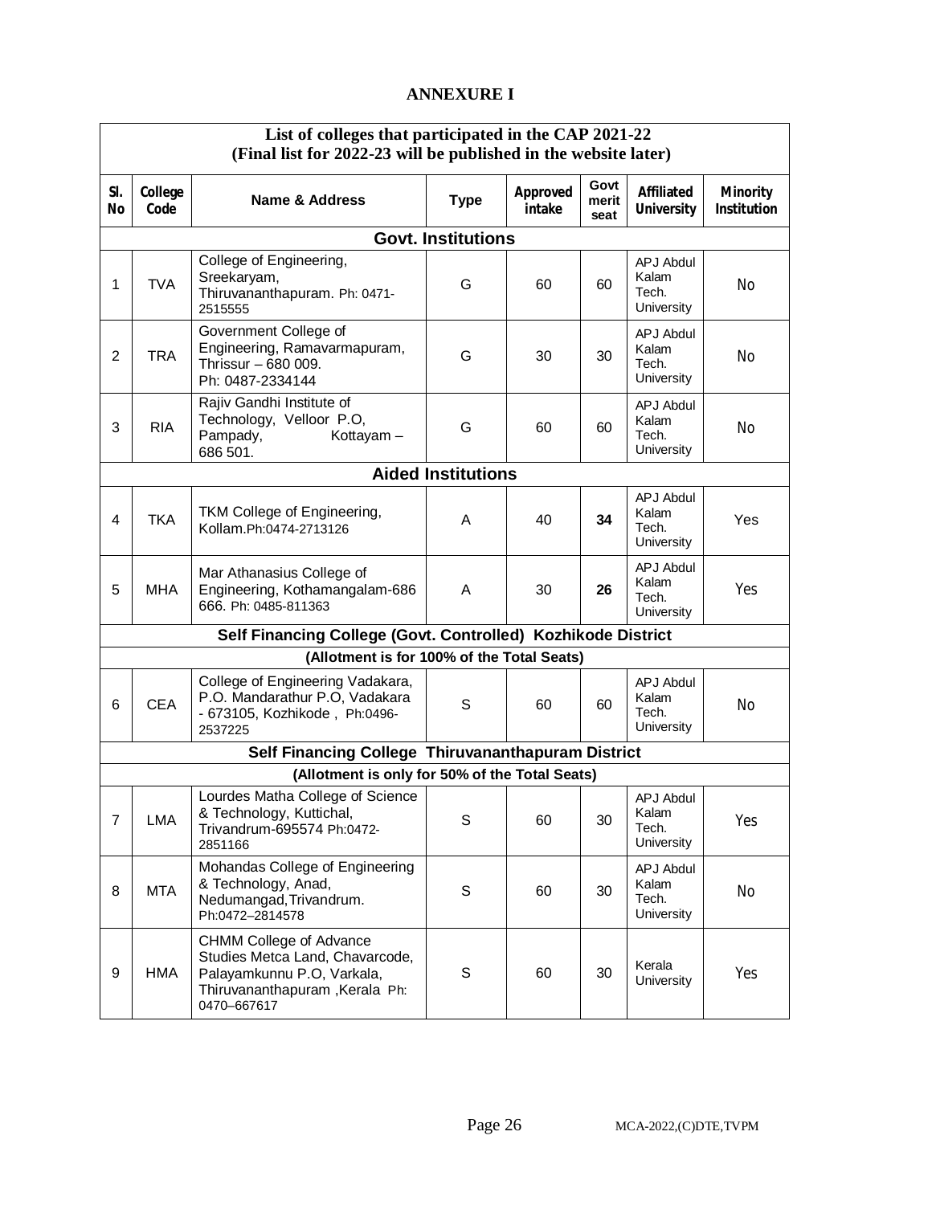# ANNEXURE I

| List of colleges that participated in the CAP 2021-22 (Final list for 2022-23 will be published in the website later) | | | | | | | |
|---|---|---|---|---|---|---|---|
| **Sl. No** | **College Code** | **Name & Address** | **Type** | **Approved intake** | **Govt merit seat** | **Affiliated University** | **Minority Institution** |
| **Govt. Institutions** | | | | | | | |
| 1 | TVA | College of Engineering, Sreekaryam, Thiruvananthapuram. Ph: 0471-2515555 | G | 60 | 60 | APJ Abdul Kalam Tech. University | No |
| 2 | TRA | Government College of Engineering, Ramavarmapuram, Thrissur – 680 009. Ph: 0487-2334144 | G | 30 | 30 | APJ Abdul Kalam Tech. University | No |
| 3 | RIA | Rajiv Gandhi Institute of Technology, Velloor P.O, Pampady, Kottayam – 686 501. | G | 60 | 60 | APJ Abdul Kalam Tech. University | No |
| **Aided Institutions** | | | | | | | |
| 4 | TKA | TKM College of Engineering, Kollam.Ph:0474-2713126 | A | 40 | **34** | APJ Abdul Kalam Tech. University | Yes |
| 5 | MHA | Mar Athanasius College of Engineering, Kothamangalam-686 666. Ph: 0485-811363 | A | 30 | **26** | APJ Abdul Kalam Tech. University | Yes |
| **Self Financing College (Govt. Controlled) Kozhikode District** | | | | | | | |
| **(Allotment is for 100% of the Total Seats)** | | | | | | | |
| 6 | CEA | College of Engineering Vadakara, P.O. Mandarathur P.O, Vadakara - 673105, Kozhikode , Ph:0496-2537225 | S | 60 | 60 | APJ Abdul Kalam Tech. University | No |
| **Self Financing College Thiruvananthapuram District** | | | | | | | |
| **(Allotment is only for 50% of the Total Seats)** | | | | | | | |
| 7 | LMA | Lourdes Matha College of Science & Technology, Kuttichal, Trivandrum-695574 Ph:0472-2851166 | S | 60 | 30 | APJ Abdul Kalam Tech. University | Yes |
| 8 | MTA | Mohandas College of Engineering & Technology, Anad, Nedumangad,Trivandrum. Ph:0472–2814578 | S | 60 | 30 | APJ Abdul Kalam Tech. University | No |
| 9 | HMA | CHMM College of Advance Studies Metca Land, Chavarcode, Palayamkunnu P.O, Varkala, Thiruvananthapuram ,Kerala Ph: 0470–667617 | S | 60 | 30 | Kerala University | Yes |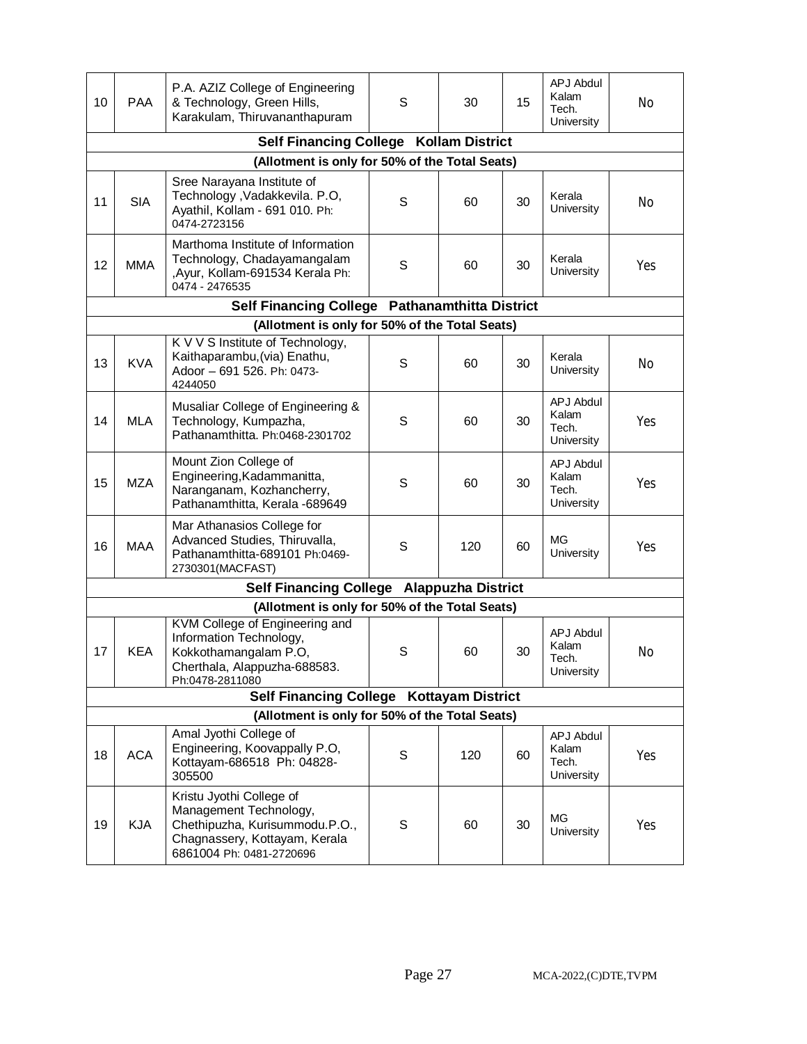| 10 | PAA | P.A. AZIZ College of Engineering & Technology, Green Hills, Karakulam, Thiruvananthapuram | S | 30 | 15 | APJ Abdul Kalam Tech. University | No |
|---|---|---|---|---|---|---|---|
| **Self Financing College Kollam District** | | | | | | | |
| **(Allotment is only for 50% of the Total Seats)** | | | | | | | |
| 11 | SIA | Sree Narayana Institute of Technology ,Vadakkevila. P.O, Ayathil, Kollam - 691 010. Ph: 0474-2723156 | S | 60 | 30 | Kerala University | No |
| 12 | MMA | Marthoma Institute of Information Technology, Chadayamangalam ,Ayur, Kollam-691534 Kerala Ph: 0474 - 2476535 | S | 60 | 30 | Kerala University | Yes |
| **Self Financing College Pathanamthitta District** | | | | | | | |
| **(Allotment is only for 50% of the Total Seats)** | | | | | | | |
| 13 | KVA | K V V S Institute of Technology, Kaithaparambu,(via) Enathu, Adoor – 691 526. Ph: 0473-4244050 | S | 60 | 30 | Kerala University | No |
| 14 | MLA | Musaliar College of Engineering & Technology, Kumpazha, Pathanamthitta. Ph:0468-2301702 | S | 60 | 30 | APJ Abdul Kalam Tech. University | Yes |
| 15 | MZA | Mount Zion College of Engineering,Kadammanitta, Naranganam, Kozhancherry, Pathanamthitta, Kerala -689649 | S | 60 | 30 | APJ Abdul Kalam Tech. University | Yes |
| 16 | MAA | Mar Athanasios College for Advanced Studies, Thiruvalla, Pathanamthitta-689101 Ph:0469-2730301(MACFAST) | S | 120 | 60 | MG University | Yes |
| **Self Financing College Alappuzha District** | | | | | | | |
| **(Allotment is only for 50% of the Total Seats)** | | | | | | | |
| 17 | KEA | KVM College of Engineering and Information Technology, Kokkothamangalam P.O, Cherthala, Alappuzha-688583. Ph:0478-2811080 | S | 60 | 30 | APJ Abdul Kalam Tech. University | No |
| **Self Financing College Kottayam District** | | | | | | | |
| **(Allotment is only for 50% of the Total Seats)** | | | | | | | |
| 18 | ACA | Amal Jyothi College of Engineering, Koovappally P.O, Kottayam-686518 Ph: 04828-305500 | S | 120 | 60 | APJ Abdul Kalam Tech. University | Yes |
| 19 | KJA | Kristu Jyothi College of Management Technology, Chethipuzha, Kurisummodu.P.O., Chagnassery, Kottayam, Kerala 6861004 Ph: 0481-2720696 | S | 60 | 30 | MG University | Yes |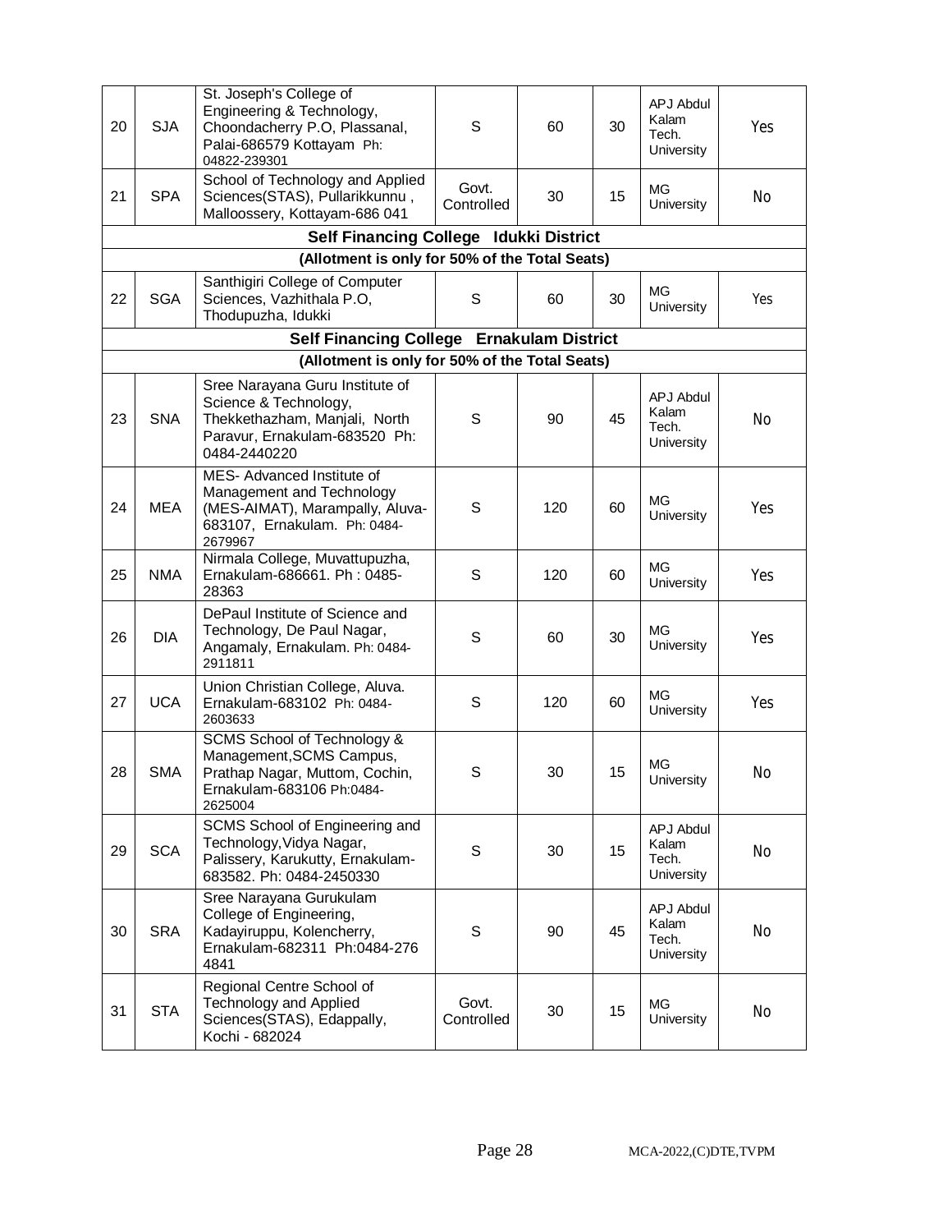| 20 | SJA | St. Joseph's College of Engineering & Technology, Choondacherry P.O, Plassanal, Palai-686579 Kottayam Ph: 04822-239301 | S | 60 | 30 | APJ Abdul Kalam Tech. University | Yes |
|---|---|---|---|---|---|---|---|
| 21 | SPA | School of Technology and Applied Sciences(STAS), Pullarikkunnu , Malloossery, Kottayam-686 041 | Govt. Controlled | 30 | 15 | MG University | No |
| **Self Financing College Idukki District** | | | | | | | |
| **(Allotment is only for 50% of the Total Seats)** | | | | | | | |
| 22 | SGA | Santhigiri College of Computer Sciences, Vazhithala P.O, Thodupuzha, Idukki | S | 60 | 30 | MG University | Yes |
| **Self Financing College Ernakulam District** | | | | | | | |
| **(Allotment is only for 50% of the Total Seats)** | | | | | | | |
| 23 | SNA | Sree Narayana Guru Institute of Science & Technology, Thekkethazham, Manjali, North Paravur, Ernakulam-683520 Ph: 0484-2440220 | S | 90 | 45 | APJ Abdul Kalam Tech. University | No |
| 24 | MEA | MES- Advanced Institute of Management and Technology (MES-AIMAT), Marampally, Aluva-683107, Ernakulam. Ph: 0484-2679967 | S | 120 | 60 | MG University | Yes |
| 25 | NMA | Nirmala College, Muvattupuzha, Ernakulam-686661. Ph : 0485-28363 | S | 120 | 60 | MG University | Yes |
| 26 | DIA | DePaul Institute of Science and Technology, De Paul Nagar, Angamaly, Ernakulam. Ph: 0484-2911811 | S | 60 | 30 | MG University | Yes |
| 27 | UCA | Union Christian College, Aluva. Ernakulam-683102 Ph: 0484-2603633 | S | 120 | 60 | MG University | Yes |
| 28 | SMA | SCMS School of Technology & Management,SCMS Campus, Prathap Nagar, Muttom, Cochin, Ernakulam-683106 Ph:0484-2625004 | S | 30 | 15 | MG University | No |
| 29 | SCA | SCMS School of Engineering and Technology,Vidya Nagar, Palissery, Karukutty, Ernakulam-683582. Ph: 0484-2450330 | S | 30 | 15 | APJ Abdul Kalam Tech. University | No |
| 30 | SRA | Sree Narayana Gurukulam College of Engineering, Kadayiruppu, Kolencherry, Ernakulam-682311 Ph:0484-276 4841 | S | 90 | 45 | APJ Abdul Kalam Tech. University | No |
| 31 | STA | Regional Centre School of Technology and Applied Sciences(STAS), Edappally, Kochi - 682024 | Govt. Controlled | 30 | 15 | MG University | No |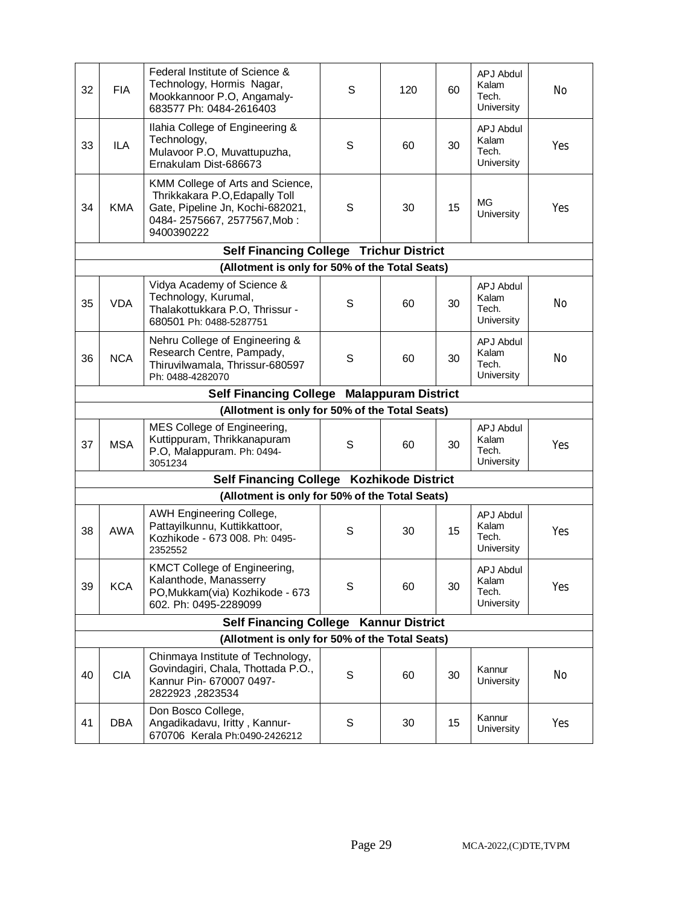| | | | | | | | |
|---|---|---|---|---|---|---|---|
| 32 | FIA | Federal Institute of Science & Technology, Hormis Nagar, Mookkannoor P.O, Angamaly-683577 Ph: 0484-2616403 | S | 120 | 60 | APJ Abdul Kalam Tech. University | No |
| 33 | ILA | Ilahia College of Engineering & Technology, Mulavoor P.O, Muvattupuzha, Ernakulam Dist-686673 | S | 60 | 30 | APJ Abdul Kalam Tech. University | Yes |
| 34 | KMA | KMM College of Arts and Science, Thrikkakara P.O,Edapally Toll Gate, Pipeline Jn, Kochi-682021, 0484- 2575667, 2577567,Mob : 9400390222 | S | 30 | 15 | MG University | Yes |
| **Self Financing College Trichur District** | | | | | | | |
| **(Allotment is only for 50% of the Total Seats)** | | | | | | | |
| 35 | VDA | Vidya Academy of Science & Technology, Kurumal, Thalakottukkara P.O, Thrissur - 680501 Ph: 0488-5287751 | S | 60 | 30 | APJ Abdul Kalam Tech. University | No |
| 36 | NCA | Nehru College of Engineering & Research Centre, Pampady, Thiruvilwamala, Thrissur-680597 Ph: 0488-4282070 | S | 60 | 30 | APJ Abdul Kalam Tech. University | No |
| **Self Financing College Malappuram District** | | | | | | | |
| **(Allotment is only for 50% of the Total Seats)** | | | | | | | |
| 37 | MSA | MES College of Engineering, Kuttippuram, Thrikkanapuram P.O, Malappuram. Ph: 0494-3051234 | S | 60 | 30 | APJ Abdul Kalam Tech. University | Yes |
| **Self Financing College Kozhikode District** | | | | | | | |
| **(Allotment is only for 50% of the Total Seats)** | | | | | | | |
| 38 | AWA | AWH Engineering College, Pattayilkunnu, Kuttikkattoor, Kozhikode - 673 008. Ph: 0495-2352552 | S | 30 | 15 | APJ Abdul Kalam Tech. University | Yes |
| 39 | KCA | KMCT College of Engineering, Kalanthode, Manasserry PO,Mukkam(via) Kozhikode - 673 602. Ph: 0495-2289099 | S | 60 | 30 | APJ Abdul Kalam Tech. University | Yes |
| **Self Financing College Kannur District** | | | | | | | |
| **(Allotment is only for 50% of the Total Seats)** | | | | | | | |
| 40 | CIA | Chinmaya Institute of Technology, Govindagiri, Chala, Thottada P.O., Kannur Pin- 670007 0497-2822923 ,2823534 | S | 60 | 30 | Kannur University | No |
| 41 | DBA | Don Bosco College, Angadikadavu, Iritty , Kannur-670706 Kerala Ph:0490-2426212 | S | 30 | 15 | Kannur University | Yes |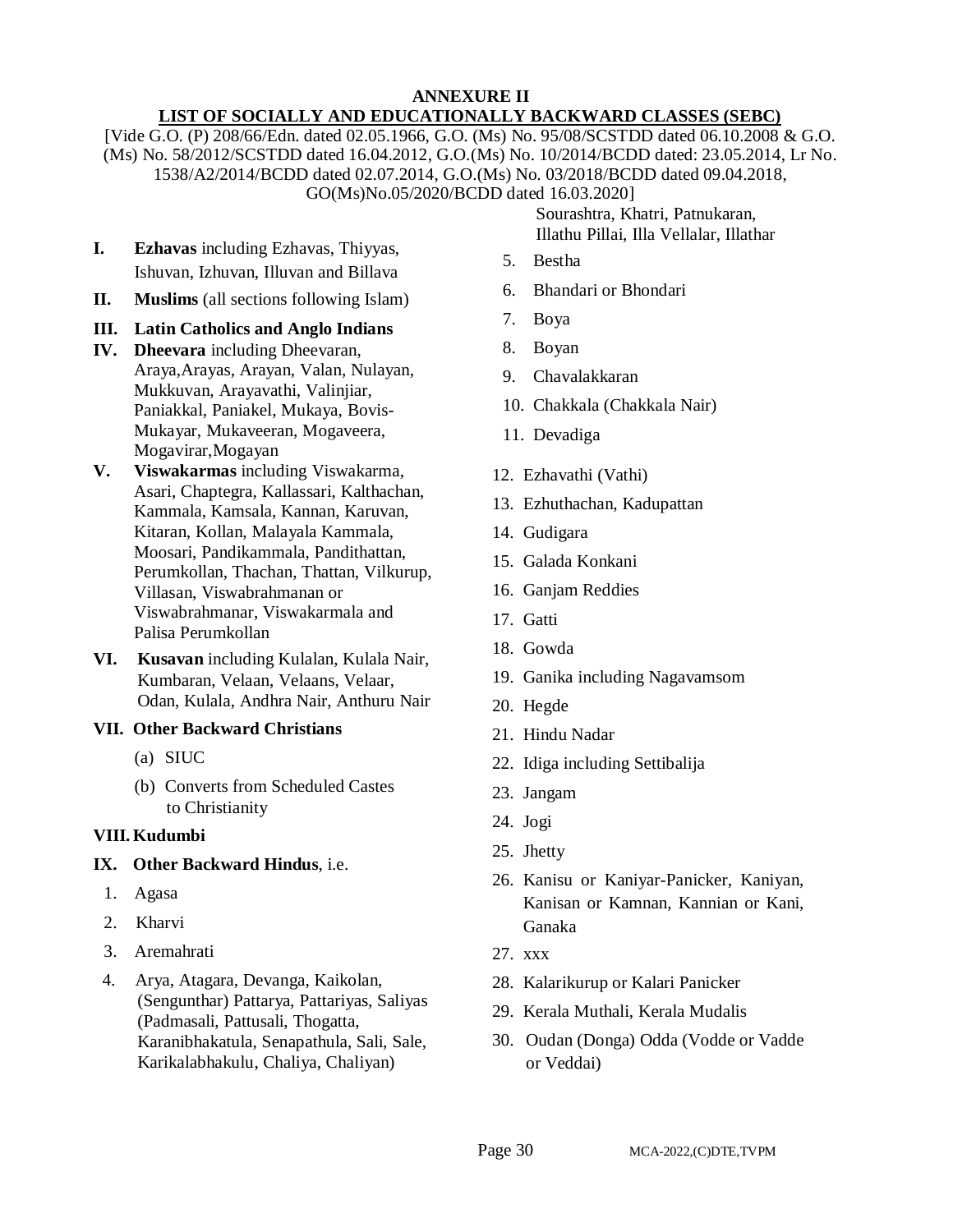# ANNEXURE II

## LIST OF SOCIALLY AND EDUCATIONALLY BACKWARD CLASSES (SEBC)

[Vide G.O. (P) 208/66/Edn. dated 02.05.1966, G.O. (Ms) No. 95/08/SCSTDD dated 06.10.2008 & G.O. (Ms) No. 58/2012/SCSTDD dated 16.04.2012, G.O.(Ms) No. 10/2014/BCDD dated: 23.05.2014, Lr No. 1538/A2/2014/BCDD dated 02.07.2014, G.O.(Ms) No. 03/2018/BCDD dated 09.04.2018, GO(Ms)No.05/2020/BCDD dated 16.03.2020]

I. **Ezhavas** including Ezhavas, Thiyyas, Ishuvan, Izhuvan, Illuvan and Billava

II. **Muslims** (all sections following Islam)

III. **Latin Catholics and Anglo Indians**

IV. **Dheevara** including Dheevaran, Araya,Arayas, Arayan, Valan, Nulayan, Mukkuvan, Arayavathi, Valinjiar, Paniakkal, Paniakel, Mukaya, Bovis-Mukayar, Mukaveeran, Mogaveera, Mogavirar,Mogayan

V. **Viswakarmas** including Viswakarma, Asari, Chaptegra, Kallassari, Kalthachan, Kammala, Kamsala, Kannan, Karuvan, Kitaran, Kollan, Malayala Kammala, Moosari, Pandikammala, Pandithattan, Perumkollan, Thachan, Thattan, Vilkurup, Villasan, Viswabrahmanan or Viswabrahmanar, Viswakarmala and Palisa Perumkollan

VI. **Kusavan** including Kulalan, Kulala Nair, Kumbaran, Velaan, Velaans, Velaar, Odan, Kulala, Andhra Nair, Anthuru Nair

VII. **Other Backward Christians**

(a) SIUC

(b) Converts from Scheduled Castes to Christianity

VIII. **Kudumbi**

IX. **Other Backward Hindus**, i.e.

1. Agasa
2. Kharvi
3. Aremahrati
4. Arya, Atagara, Devanga, Kaikolan, (Sengunthar) Pattarya, Pattariyas, Saliyas (Padmasali, Pattusali, Thogatta, Karanibhakatula, Senapathula, Sali, Sale, Karikalabhakulu, Chaliya, Chaliyan) Sourashtra, Khatri, Patnukaran, Illathu Pillai, Illa Vellalar, Illathar
5. Bestha
6. Bhandari or Bhondari
7. Boya
8. Boyan
9. Chavalakkaran
10. Chakkala (Chakkala Nair)
11. Devadiga
12. Ezhavathi (Vathi)
13. Ezhuthachan, Kadupattan
14. Gudigara
15. Galada Konkani
16. Ganjam Reddies
17. Gatti
18. Gowda
19. Ganika including Nagavamsom
20. Hegde
21. Hindu Nadar
22. Idiga including Settibalija
23. Jangam
24. Jogi
25. Jhetty
26. Kanisu or Kaniyar-Panicker, Kaniyan, Kanisan or Kamnan, Kannian or Kani, Ganaka
27. xxx
28. Kalarikurup or Kalari Panicker
29. Kerala Muthali, Kerala Mudalis
30. Oudan (Donga) Odda (Vodde or Vadde or Veddai)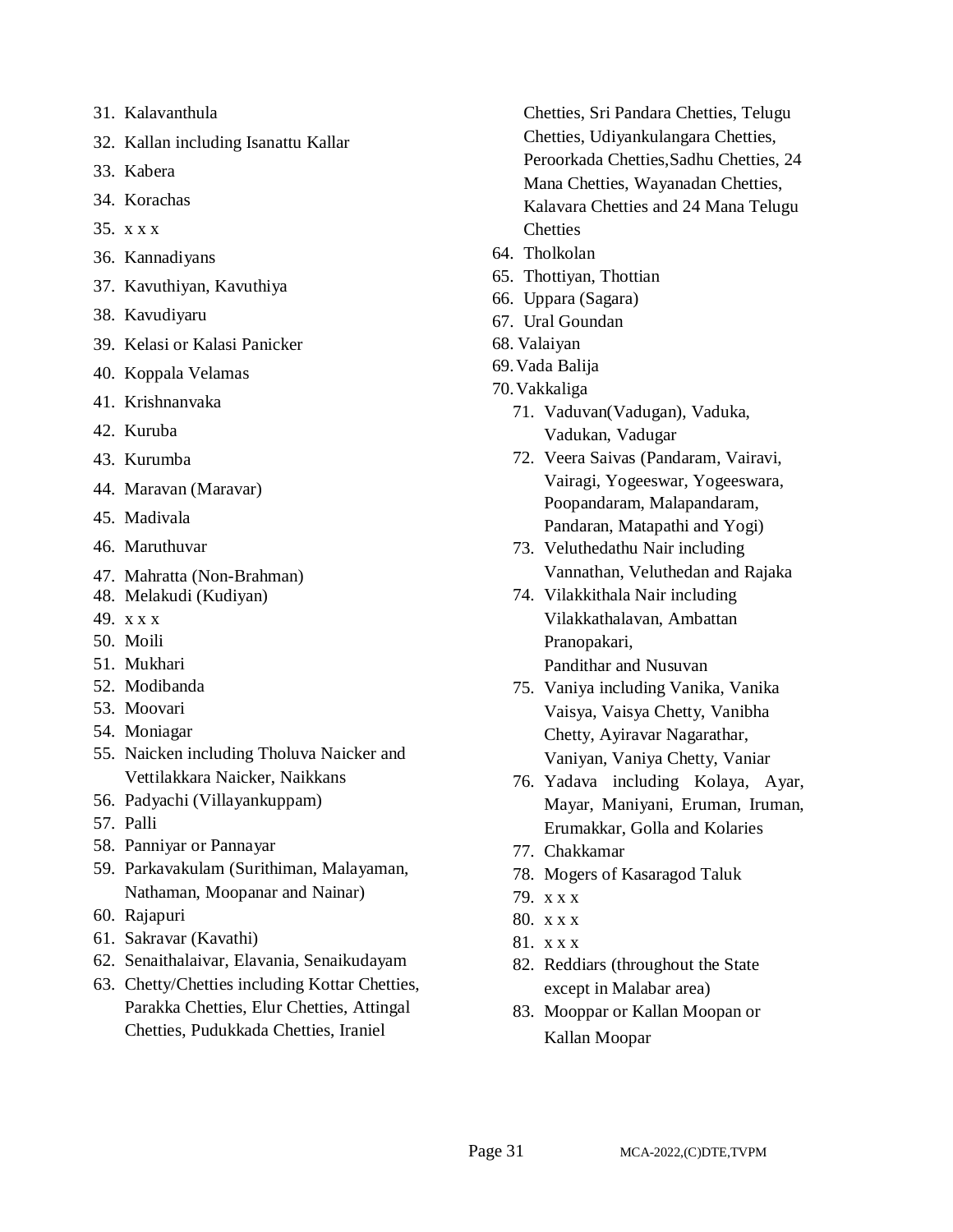31. Kalavanthula
32. Kallan including Isanattu Kallar
33. Kabera
34. Korachas
35. x x x
36. Kannadiyans
37. Kavuthiyan, Kavuthiya
38. Kavudiyaru
39. Kelasi or Kalasi Panicker
40. Koppala Velamas
41. Krishnanvaka
42. Kuruba
43. Kurumba
44. Maravan (Maravar)
45. Madivala
46. Maruthuvar
47. Mahratta (Non-Brahman)
48. Melakudi (Kudiyan)
49. x x x
50. Moili
51. Mukhari
52. Modibanda
53. Moovari
54. Moniagar
55. Naicken including Tholuva Naicker and Vettilakkara Naicker, Naikkans
56. Padyachi (Villayankuppam)
57. Palli
58. Panniyar or Pannayar
59. Parkavakulam (Surithiman, Malayaman, Nathaman, Moopanar and Nainar)
60. Rajapuri
61. Sakravar (Kavathi)
62. Senaithalaivar, Elavania, Senaikudayam
63. Chetty/Chetties including Kottar Chetties, Parakka Chetties, Elur Chetties, Attingal Chetties, Pudukkada Chetties, Iraniel Chetties, Sri Pandara Chetties, Telugu Chetties, Udiyankulangara Chetties, Peroorkada Chetties,Sadhu Chetties, 24 Mana Chetties, Wayanadan Chetties, Kalavara Chetties and 24 Mana Telugu Chetties
64. Tholkolan
65. Thottiyan, Thottian
66. Uppara (Sagara)
67. Ural Goundan
68. Valaiyan
69. Vada Balija
70. Vakkaliga
71. Vaduvan(Vadugan), Vaduka, Vadukan, Vadugar
72. Veera Saivas (Pandaram, Vairavi, Vairagi, Yogeeswar, Yogeeswara, Poopandaram, Malapandaram, Pandaran, Matapathi and Yogi)
73. Veluthedathu Nair including Vannathan, Veluthedan and Rajaka
74. Vilakkithala Nair including Vilakkathalavan, Ambattan Pranopakari, Pandithar and Nusuvan
75. Vaniya including Vanika, Vanika Vaisya, Vaisya Chetty, Vanibha Chetty, Ayiravar Nagarathar, Vaniyan, Vaniya Chetty, Vaniar
76. Yadava including Kolaya, Ayar, Mayar, Maniyani, Eruman, Iruman, Erumakkar, Golla and Kolaries
77. Chakkamar
78. Mogers of Kasaragod Taluk
79. x x x
80. x x x
81. x x x
82. Reddiars (throughout the State except in Malabar area)
83. Mooppar or Kallan Moopan or Kallan Moopar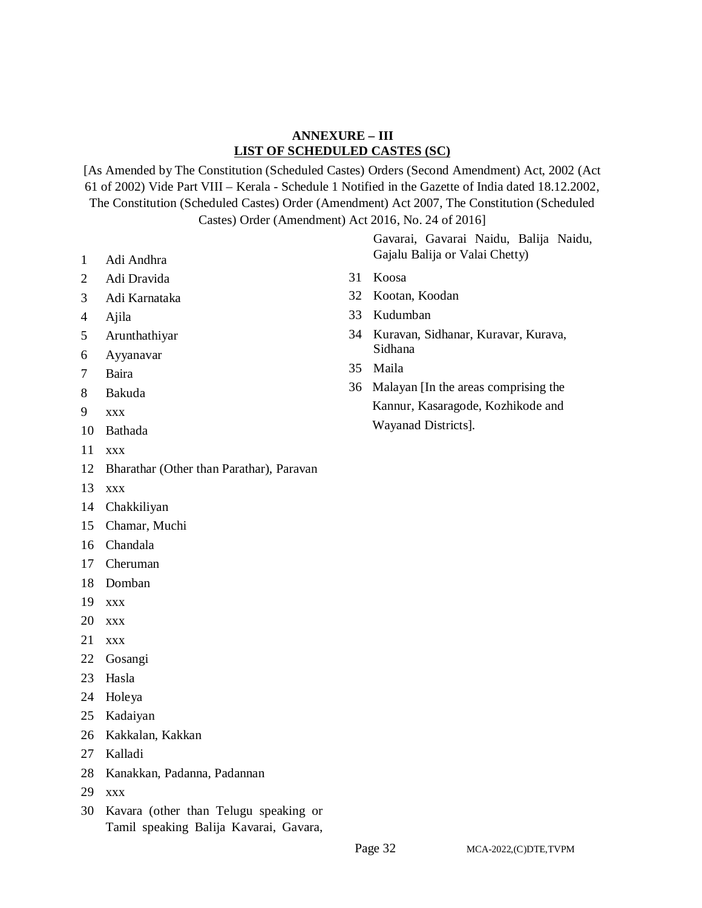## ANNEXURE – III

## LIST OF SCHEDULED CASTES (SC)

[As Amended by The Constitution (Scheduled Castes) Orders (Second Amendment) Act, 2002 (Act 61 of 2002) Vide Part VIII – Kerala - Schedule 1 Notified in the Gazette of India dated 18.12.2002, The Constitution (Scheduled Castes) Order (Amendment) Act 2007, The Constitution (Scheduled Castes) Order (Amendment) Act 2016, No. 24 of 2016]

1 Adi Andhra
2 Adi Dravida
3 Adi Karnataka
4 Ajila
5 Arunthathiyar
6 Ayyanavar
7 Baira
8 Bakuda
9 xxx
10 Bathada
11 xxx
12 Bharathar (Other than Parathar), Paravan
13 xxx
14 Chakkiliyan
15 Chamar, Muchi
16 Chandala
17 Cheruman
18 Domban
19 xxx
20 xxx
21 xxx
22 Gosangi
23 Hasla
24 Holeya
25 Kadaiyan
26 Kakkalan, Kakkan
27 Kalladi
28 Kanakkan, Padanna, Padannan
29 xxx
30 Kavara (other than Telugu speaking or Tamil speaking Balija Kavarai, Gavara, Gavarai, Gavarai Naidu, Balija Naidu, Gajalu Balija or Valai Chetty)
31 Koosa
32 Kootan, Koodan
33 Kudumban
34 Kuravan, Sidhanar, Kuravar, Kurava, Sidhana
35 Maila
36 Malayan [In the areas comprising the Kannur, Kasaragode, Kozhikode and Wayanad Districts].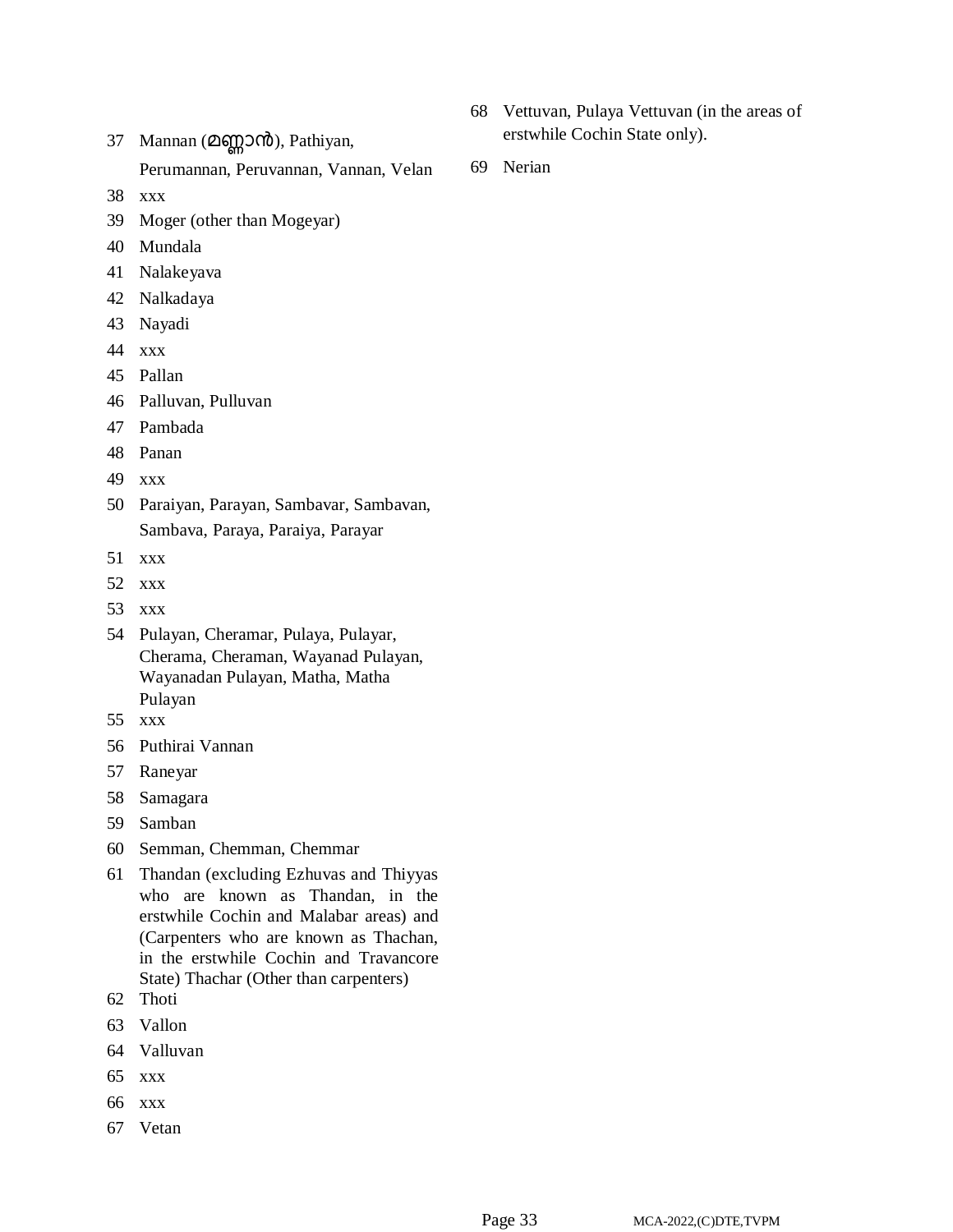37 Mannan (മണ്ണാൻ), Pathiyan, Perumannan, Peruvannan, Vannan, Velan

38 xxx

39 Moger (other than Mogeyar)

40 Mundala

41 Nalakeyava

42 Nalkadaya

43 Nayadi

44 xxx

45 Pallan

46 Palluvan, Pulluvan

47 Pambada

48 Panan

49 xxx

50 Paraiyan, Parayan, Sambavar, Sambavan, Sambava, Paraya, Paraiya, Parayar

51 xxx

52 xxx

53 xxx

54 Pulayan, Cheramar, Pulaya, Pulayar, Cherama, Cheraman, Wayanad Pulayan, Wayanadan Pulayan, Matha, Matha Pulayan

55 xxx

56 Puthirai Vannan

57 Raneyar

58 Samagara

59 Samban

60 Semman, Chemman, Chemmar

61 Thandan (excluding Ezhuvas and Thiyyas who are known as Thandan, in the erstwhile Cochin and Malabar areas) and (Carpenters who are known as Thachan, in the erstwhile Cochin and Travancore State) Thachar (Other than carpenters)

62 Thoti

63 Vallon

64 Valluvan

65 xxx

66 xxx

67 Vetan

68 Vettuvan, Pulaya Vettuvan (in the areas of erstwhile Cochin State only).

69 Nerian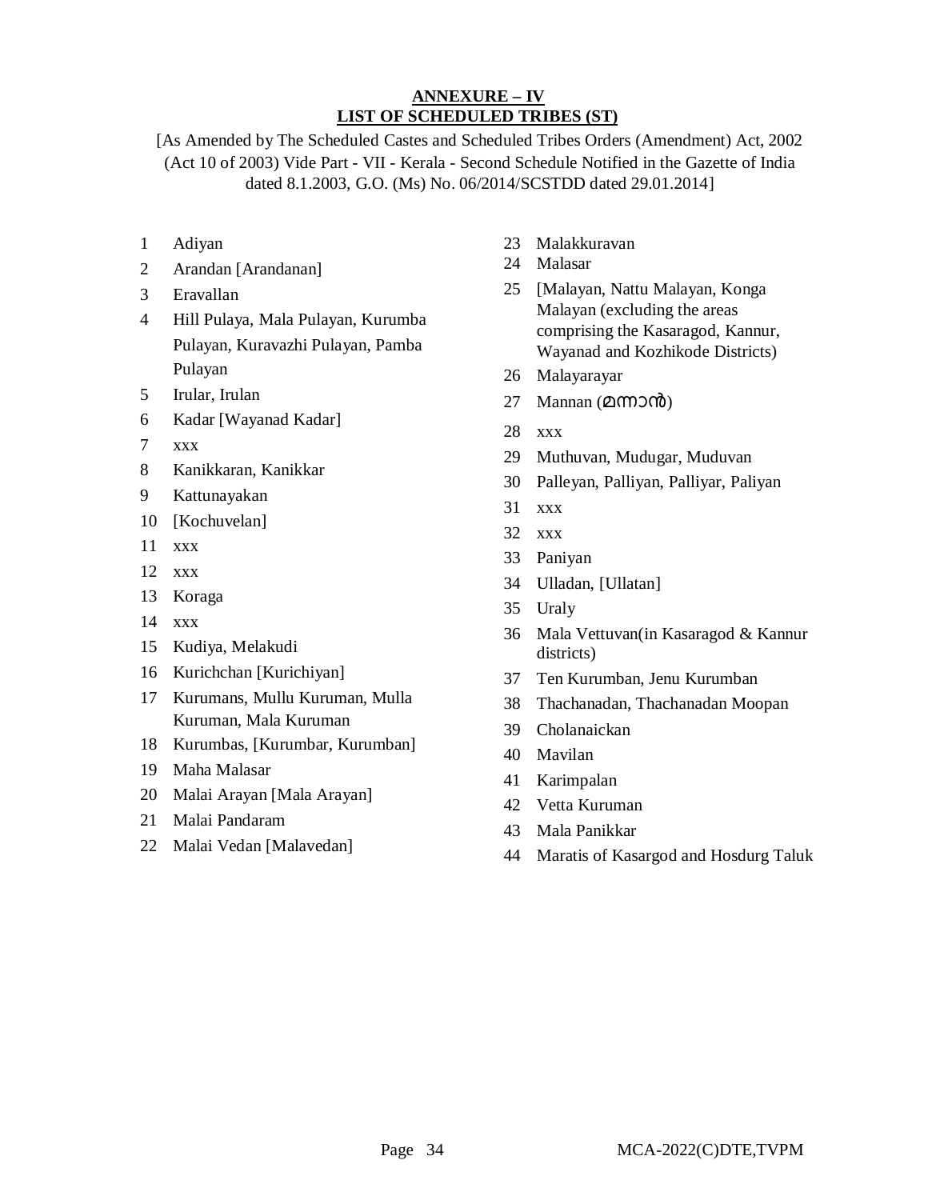## ANNEXURE – IV
## LIST OF SCHEDULED TRIBES (ST)

[As Amended by The Scheduled Castes and Scheduled Tribes Orders (Amendment) Act, 2002 (Act 10 of 2003) Vide Part - VII - Kerala - Second Schedule Notified in the Gazette of India dated 8.1.2003, G.O. (Ms) No. 06/2014/SCSTDD dated 29.01.2014]

1. Adiyan
2. Arandan [Arandanan]
3. Eravallan
4. Hill Pulaya, Mala Pulayan, Kurumba Pulayan, Kuravazhi Pulayan, Pamba Pulayan
5. Irular, Irulan
6. Kadar [Wayanad Kadar]
7. xxx
8. Kanikkaran, Kanikkar
9. Kattunayakan
10. [Kochuvelan]
11. xxx
12. xxx
13. Koraga
14. xxx
15. Kudiya, Melakudi
16. Kurichchan [Kurichiyan]
17. Kurumans, Mullu Kuruman, Mulla Kuruman, Mala Kuruman
18. Kurumbas, [Kurumbar, Kurumban]
19. Maha Malasar
20. Malai Arayan [Mala Arayan]
21. Malai Pandaram
22. Malai Vedan [Malavedan]
23. Malakkuravan
24. Malasar
25. [Malayan, Nattu Malayan, Konga Malayan (excluding the areas comprising the Kasaragod, Kannur, Wayanad and Kozhikode Districts)
26. Malayarayar
27. Mannan (മന്നാൻ)
28. xxx
29. Muthuvan, Mudugar, Muduvan
30. Palleyan, Palliyan, Palliyar, Paliyan
31. xxx
32. xxx
33. Paniyan
34. Ulladan, [Ullatan]
35. Uraly
36. Mala Vettuvan(in Kasaragod & Kannur districts)
37. Ten Kurumban, Jenu Kurumban
38. Thachanadan, Thachanadan Moopan
39. Cholanaickan
40. Mavilan
41. Karimpalan
42. Vetta Kuruman
43. Mala Panikkar
44. Maratis of Kasargod and Hosdurg Taluk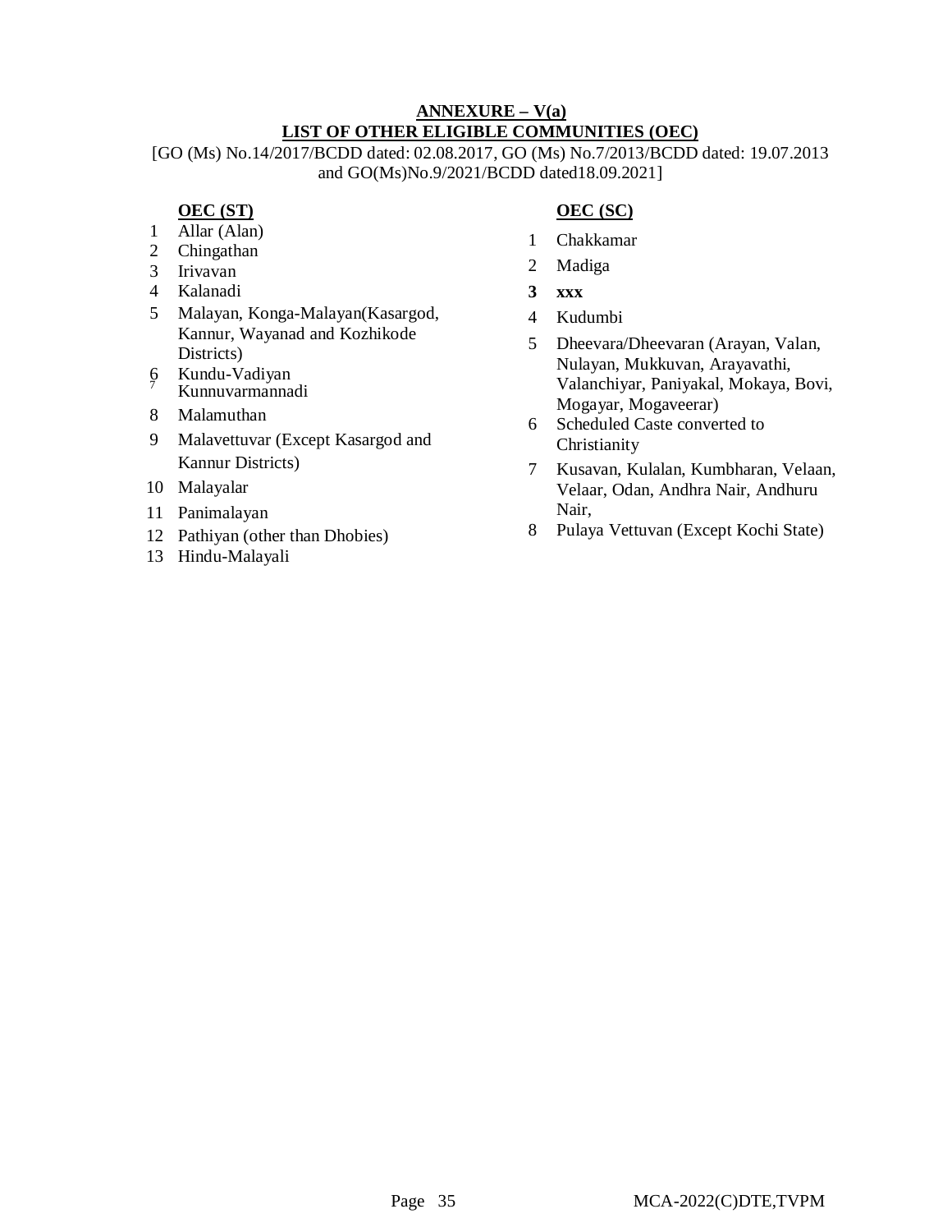## ANNEXURE – V(a)

## LIST OF OTHER ELIGIBLE COMMUNITIES (OEC)

[GO (Ms) No.14/2017/BCDD dated: 02.08.2017, GO (Ms) No.7/2013/BCDD dated: 19.07.2013 and GO(Ms)No.9/2021/BCDD dated18.09.2021]

### OEC (ST)

1. Allar (Alan)
2. Chingathan
3. Irivavan
4. Kalanadi
5. Malayan, Konga-Malayan(Kasargod, Kannur, Wayanad and Kozhikode Districts)
6. Kundu-Vadiyan
7. Kunnuvarmannadi
8. Malamuthan
9. Malavettuvar (Except Kasargod and Kannur Districts)
10. Malayalar
11. Panimalayan
12. Pathiyan (other than Dhobies)
13. Hindu-Malayali

### OEC (SC)

1. Chakkamar
2. Madiga
3. **xxx**
4. Kudumbi
5. Dheevara/Dheevaran (Arayan, Valan, Nulayan, Mukkuvan, Arayavathi, Valanchiyar, Paniyakal, Mokaya, Bovi, Mogayar, Mogaveerar)
6. Scheduled Caste converted to Christianity
7. Kusavan, Kulalan, Kumbharan, Velaan, Velaar, Odan, Andhra Nair, Andhuru Nair,
8. Pulaya Vettuvan (Except Kochi State)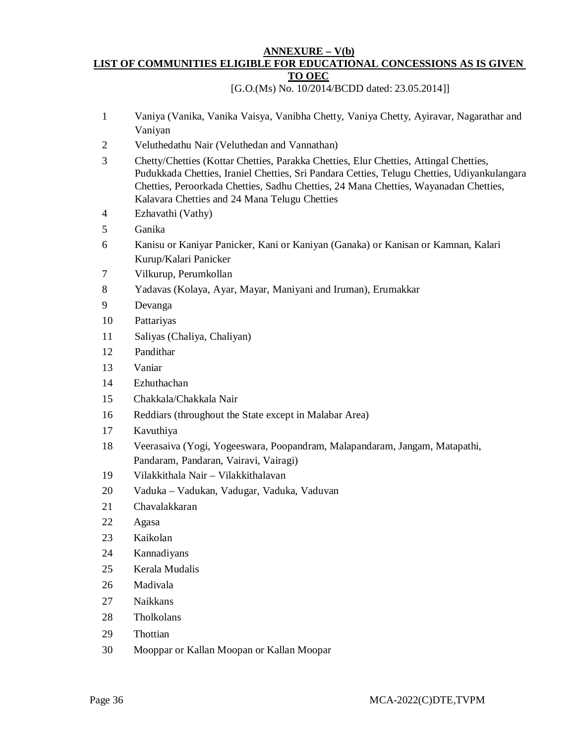## ANNEXURE – V(b)

## LIST OF COMMUNITIES ELIGIBLE FOR EDUCATIONAL CONCESSIONS AS IS GIVEN TO OEC

[G.O.(Ms) No. 10/2014/BCDD dated: 23.05.2014]]

| | |
|---|---|
| 1 | Vaniya (Vanika, Vanika Vaisya, Vanibha Chetty, Vaniya Chetty, Ayiravar, Nagarathar and Vaniyan |
| 2 | Veluthedathu Nair (Veluthedan and Vannathan) |
| 3 | Chetty/Chetties (Kottar Chetties, Parakka Chetties, Elur Chetties, Attingal Chetties, Pudukkada Chetties, Iraniel Chetties, Sri Pandara Cetties, Telugu Chetties, Udiyankulangara Chetties, Peroorkada Chetties, Sadhu Chetties, 24 Mana Chetties, Wayanadan Chetties, Kalavara Chetties and 24 Mana Telugu Chetties |
| 4 | Ezhavathi (Vathy) |
| 5 | Ganika |
| 6 | Kanisu or Kaniyar Panicker, Kani or Kaniyan (Ganaka) or Kanisan or Kamnan, Kalari Kurup/Kalari Panicker |
| 7 | Vilkurup, Perumkollan |
| 8 | Yadavas (Kolaya, Ayar, Mayar, Maniyani and Iruman), Erumakkar |
| 9 | Devanga |
| 10 | Pattariyas |
| 11 | Saliyas (Chaliya, Chaliyan) |
| 12 | Pandithar |
| 13 | Vaniar |
| 14 | Ezhuthachan |
| 15 | Chakkala/Chakkala Nair |
| 16 | Reddiars (throughout the State except in Malabar Area) |
| 17 | Kavuthiya |
| 18 | Veerasaiva (Yogi, Yogeeswara, Poopandram, Malapandaram, Jangam, Matapathi, Pandaram, Pandaran, Vairavi, Vairagi) |
| 19 | Vilakkithala Nair – Vilakkithalavan |
| 20 | Vaduka – Vadukan, Vadugar, Vaduka, Vaduvan |
| 21 | Chavalakkaran |
| 22 | Agasa |
| 23 | Kaikolan |
| 24 | Kannadiyans |
| 25 | Kerala Mudalis |
| 26 | Madivala |
| 27 | Naikkans |
| 28 | Tholkolans |
| 29 | Thottian |
| 30 | Mooppar or Kallan Moopan or Kallan Moopar |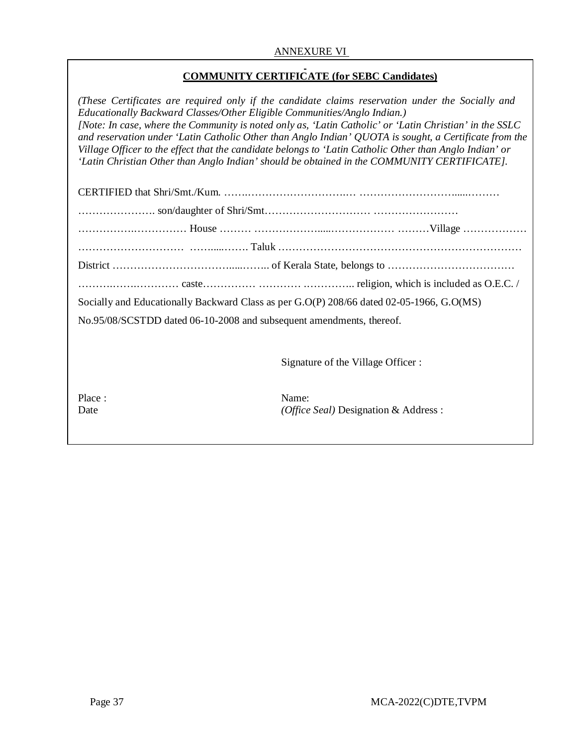ANNEXURE VI

## COMMUNITY CERTIFICATE (for SEBC Candidates)

*(These Certificates are required only if the candidate claims reservation under the Socially and Educationally Backward Classes/Other Eligible Communities/Anglo Indian.)*
*[Note: In case, where the Community is noted only as, 'Latin Catholic' or 'Latin Christian' in the SSLC and reservation under 'Latin Catholic Other than Anglo Indian' QUOTA is sought, a Certificate from the Village Officer to the effect that the candidate belongs to 'Latin Catholic Other than Anglo Indian' or 'Latin Christian Other than Anglo Indian' should be obtained in the COMMUNITY CERTIFICATE].*

CERTIFIED that Shri/Smt./Kum. …….…………………………..… ……………………….....………

…………………. son/daughter of Shri/Smt………………………… ……………………

…………….…………… House ……… ………………......……………… ………Village ………………

………………………… ……......……. Taluk …………………………………………………………

District …………………………......…….. of Kerala State, belongs to ………………………………

……….…….………… caste…………… ………… ………….. religion, which is included as O.E.C. /

Socially and Educationally Backward Class as per G.O(P) 208/66 dated 02-05-1966, G.O(MS)

No.95/08/SCSTDD dated 06-10-2008 and subsequent amendments, thereof.

Signature of the Village Officer :

Place :
Date

Name:
*(Office Seal)* Designation & Address :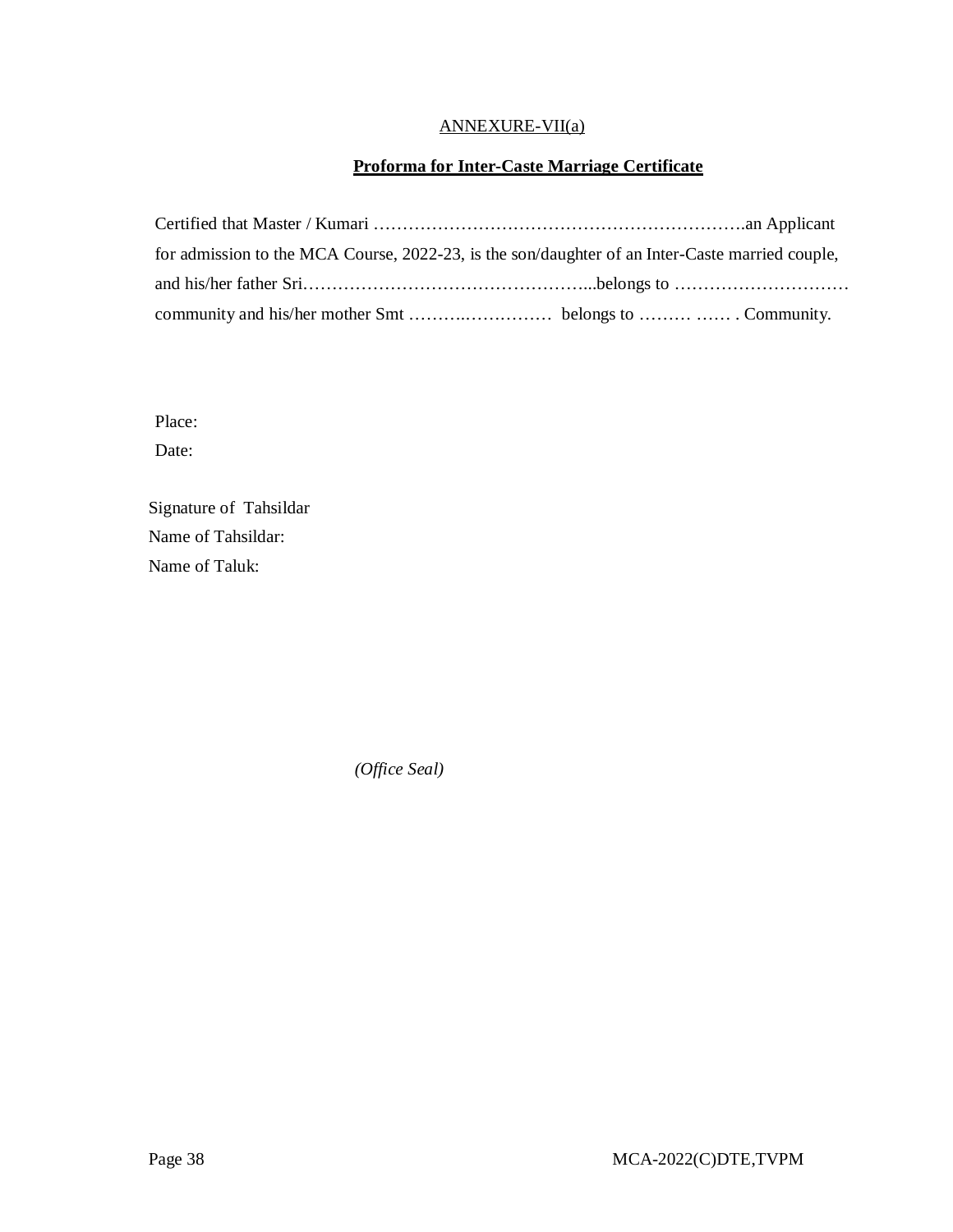ANNEXURE-VII(a)

**Proforma for Inter-Caste Marriage Certificate**

Certified that Master / Kumari ……………………………………………………….an Applicant for admission to the MCA Course, 2022-23, is the son/daughter of an Inter-Caste married couple, and his/her father Sri…………………………………………...belongs to ………………………… community and his/her mother Smt ……….…………… belongs to ……… …… . Community.

Place:

Date:

Signature of Tahsildar

Name of Tahsildar:

Name of Taluk:

*(Office Seal)*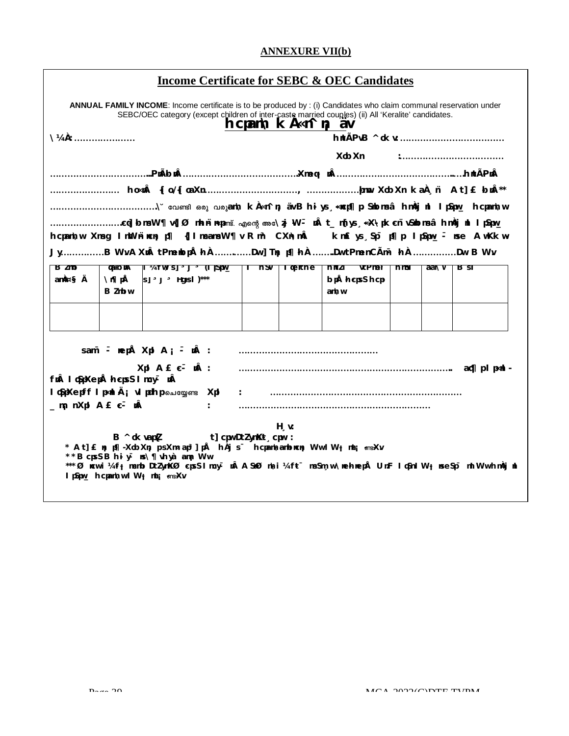**ANNEXURE VII(b)**

## Income Certificate for SEBC & OEC Candidates

**ANNUAL FAMILY INCOME**: Income certificate is to be produced by : (i) Candidates who claim communal reservation under SEBC/OEC category (except children of inter-caste married couples) (ii) All 'Keralite' candidates.

### hcpam\ k À«n˜ n¯ äv

\ ¼À: ………………… hnÃPvB ^ok v: ………………………………

Xob Xn :………………………………

………………………………PrÃbrÂ ……………………………………Xmeq¡ rÂ ……………………………………..hnÃPrÂ …………………… ho«nÂ {o/{ oaXn………………………………, ………………þmw Xob Xn k aÀ¸n¨ A t] £ bnÂ ** ………………………………\˘ വേണ്ടി ഒരു വരുamh\ k À«n˜ n¯ ävB hi-ys¸ «nc¨p¶ p Sbmsâ hnÀj nI I pSpw_ hcpamh w ……………………cq] bmsW¶ v{]Ø mhn¨ n«pണ്ട്. എന്റെ അ\ zj -W¯ nÂ t_ m[ ys¸«X\ pk cn¨ vSbmsâ hnÀj nI I pSpw_ hcpamh w Xmsg I mWn¨ ncn¡ p¶ {] I mcamsW¶ v R m³ CXn\ mÂ k m£ ys¸Sp¯ p¶ p I pSpw_ ¯ nse A wK k w J y…………B WvA XnÂ tPmenbpÅ hÀ …………Dw] Tn¡ p¶ hÀ ……..DwtPmen CÃm¯ hÀ ……………Dw B Wv.

| B Zmb amÀKw § Ä | quabo nA \ n¶ pÅ B Zmb w | I ¼¶ w/s] ³ j ³ (I pSpw_ s] ³ j ³ Hgns I )*** | I rj v | I q eniche | hnZi vtPmen bpÅ hcpsS hcp amh w | hmSI | aäp\ v | B sI |
|---|---|---|---|---|---|---|---|---|
| | | | | | | | | |

samÂ ¯ neÂ Xp I A¡ ¯ nÂ : …………………………………………

Xp I A £ c¯ nÂ : ……………………………………………………………… ad¶ pI p«nh-fnÂ I qSpXepÅ hcpsS I moy¯ nÂ

I qSpXepff I p«nhÄ ¡ vI pdnhp ചെയ്യേണ്ട Xp I : …………………………………………………………

_ m¡ n Xp I A £ c¯ nÂ : …………………………………………………………

H¸ v:

B ^ok vapZ t] cpw DtZymKt¸ cpw :

\* A t] £ n¡ p¶ -Xob Xn¡ psXm ap³ ]pÅ hÀj s¯ hcpamh amWn¡ WwI W¡ m¡ ണ്ടXv

\*\* B cpsS B hi-y¯ ns\ ¶ vhyà am¡ Ww

\*\*\* Ø nc w i ¼f¡ mcmb DtZymKØ cpsS I moy¯ nÂ A SØ m\ i ¼f t¯ msSm¸ w \ ne hneplÅ U nF I qSn I W¡ nse Sp¯ nh Wwh nÀj nI I pSpw_ hcpamh wI W¡ m¡ ണ്ടXv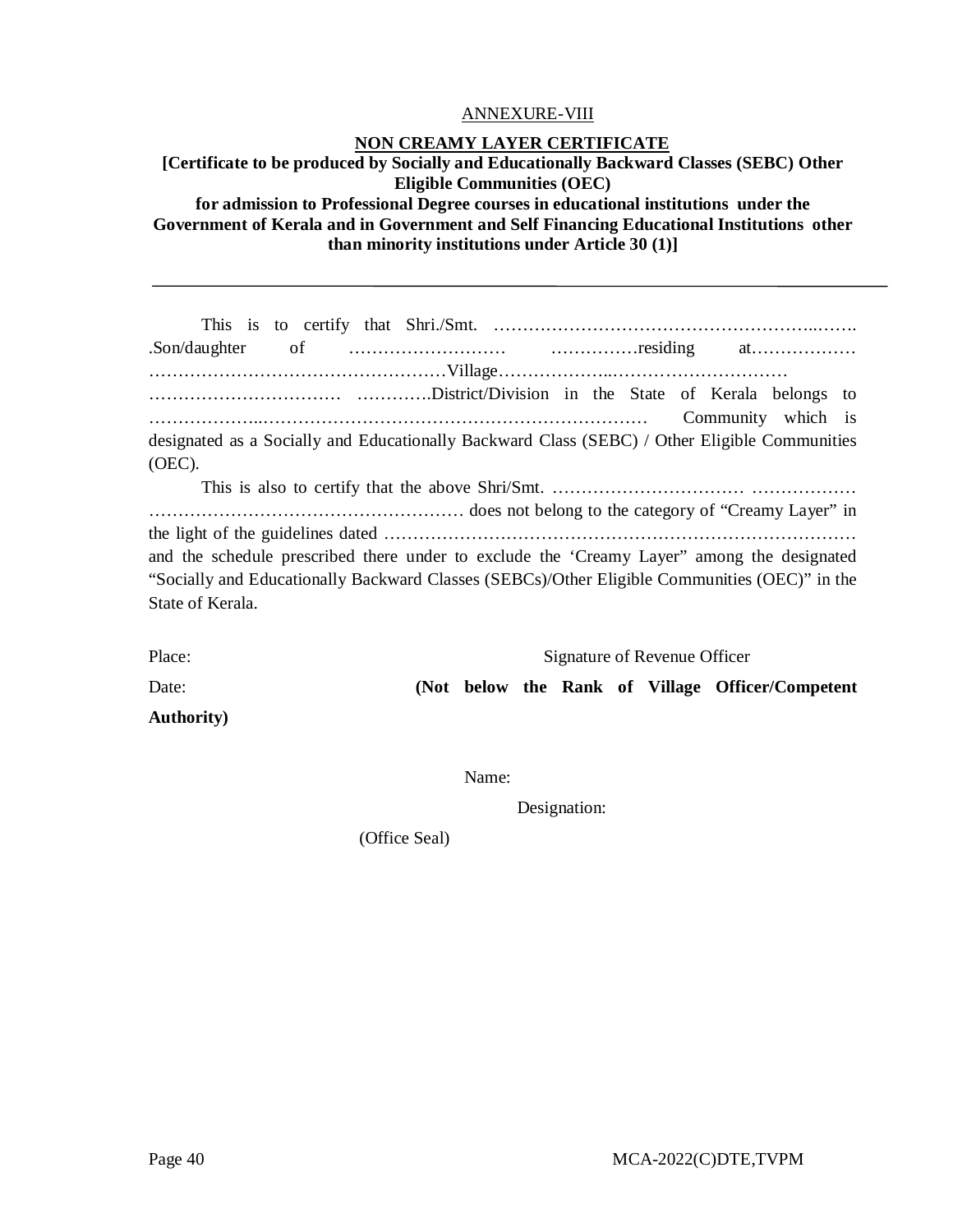ANNEXURE-VIII

## NON CREAMY LAYER CERTIFICATE

**[Certificate to be produced by Socially and Educationally Backward Classes (SEBC) Other Eligible Communities (OEC) for admission to Professional Degree courses in educational institutions under the Government of Kerala and in Government and Self Financing Educational Institutions other than minority institutions under Article 30 (1)]**

---

This is to certify that Shri./Smt. ………………………………………………..……. .Son/daughter of …………………….. ……………residing at……………… ……………………………………………Village………………..………………………… …………………………… ………….District/Division in the State of Kerala belongs to ………………..…………………………………………………………… Community which is designated as a Socially and Educationally Backward Class (SEBC) / Other Eligible Communities (OEC).

This is also to certify that the above Shri/Smt. …………………………… ……………… ……………………………………………… does not belong to the category of "Creamy Layer" in the light of the guidelines dated ……………………………………………………………………… and the schedule prescribed there under to exclude the 'Creamy Layer" among the designated "Socially and Educationally Backward Classes (SEBCs)/Other Eligible Communities (OEC)" in the State of Kerala.

Place: Signature of Revenue Officer

Date: **(Not below the Rank of Village Officer/Competent Authority)**

Name:

Designation:

(Office Seal)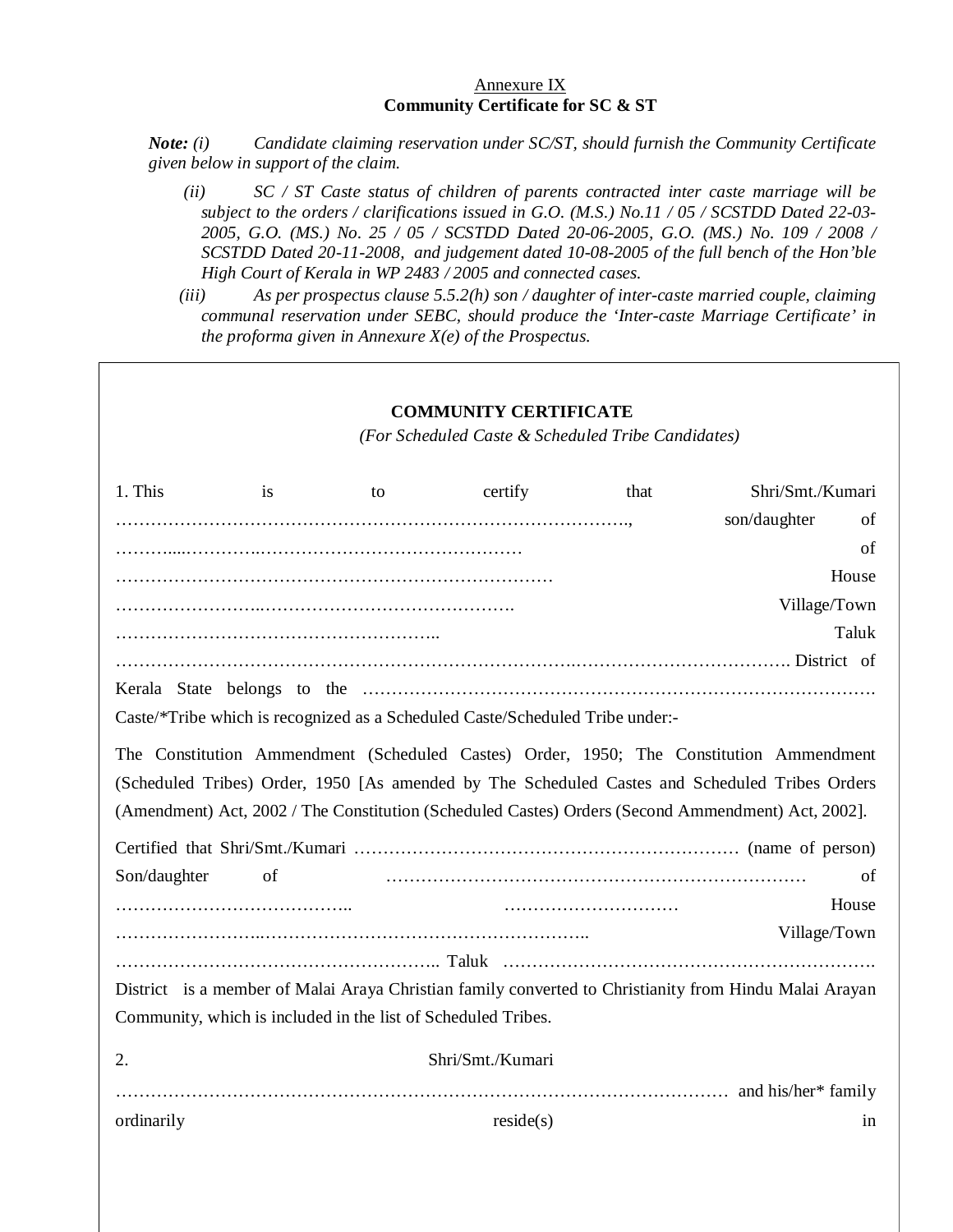Annexure IX

**Community Certificate for SC & ST**

***Note:** (i) Candidate claiming reservation under SC/ST, should furnish the Community Certificate given below in support of the claim.*

*(ii) SC / ST Caste status of children of parents contracted inter caste marriage will be subject to the orders / clarifications issued in G.O. (M.S.) No.11 / 05 / SCSTDD Dated 22-03-2005, G.O. (MS.) No. 25 / 05 / SCSTDD Dated 20-06-2005, G.O. (MS.) No. 109 / 2008 / SCSTDD Dated 20-11-2008, and judgement dated 10-08-2005 of the full bench of the Hon'ble High Court of Kerala in WP 2483 / 2005 and connected cases.*

*(iii) As per prospectus clause 5.5.2(h) son / daughter of inter-caste married couple, claiming communal reservation under SEBC, should produce the 'Inter-caste Marriage Certificate' in the proforma given in Annexure X(e) of the Prospectus.*

---

**COMMUNITY CERTIFICATE**

*(For Scheduled Caste & Scheduled Tribe Candidates)*

1. This is to certify that Shri/Smt./Kumari ……………………………………………………………………………., son/daughter of ………..…………..……………………………………… of ………………………………………………………………… House ……………………..……………………………………. Village/Town ……………………………………………….. Taluk ……………………………………………………………………..………………………………. District of Kerala State belongs to the …………………………………………………………………………. Caste/*Tribe which is recognized as a Scheduled Caste/Scheduled Tribe under:-

The Constitution Ammendment (Scheduled Castes) Order, 1950; The Constitution Ammendment (Scheduled Tribes) Order, 1950 [As amended by The Scheduled Castes and Scheduled Tribes Orders (Amendment) Act, 2002 / The Constitution (Scheduled Castes) Orders (Second Ammendment) Act, 2002].

Certified that Shri/Smt./Kumari ………………………………………………………… (name of person) Son/daughter of ……………………………………………………………… of ………………………………….. ………………………… House ……………………..……………………………………………….. Village/Town ……………………………………………….. Taluk ………………………………………………………. District is a member of Malai Araya Christian family converted to Christianity from Hindu Malai Arayan Community, which is included in the list of Scheduled Tribes.

2. Shri/Smt./Kumari ……………………………………………………………………………………………… and his/her* family ordinarily reside(s) in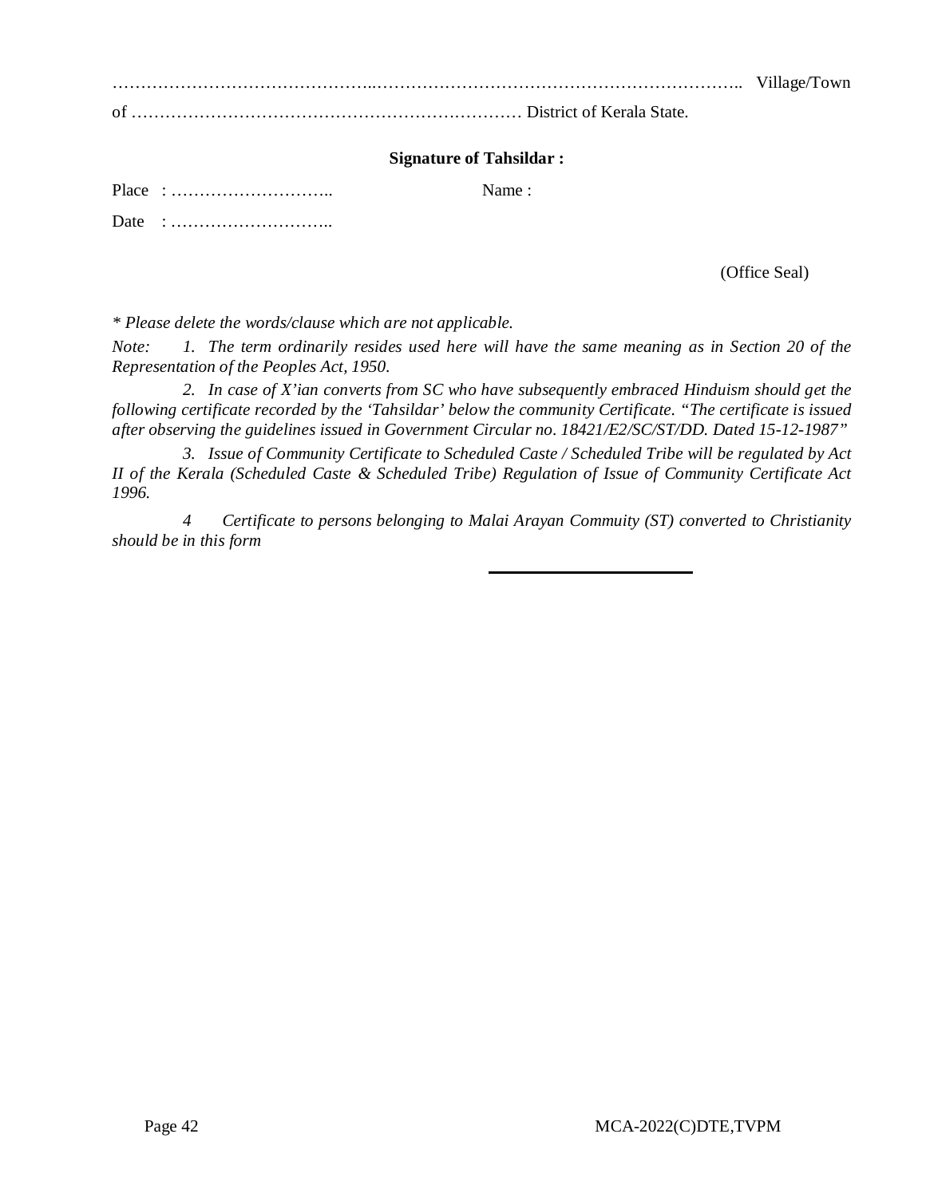……………………………………..……………………………………………………….. Village/Town of ………………………………………………………………… District of Kerala State.

**Signature of Tahsildar :**

Place : ……………………….. Name :

Date : ………………………..

(Office Seal)

*\* Please delete the words/clause which are not applicable.*

*Note: 1. The term ordinarily resides used here will have the same meaning as in Section 20 of the Representation of the Peoples Act, 1950.*

*2. In case of X'ian converts from SC who have subsequently embraced Hinduism should get the following certificate recorded by the 'Tahsildar' below the community Certificate. "The certificate is issued after observing the guidelines issued in Government Circular no. 18421/E2/SC/ST/DD. Dated 15-12-1987"*

*3. Issue of Community Certificate to Scheduled Caste / Scheduled Tribe will be regulated by Act II of the Kerala (Scheduled Caste & Scheduled Tribe) Regulation of Issue of Community Certificate Act 1996.*

*4 Certificate to persons belonging to Malai Arayan Commuity (ST) converted to Christianity should be in this form*

---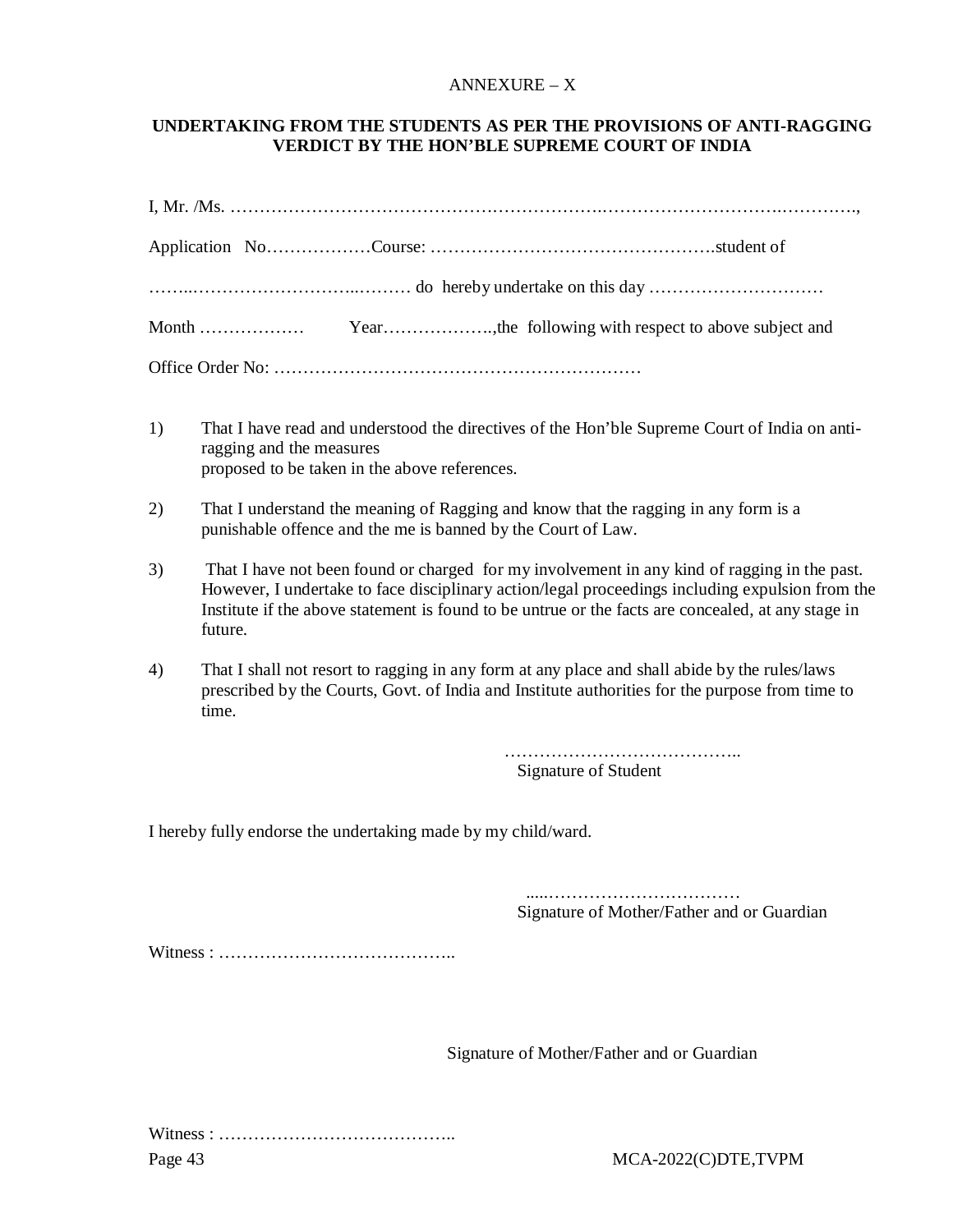ANNEXURE – X

## UNDERTAKING FROM THE STUDENTS AS PER THE PROVISIONS OF ANTI-RAGGING VERDICT BY THE HON'BLE SUPREME COURT OF INDIA

I, Mr. /Ms. …………………………………………………………………………………………………………….,

Application No………………Course: ………………………………………….student of

……..……………………..……… do hereby undertake on this day …………………………

Month ……………… Year………………..,the following with respect to above subject and

Office Order No: ………………………………………………………

1) That I have read and understood the directives of the Hon'ble Supreme Court of India on anti-ragging and the measures
proposed to be taken in the above references.

2) That I understand the meaning of Ragging and know that the ragging in any form is a punishable offence and the me is banned by the Court of Law.

3) That I have not been found or charged for my involvement in any kind of ragging in the past. However, I undertake to face disciplinary action/legal proceedings including expulsion from the Institute if the above statement is found to be untrue or the facts are concealed, at any stage in future.

4) That I shall not resort to ragging in any form at any place and shall abide by the rules/laws prescribed by the Courts, Govt. of India and Institute authorities for the purpose from time to time.

…………………………………..
Signature of Student

I hereby fully endorse the undertaking made by my child/ward.

.....……………………………
Signature of Mother/Father and or Guardian

Witness : …………………………………..

Signature of Mother/Father and or Guardian

Witness : …………………………………..

MCA-2022(C)DTE,TVPM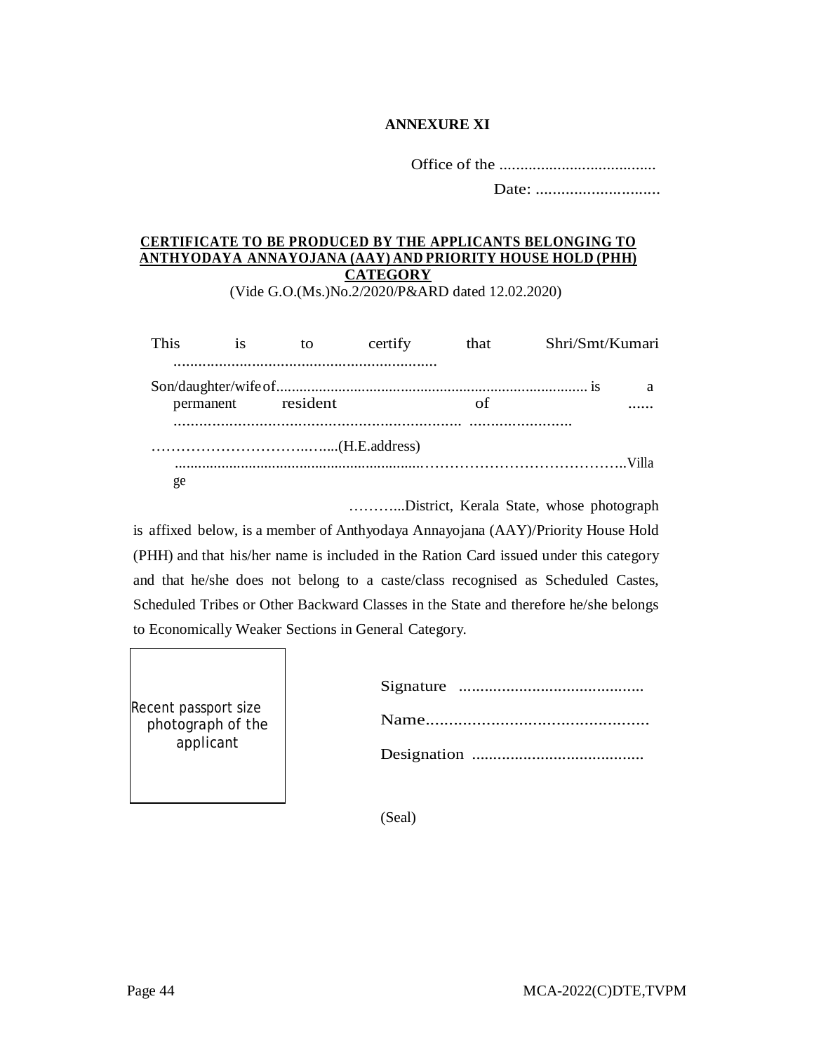**ANNEXURE XI**

Office of the ......................................

Date: .............................

**CERTIFICATE TO BE PRODUCED BY THE APPLICANTS BELONGING TO ANTHYODAYA ANNAYOJANA (AAY) AND PRIORITY HOUSE HOLD (PHH) CATEGORY**

(Vide G.O.(Ms.)No.2/2020/P&ARD dated 12.02.2020)

This is to certify that Shri/Smt/Kumari ................................................................

Son/daughter/wife of................................................................................ is a permanent resident of ...... .................................................................. ........................

…………………………..…....(H.E.address) ............................................................……………………………….Village

………..District, Kerala State, whose photograph is affixed below, is a member of Anthyodaya Annayojana (AAY)/Priority House Hold (PHH) and that his/her name is included in the Ration Card issued under this category and that he/she does not belong to a caste/class recognised as Scheduled Castes, Scheduled Tribes or Other Backward Classes in the State and therefore he/she belongs to Economically Weaker Sections in General Category.

Recent passport size photograph of the applicant

Signature ...........................................

Name.................................................

Designation ........................................

(Seal)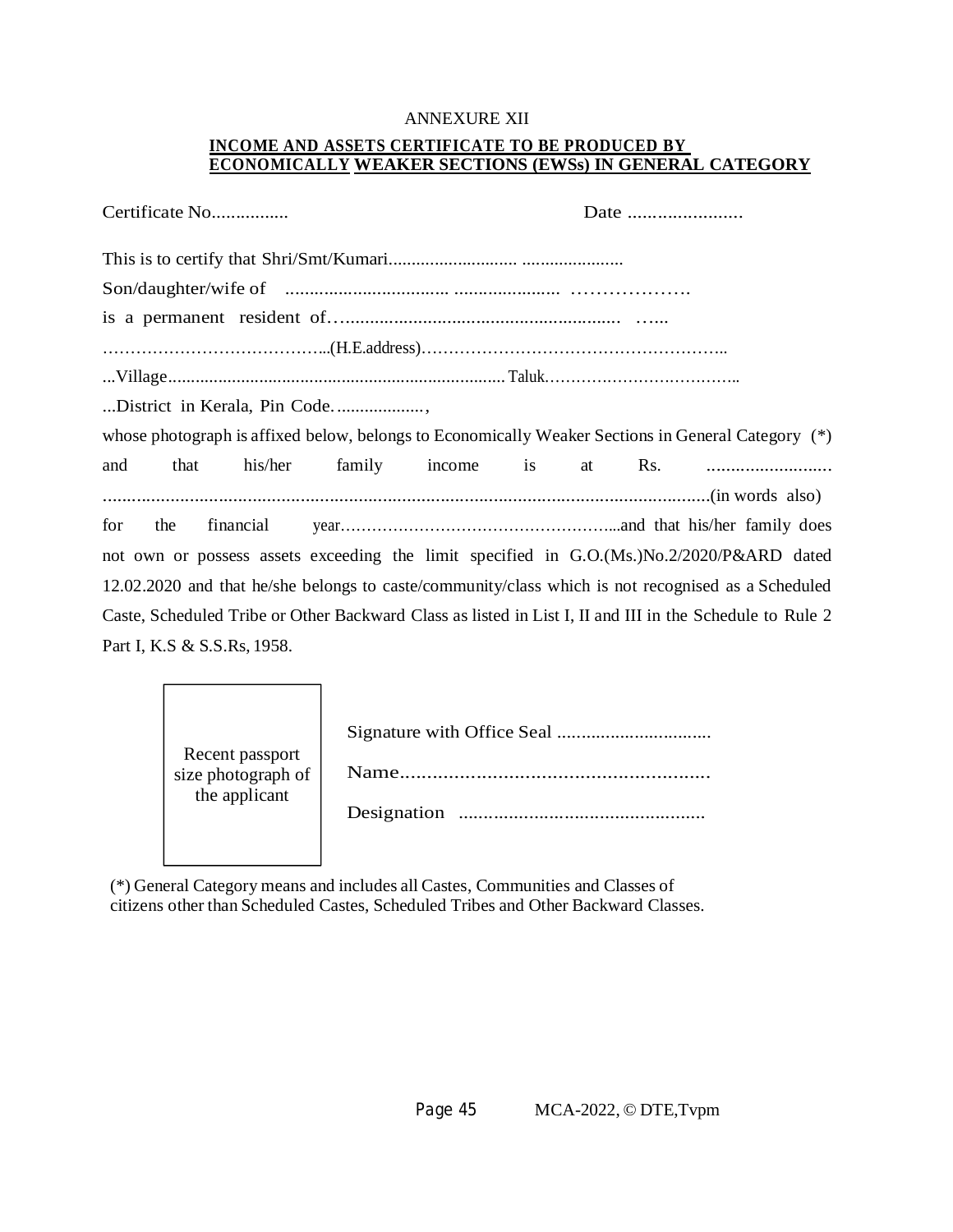ANNEXURE XII

## INCOME AND ASSETS CERTIFICATE TO BE PRODUCED BY ECONOMICALLY WEAKER SECTIONS (EWSs) IN GENERAL CATEGORY

Certificate No................ Date .......................

This is to certify that Shri/Smt/Kumari........................... ......................

Son/daughter/wife of .................................. ...................... ……………….

is a permanent resident of…........................................................ …..

…………………………………..(H.E.address)……………………………………………..

...Village......................................................................... Taluk………………………………..

...District in Kerala, Pin Code…..................,

whose photograph is affixed below, belongs to Economically Weaker Sections in General Category (*) and that his/her family income is at Rs. ........................… ..............................................................................................................................(in words also) for the financial year……………………………………………...and that his/her family does not own or possess assets exceeding the limit specified in G.O.(Ms.)No.2/2020/P&ARD dated 12.02.2020 and that he/she belongs to caste/community/class which is not recognised as a Scheduled Caste, Scheduled Tribe or Other Backward Class as listed in List I, II and III in the Schedule to Rule 2 Part I, K.S & S.S.Rs, 1958.

Recent passport size photograph of the applicant

Signature with Office Seal ................................

Name.........................................................

Designation .................................................

(*) General Category means and includes all Castes, Communities and Classes of citizens other than Scheduled Castes, Scheduled Tribes and Other Backward Classes.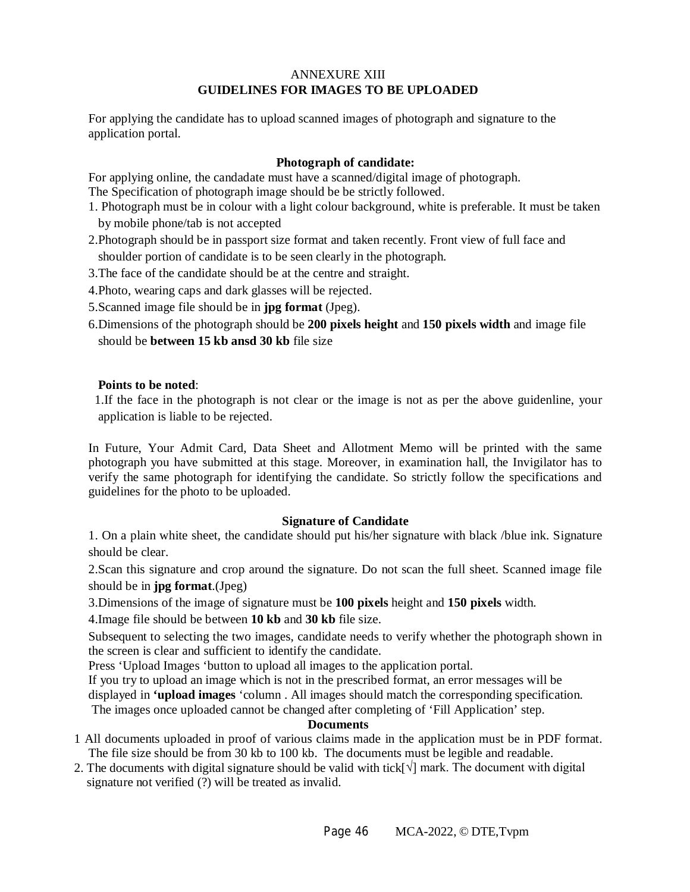# ANNEXURE XIII
## GUIDELINES FOR IMAGES TO BE UPLOADED

For applying the candidate has to upload scanned images of photograph and signature to the application portal.

### Photograph of candidate:

For applying online, the candadate must have a scanned/digital image of photograph.
The Specification of photograph image should be be strictly followed.

1. Photograph must be in colour with a light colour background, white is preferable. It must be taken by mobile phone/tab is not accepted
2. Photograph should be in passport size format and taken recently. Front view of full face and shoulder portion of candidate is to be seen clearly in the photograph.
3. The face of the candidate should be at the centre and straight.
4. Photo, wearing caps and dark glasses will be rejected.
5. Scanned image file should be in **jpg format** (Jpeg).
6. Dimensions of the photograph should be **200 pixels height** and **150 pixels width** and image file should be **between 15 kb ansd 30 kb** file size

**Points to be noted**:

1. If the face in the photograph is not clear or the image is not as per the above guidenline, your application is liable to be rejected.

In Future, Your Admit Card, Data Sheet and Allotment Memo will be printed with the same photograph you have submitted at this stage. Moreover, in examination hall, the Invigilator has to verify the same photograph for identifying the candidate. So strictly follow the specifications and guidelines for the photo to be uploaded.

### Signature of Candidate

1. On a plain white sheet, the candidate should put his/her signature with black /blue ink. Signature should be clear.
2. Scan this signature and crop around the signature. Do not scan the full sheet. Scanned image file should be in **jpg format**.(Jpeg)
3. Dimensions of the image of signature must be **100 pixels** height and **150 pixels** width.
4. Image file should be between **10 kb** and **30 kb** file size.

Subsequent to selecting the two images, candidate needs to verify whether the photograph shown in the screen is clear and sufficient to identify the candidate.
Press 'Upload Images 'button to upload all images to the application portal.
If you try to upload an image which is not in the prescribed format, an error messages will be displayed in **'upload images** 'column . All images should match the corresponding specification.
The images once uploaded cannot be changed after completing of 'Fill Application' step.

### Documents

1. All documents uploaded in proof of various claims made in the application must be in PDF format. The file size should be from 30 kb to 100 kb. The documents must be legible and readable.
2. The documents with digital signature should be valid with tick[√] mark. The document with digital signature not verified (?) will be treated as invalid.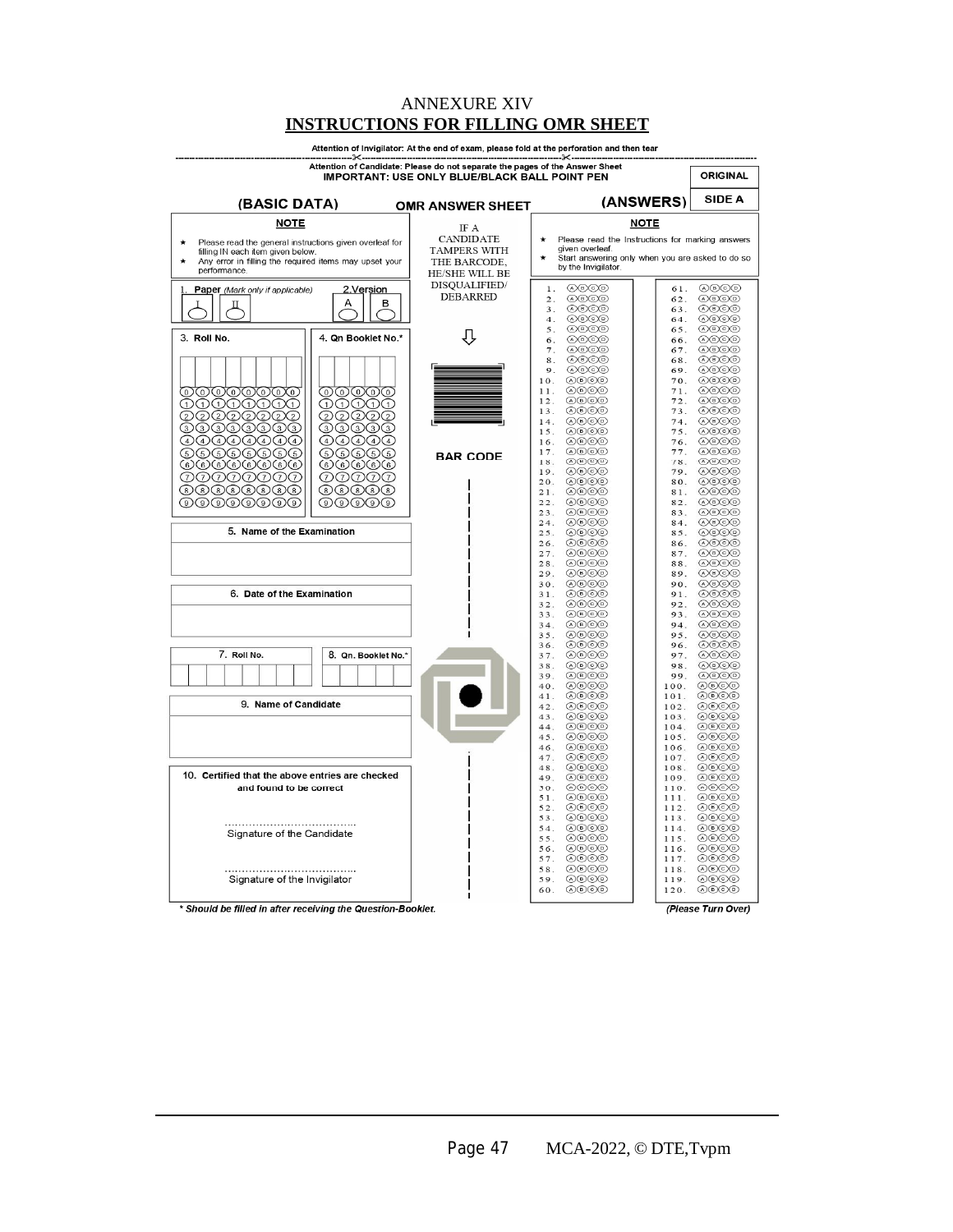# ANNEXURE XIV

## INSTRUCTIONS FOR FILLING OMR SHEET

Attention of Invigilator: At the end of exam, please fold at the perforation and then tear

Attention of Candidate: Please do not separate the pages of the Answer Sheet

**IMPORTANT: USE ONLY BLUE/BLACK BALL POINT PEN**

**ORIGINAL**

**SIDE A**

**(BASIC DATA)** **OMR ANSWER SHEET** **(ANSWERS)**

**NOTE**

- Please read the general instructions given overleaf for filling IN each item given below.
- Any error in filling the required items may upset your performance.

IF A CANDIDATE TAMPERS WITH THE BARCODE, HE/SHE WILL BE DISQUALIFIED/ DEBARRED

**NOTE**

- Please read the Instructions for marking answers given overleaf.
- Start answering only when you are asked to do so by the Invigilator.

1. **Paper** *(Mark only if applicable)* I II

2. **Version** A B

3. **Roll No.** (0–9 bubbles for each digit)

4. **Qn Booklet No.\*** (0–9 bubbles for each digit)

**BAR CODE**

5. **Name of the Examination**

6. **Date of the Examination**

7. **Roll No.**

8. **Qn. Booklet No.\***

9. **Name of Candidate**

10. **Certified that the above entries are checked and found to be correct**

………………………………

Signature of the Candidate

………………………………

Signature of the Invigilator

Answers: Questions 1–120, each with options (A) (B) (C) (D)

*\* Should be filled in after receiving the Question-Booklet.*

*(Please Turn Over)*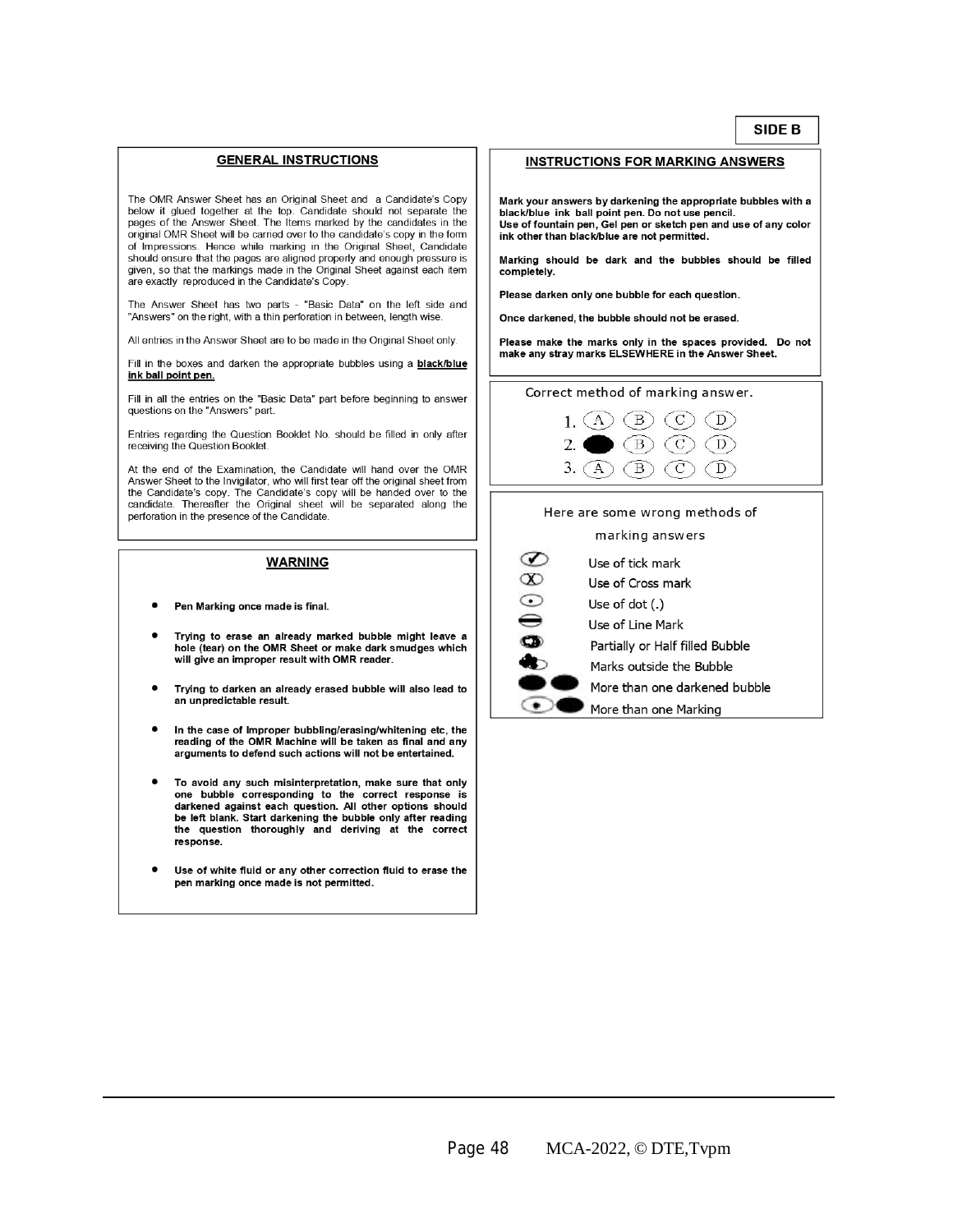SIDE B

## GENERAL INSTRUCTIONS

The OMR Answer Sheet has an Original Sheet and a Candidate's Copy below it glued together at the top. Candidate should not separate the pages of the Answer Sheet. The Items marked by the candidates in the original OMR Sheet will be carried over to the candidate's copy in the form of Impressions. Hence while marking in the Original Sheet, Candidate should ensure that the pages are aligned properly and enough pressure is given, so that the markings made in the Original Sheet against each item are exactly reproduced in the Candidate's Copy.

The Answer Sheet has two parts - "Basic Data" on the left side and "Answers" on the right, with a thin perforation in between, length wise.

All entries in the Answer Sheet are to be made in the Original Sheet only.

Fill in the boxes and darken the appropriate bubbles using a **black/blue ink ball point pen.**

Fill in all the entries on the "Basic Data" part before beginning to answer questions on the "Answers" part.

Entries regarding the Question Booklet No. should be filled in only after receiving the Question Booklet.

At the end of the Examination, the Candidate will hand over the OMR Answer Sheet to the Invigilator, who will first tear off the original sheet from the Candidate's copy. The Candidate's copy will be handed over to the candidate. Thereafter the Original sheet will be separated along the perforation in the presence of the Candidate.

## WARNING

- **Pen Marking once made is final.**
- **Trying to erase an already marked bubble might leave a hole (tear) on the OMR Sheet or make dark smudges which will give an improper result with OMR reader.**
- **Trying to darken an already erased bubble will also lead to an unpredictable result.**
- **In the case of Improper bubbling/erasing/whitening etc, the reading of the OMR Machine will be taken as final and any arguments to defend such actions will not be entertained.**
- **To avoid any such misinterpretation, make sure that only one bubble corresponding to the correct response is darkened against each question. All other options should be left blank. Start darkening the bubble only after reading the question thoroughly and deriving at the correct response.**
- **Use of white fluid or any other correction fluid to erase the pen marking once made is not permitted.**

## INSTRUCTIONS FOR MARKING ANSWERS

**Mark your answers by darkening the appropriate bubbles with a black/blue ink ball point pen. Do not use pencil.**
**Use of fountain pen, Gel pen or sketch pen and use of any color ink other than black/blue are not permitted.**

**Marking should be dark and the bubbles should be filled completely.**

**Please darken only one bubble for each question.**

**Once darkened, the bubble should not be erased.**

**Please make the marks only in the spaces provided. Do not make any stray marks ELSEWHERE in the Answer Sheet.**

Correct method of marking answer.

1. (A) (B) (C) (D)
2. ● (B) (C) (D)
3. (A) (B) (C) (D)

Here are some wrong methods of marking answers

- Use of tick mark
- Use of Cross mark
- Use of dot (.)
- Use of Line Mark
- Partially or Half filled Bubble
- Marks outside the Bubble
- More than one darkened bubble
- More than one Marking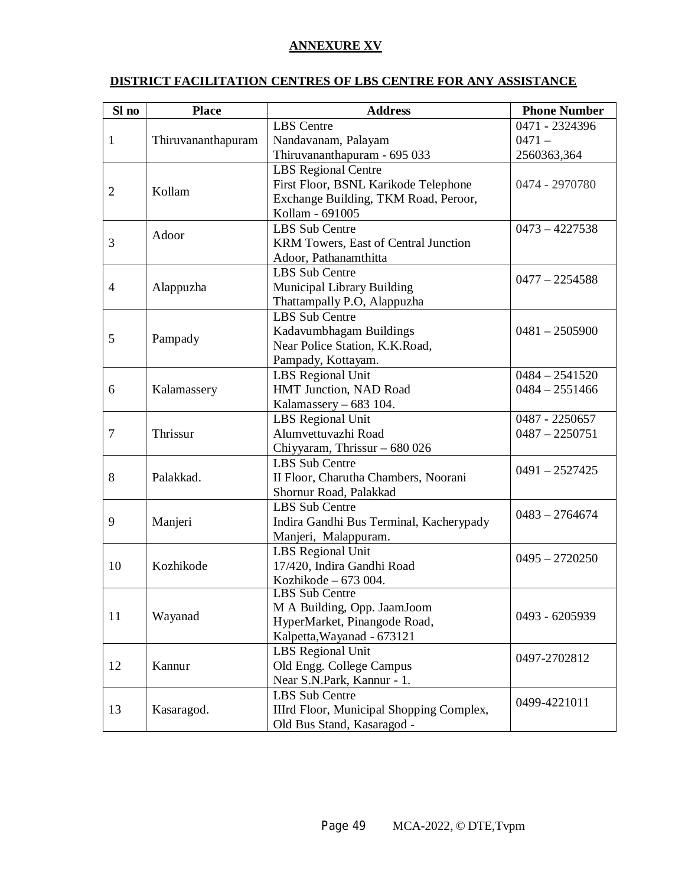**ANNEXURE XV**

**DISTRICT FACILITATION CENTRES OF LBS CENTRE FOR ANY ASSISTANCE**

| Sl no | Place | Address | Phone Number |
|---|---|---|---|
| 1 | Thiruvananthapuram | LBS Centre<br>Nandavanam, Palayam<br>Thiruvananthapuram - 695 033 | 0471 - 2324396<br>0471 – 2560363,364 |
| 2 | Kollam | LBS Regional Centre<br>First Floor, BSNL Karikode Telephone Exchange Building, TKM Road, Peroor, Kollam - 691005 | 0474 - 2970780 |
| 3 | Adoor | LBS Sub Centre<br>KRM Towers, East of Central Junction<br>Adoor, Pathanamthitta | 0473 – 4227538 |
| 4 | Alappuzha | LBS Sub Centre<br>Municipal Library Building<br>Thattampally P.O, Alappuzha | 0477 – 2254588 |
| 5 | Pampady | LBS Sub Centre<br>Kadavumbhagam Buildings<br>Near Police Station, K.K.Road,<br>Pampady, Kottayam. | 0481 – 2505900 |
| 6 | Kalamassery | LBS Regional Unit<br>HMT Junction, NAD Road<br>Kalamassery – 683 104. | 0484 – 2541520<br>0484 – 2551466 |
| 7 | Thrissur | LBS Regional Unit<br>Alumvettuvazhi Road<br>Chiyyaram, Thrissur – 680 026 | 0487 - 2250657<br>0487 – 2250751 |
| 8 | Palakkad. | LBS Sub Centre<br>II Floor, Charutha Chambers, Noorani<br>Shornur Road, Palakkad | 0491 – 2527425 |
| 9 | Manjeri | LBS Sub Centre<br>Indira Gandhi Bus Terminal, Kacherypady<br>Manjeri, Malappuram. | 0483 – 2764674 |
| 10 | Kozhikode | LBS Regional Unit<br>17/420, Indira Gandhi Road<br>Kozhikode – 673 004. | 0495 – 2720250 |
| 11 | Wayanad | LBS Sub Centre<br>M A Building, Opp. JaamJoom HyperMarket, Pinangode Road,<br>Kalpetta,Wayanad - 673121 | 0493 - 6205939 |
| 12 | Kannur | LBS Regional Unit<br>Old Engg. College Campus<br>Near S.N.Park, Kannur - 1. | 0497-2702812 |
| 13 | Kasaragod. | LBS Sub Centre<br>IIIrd Floor, Municipal Shopping Complex,<br>Old Bus Stand, Kasaragod - | 0499-4221011 |